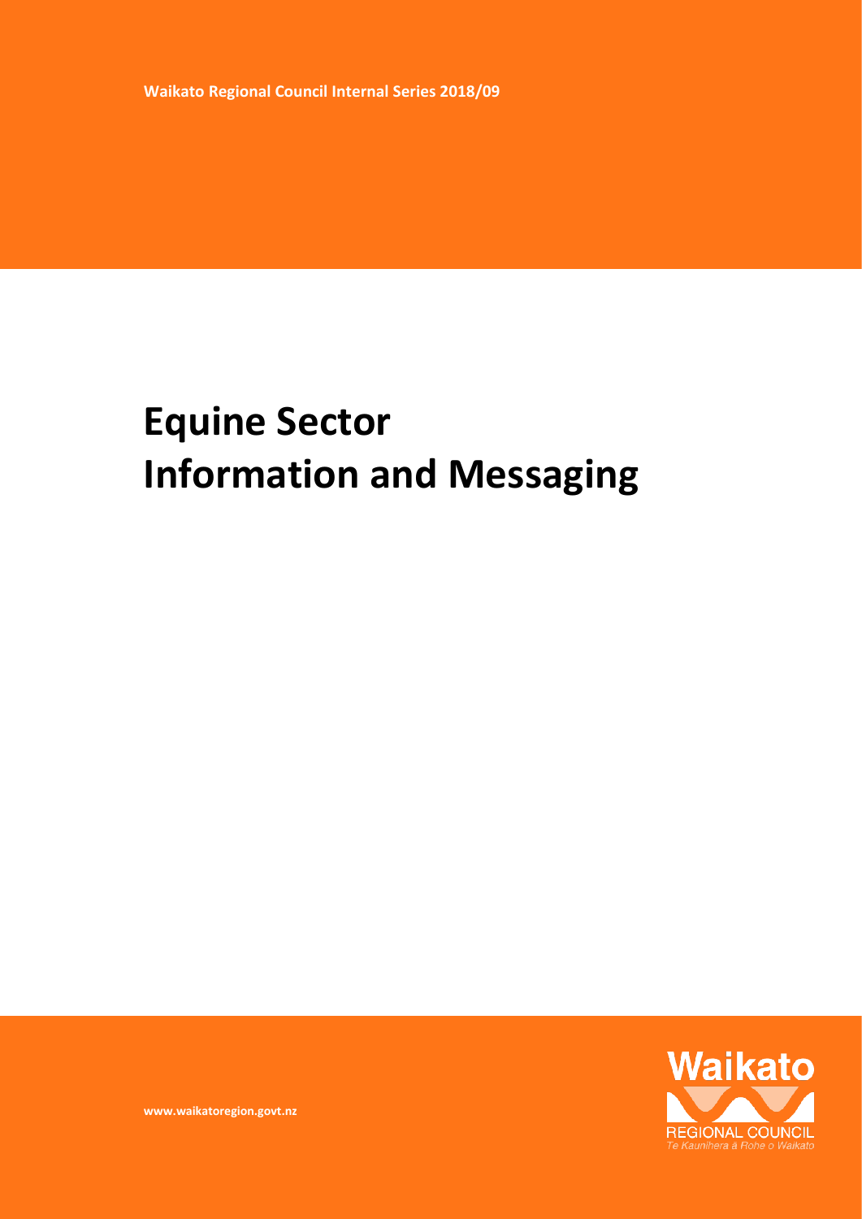Waikato Regional Council Internal Series 2018/09

# Equine Sector Information and Messaging

www.waikatoregion.govt.nz

Waikato REGIONAL COUNCIL
Te Kaunihera ā Rohe o Waikato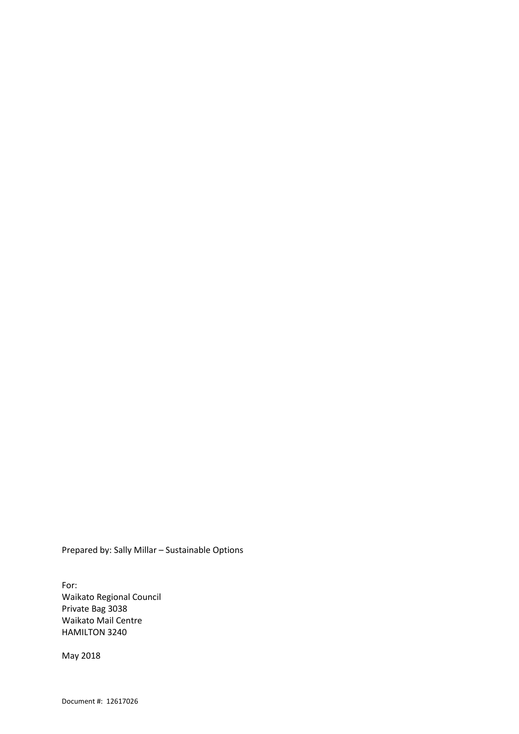Prepared by: Sally Millar – Sustainable Options

For:
Waikato Regional Council
Private Bag 3038
Waikato Mail Centre
HAMILTON 3240

May 2018

Document #: 12617026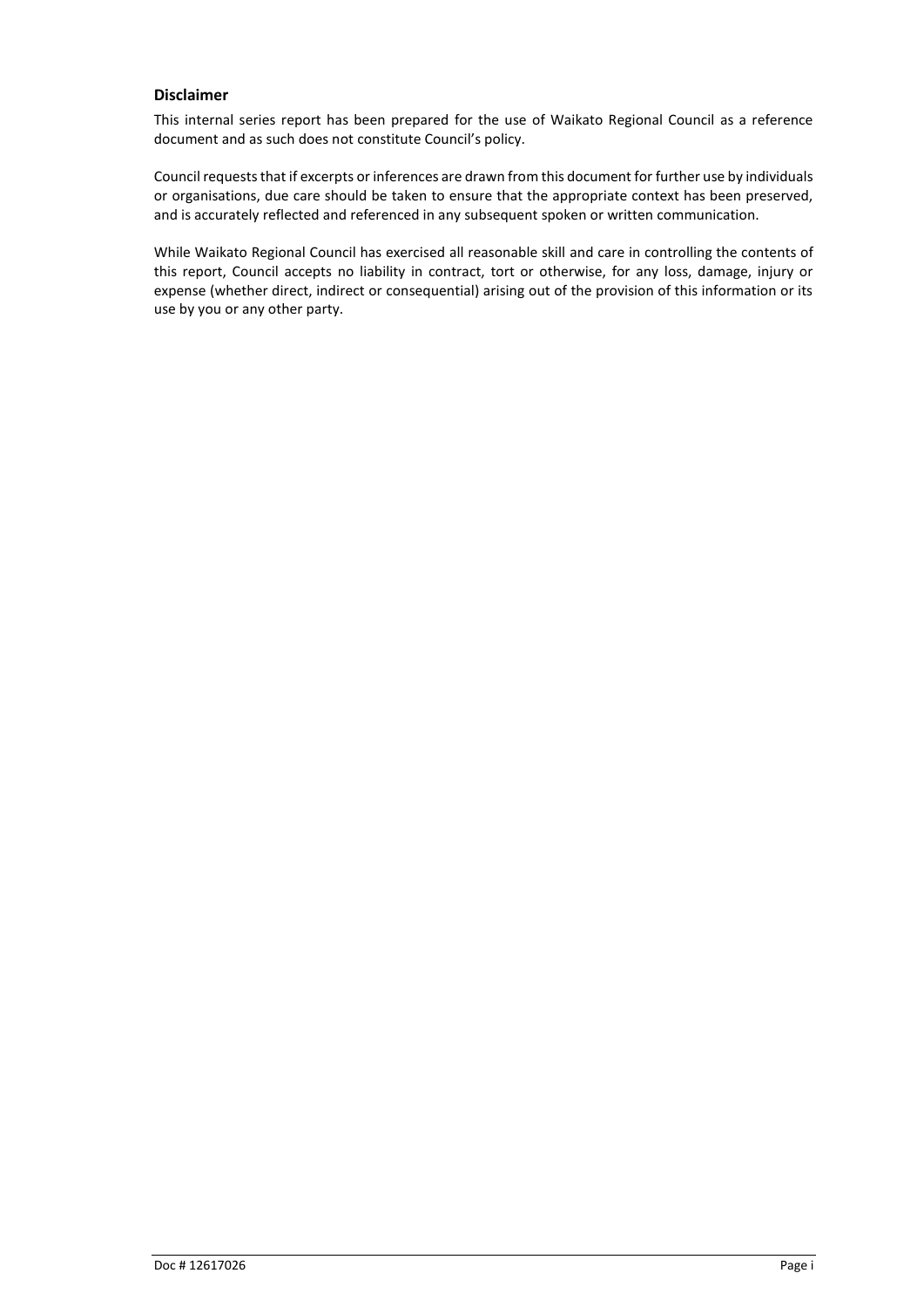### Disclaimer

This internal series report has been prepared for the use of Waikato Regional Council as a reference document and as such does not constitute Council's policy.

Council requests that if excerpts or inferences are drawn from this document for further use by individuals or organisations, due care should be taken to ensure that the appropriate context has been preserved, and is accurately reflected and referenced in any subsequent spoken or written communication.

While Waikato Regional Council has exercised all reasonable skill and care in controlling the contents of this report, Council accepts no liability in contract, tort or otherwise, for any loss, damage, injury or expense (whether direct, indirect or consequential) arising out of the provision of this information or its use by you or any other party.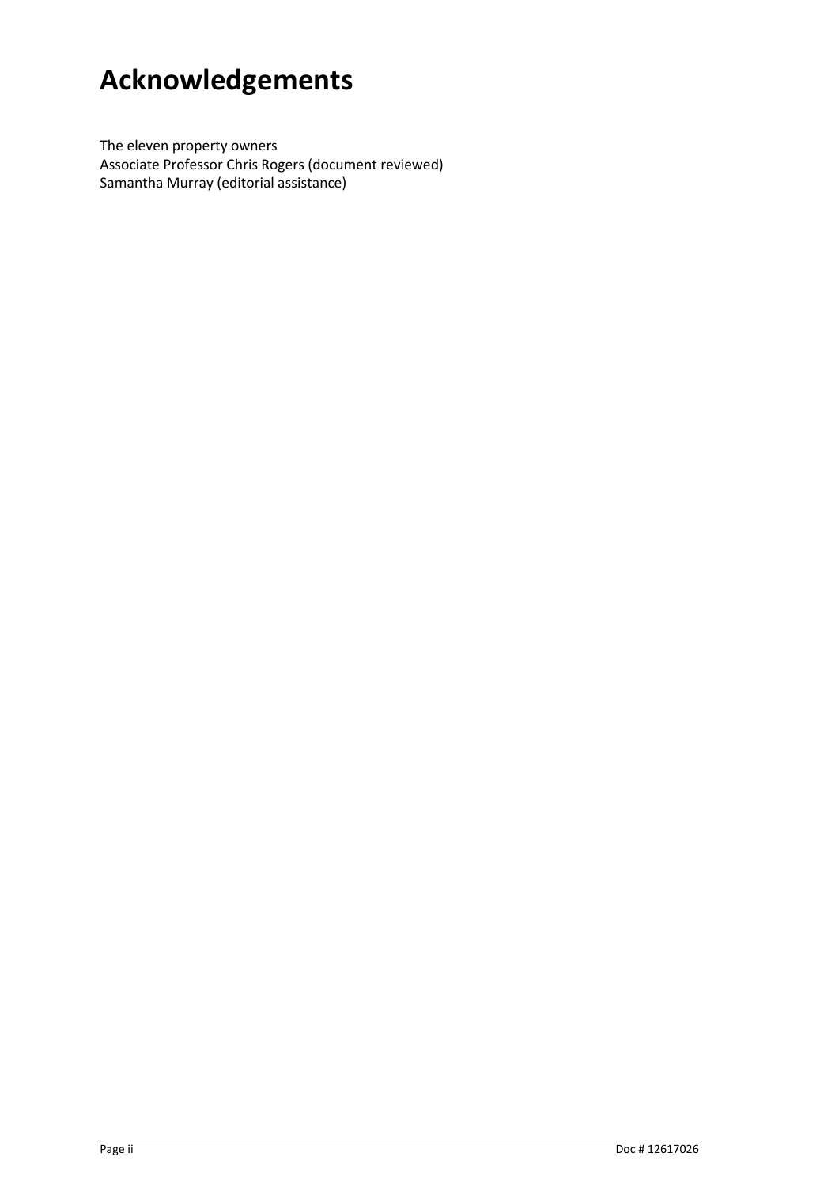# Acknowledgements

The eleven property owners
Associate Professor Chris Rogers (document reviewed)
Samantha Murray (editorial assistance)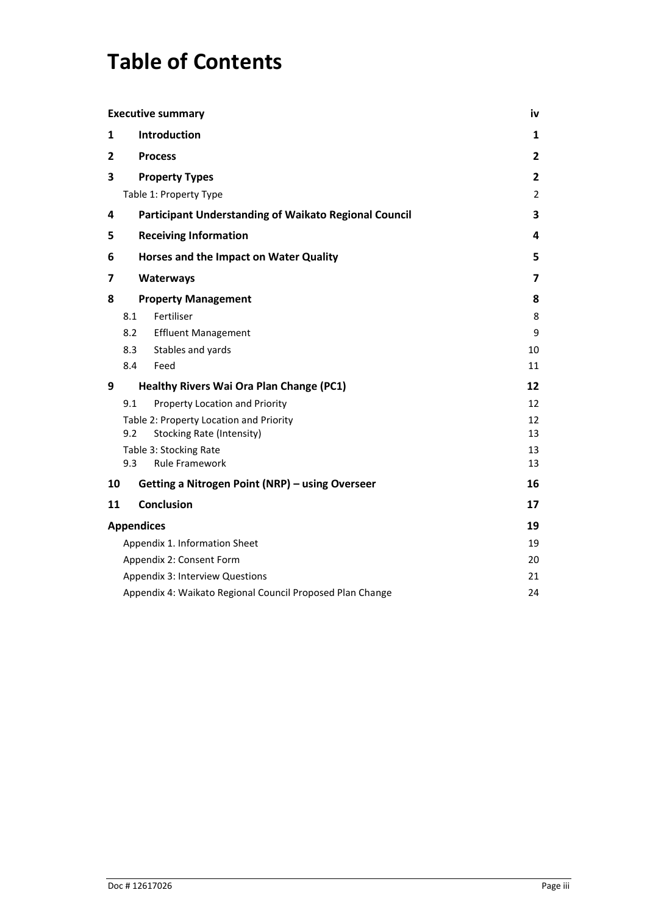# Table of Contents

| | | |
|---|---|---|
| **Executive summary** | | **iv** |
| **1** | **Introduction** | **1** |
| **2** | **Process** | **2** |
| **3** | **Property Types** | **2** |
| | Table 1: Property Type | 2 |
| **4** | **Participant Understanding of Waikato Regional Council** | **3** |
| **5** | **Receiving Information** | **4** |
| **6** | **Horses and the Impact on Water Quality** | **5** |
| **7** | **Waterways** | **7** |
| **8** | **Property Management** | **8** |
| 8.1 | Fertiliser | 8 |
| 8.2 | Effluent Management | 9 |
| 8.3 | Stables and yards | 10 |
| 8.4 | Feed | 11 |
| **9** | **Healthy Rivers Wai Ora Plan Change (PC1)** | **12** |
| 9.1 | Property Location and Priority | 12 |
| | Table 2: Property Location and Priority | 12 |
| 9.2 | Stocking Rate (Intensity) | 13 |
| | Table 3: Stocking Rate | 13 |
| 9.3 | Rule Framework | 13 |
| **10** | **Getting a Nitrogen Point (NRP) – using Overseer** | **16** |
| **11** | **Conclusion** | **17** |
| **Appendices** | | **19** |
| | Appendix 1. Information Sheet | 19 |
| | Appendix 2: Consent Form | 20 |
| | Appendix 3: Interview Questions | 21 |
| | Appendix 4: Waikato Regional Council Proposed Plan Change | 24 |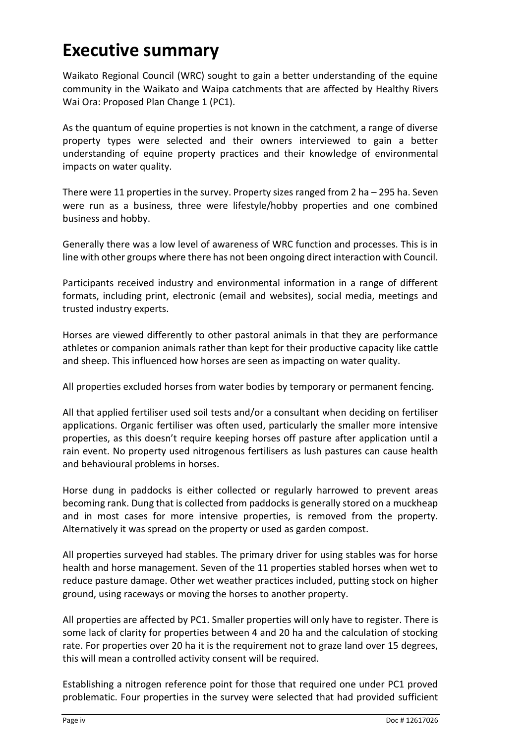# Executive summary

Waikato Regional Council (WRC) sought to gain a better understanding of the equine community in the Waikato and Waipa catchments that are affected by Healthy Rivers Wai Ora: Proposed Plan Change 1 (PC1).

As the quantum of equine properties is not known in the catchment, a range of diverse property types were selected and their owners interviewed to gain a better understanding of equine property practices and their knowledge of environmental impacts on water quality.

There were 11 properties in the survey. Property sizes ranged from 2 ha – 295 ha. Seven were run as a business, three were lifestyle/hobby properties and one combined business and hobby.

Generally there was a low level of awareness of WRC function and processes. This is in line with other groups where there has not been ongoing direct interaction with Council.

Participants received industry and environmental information in a range of different formats, including print, electronic (email and websites), social media, meetings and trusted industry experts.

Horses are viewed differently to other pastoral animals in that they are performance athletes or companion animals rather than kept for their productive capacity like cattle and sheep. This influenced how horses are seen as impacting on water quality.

All properties excluded horses from water bodies by temporary or permanent fencing.

All that applied fertiliser used soil tests and/or a consultant when deciding on fertiliser applications. Organic fertiliser was often used, particularly the smaller more intensive properties, as this doesn't require keeping horses off pasture after application until a rain event. No property used nitrogenous fertilisers as lush pastures can cause health and behavioural problems in horses.

Horse dung in paddocks is either collected or regularly harrowed to prevent areas becoming rank. Dung that is collected from paddocks is generally stored on a muckheap and in most cases for more intensive properties, is removed from the property. Alternatively it was spread on the property or used as garden compost.

All properties surveyed had stables. The primary driver for using stables was for horse health and horse management. Seven of the 11 properties stabled horses when wet to reduce pasture damage. Other wet weather practices included, putting stock on higher ground, using raceways or moving the horses to another property.

All properties are affected by PC1. Smaller properties will only have to register. There is some lack of clarity for properties between 4 and 20 ha and the calculation of stocking rate. For properties over 20 ha it is the requirement not to graze land over 15 degrees, this will mean a controlled activity consent will be required.

Establishing a nitrogen reference point for those that required one under PC1 proved problematic. Four properties in the survey were selected that had provided sufficient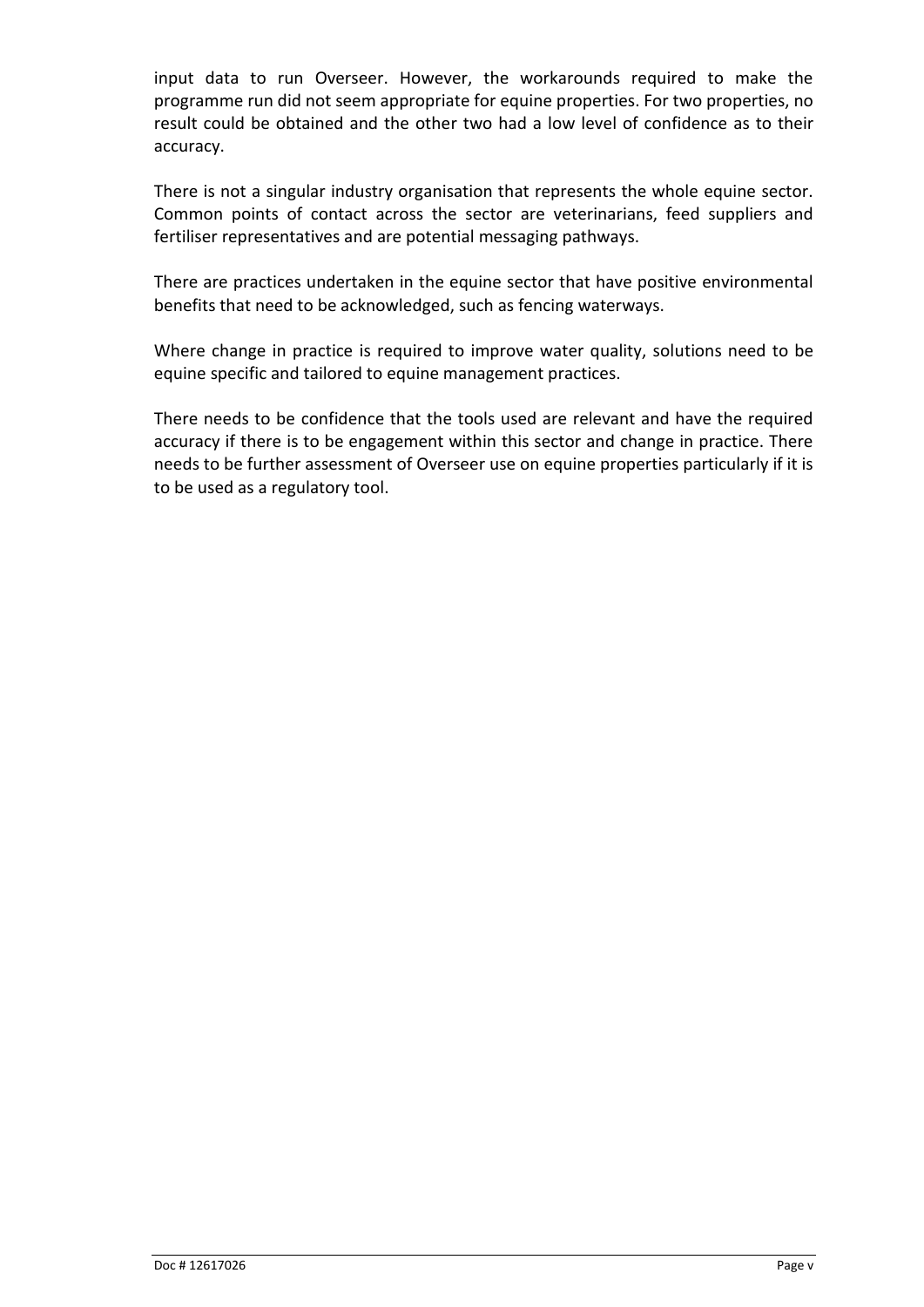input data to run Overseer. However, the workarounds required to make the programme run did not seem appropriate for equine properties. For two properties, no result could be obtained and the other two had a low level of confidence as to their accuracy.

There is not a singular industry organisation that represents the whole equine sector. Common points of contact across the sector are veterinarians, feed suppliers and fertiliser representatives and are potential messaging pathways.

There are practices undertaken in the equine sector that have positive environmental benefits that need to be acknowledged, such as fencing waterways.

Where change in practice is required to improve water quality, solutions need to be equine specific and tailored to equine management practices.

There needs to be confidence that the tools used are relevant and have the required accuracy if there is to be engagement within this sector and change in practice. There needs to be further assessment of Overseer use on equine properties particularly if it is to be used as a regulatory tool.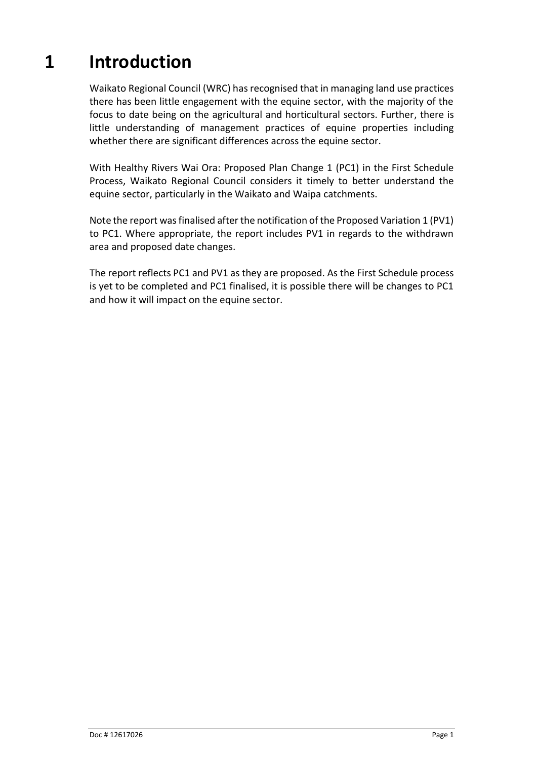# 1 Introduction

Waikato Regional Council (WRC) has recognised that in managing land use practices there has been little engagement with the equine sector, with the majority of the focus to date being on the agricultural and horticultural sectors. Further, there is little understanding of management practices of equine properties including whether there are significant differences across the equine sector.

With Healthy Rivers Wai Ora: Proposed Plan Change 1 (PC1) in the First Schedule Process, Waikato Regional Council considers it timely to better understand the equine sector, particularly in the Waikato and Waipa catchments.

Note the report was finalised after the notification of the Proposed Variation 1 (PV1) to PC1. Where appropriate, the report includes PV1 in regards to the withdrawn area and proposed date changes.

The report reflects PC1 and PV1 as they are proposed. As the First Schedule process is yet to be completed and PC1 finalised, it is possible there will be changes to PC1 and how it will impact on the equine sector.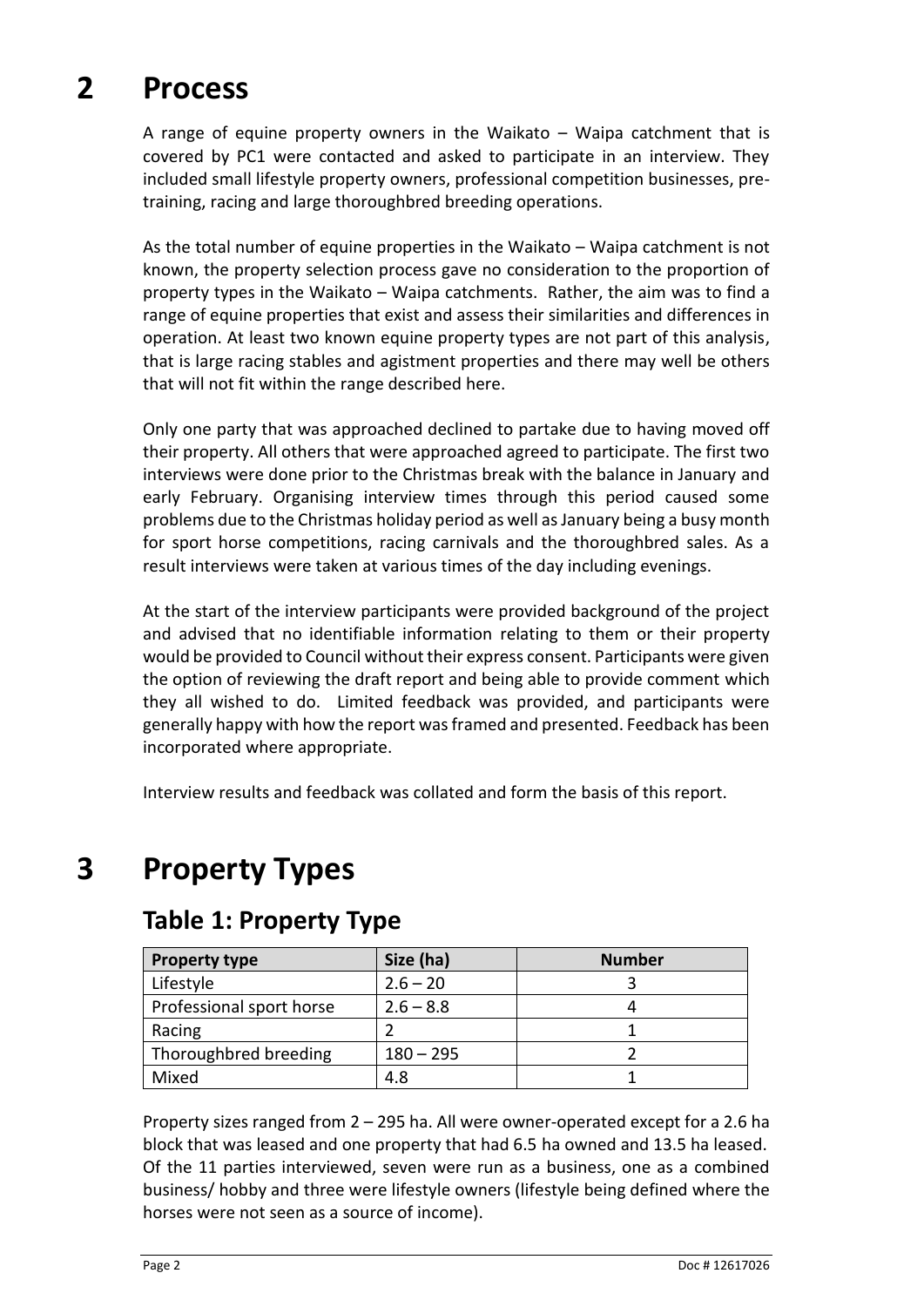# 2 Process

A range of equine property owners in the Waikato – Waipa catchment that is covered by PC1 were contacted and asked to participate in an interview. They included small lifestyle property owners, professional competition businesses, pre-training, racing and large thoroughbred breeding operations.

As the total number of equine properties in the Waikato – Waipa catchment is not known, the property selection process gave no consideration to the proportion of property types in the Waikato – Waipa catchments. Rather, the aim was to find a range of equine properties that exist and assess their similarities and differences in operation. At least two known equine property types are not part of this analysis, that is large racing stables and agistment properties and there may well be others that will not fit within the range described here.

Only one party that was approached declined to partake due to having moved off their property. All others that were approached agreed to participate. The first two interviews were done prior to the Christmas break with the balance in January and early February. Organising interview times through this period caused some problems due to the Christmas holiday period as well as January being a busy month for sport horse competitions, racing carnivals and the thoroughbred sales. As a result interviews were taken at various times of the day including evenings.

At the start of the interview participants were provided background of the project and advised that no identifiable information relating to them or their property would be provided to Council without their express consent. Participants were given the option of reviewing the draft report and being able to provide comment which they all wished to do. Limited feedback was provided, and participants were generally happy with how the report was framed and presented. Feedback has been incorporated where appropriate.

Interview results and feedback was collated and form the basis of this report.

# 3 Property Types

## Table 1: Property Type

| Property type | Size (ha) | Number |
|---|---|---|
| Lifestyle | 2.6 – 20 | 3 |
| Professional sport horse | 2.6 – 8.8 | 4 |
| Racing | 2 | 1 |
| Thoroughbred breeding | 180 – 295 | 2 |
| Mixed | 4.8 | 1 |

Property sizes ranged from 2 – 295 ha. All were owner-operated except for a 2.6 ha block that was leased and one property that had 6.5 ha owned and 13.5 ha leased. Of the 11 parties interviewed, seven were run as a business, one as a combined business/ hobby and three were lifestyle owners (lifestyle being defined where the horses were not seen as a source of income).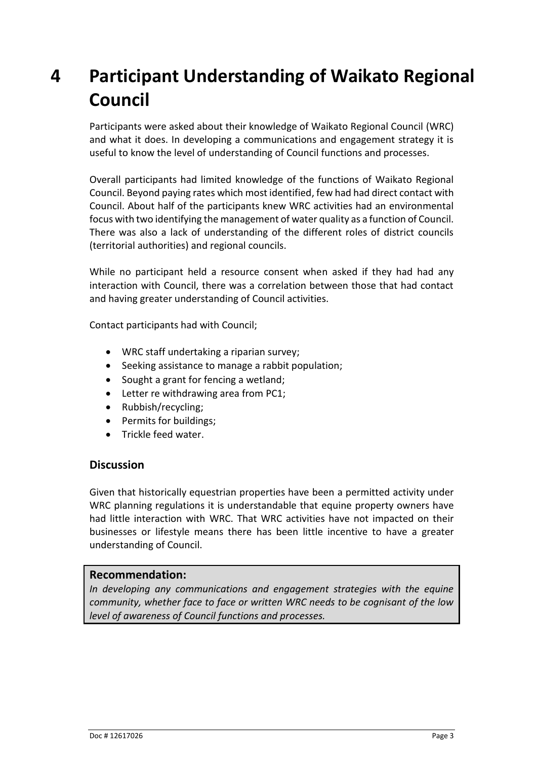# 4 Participant Understanding of Waikato Regional Council

Participants were asked about their knowledge of Waikato Regional Council (WRC) and what it does. In developing a communications and engagement strategy it is useful to know the level of understanding of Council functions and processes.

Overall participants had limited knowledge of the functions of Waikato Regional Council. Beyond paying rates which most identified, few had had direct contact with Council. About half of the participants knew WRC activities had an environmental focus with two identifying the management of water quality as a function of Council. There was also a lack of understanding of the different roles of district councils (territorial authorities) and regional councils.

While no participant held a resource consent when asked if they had had any interaction with Council, there was a correlation between those that had contact and having greater understanding of Council activities.

Contact participants had with Council;

- WRC staff undertaking a riparian survey;
- Seeking assistance to manage a rabbit population;
- Sought a grant for fencing a wetland;
- Letter re withdrawing area from PC1;
- Rubbish/recycling;
- Permits for buildings;
- Trickle feed water.

### Discussion

Given that historically equestrian properties have been a permitted activity under WRC planning regulations it is understandable that equine property owners have had little interaction with WRC. That WRC activities have not impacted on their businesses or lifestyle means there has been little incentive to have a greater understanding of Council.

**Recommendation:**

*In developing any communications and engagement strategies with the equine community, whether face to face or written WRC needs to be cognisant of the low level of awareness of Council functions and processes.*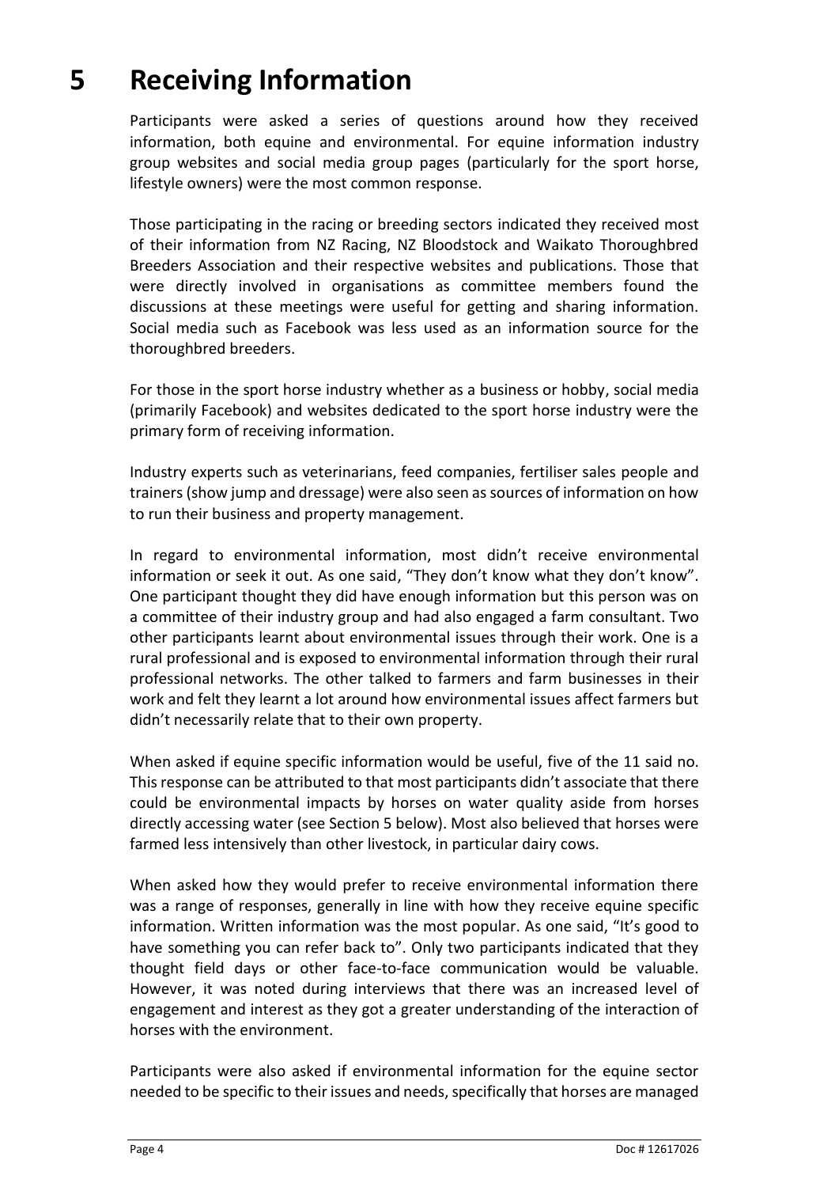# 5 Receiving Information

Participants were asked a series of questions around how they received information, both equine and environmental. For equine information industry group websites and social media group pages (particularly for the sport horse, lifestyle owners) were the most common response.

Those participating in the racing or breeding sectors indicated they received most of their information from NZ Racing, NZ Bloodstock and Waikato Thoroughbred Breeders Association and their respective websites and publications. Those that were directly involved in organisations as committee members found the discussions at these meetings were useful for getting and sharing information. Social media such as Facebook was less used as an information source for the thoroughbred breeders.

For those in the sport horse industry whether as a business or hobby, social media (primarily Facebook) and websites dedicated to the sport horse industry were the primary form of receiving information.

Industry experts such as veterinarians, feed companies, fertiliser sales people and trainers (show jump and dressage) were also seen as sources of information on how to run their business and property management.

In regard to environmental information, most didn't receive environmental information or seek it out. As one said, "They don't know what they don't know". One participant thought they did have enough information but this person was on a committee of their industry group and had also engaged a farm consultant. Two other participants learnt about environmental issues through their work. One is a rural professional and is exposed to environmental information through their rural professional networks. The other talked to farmers and farm businesses in their work and felt they learnt a lot around how environmental issues affect farmers but didn't necessarily relate that to their own property.

When asked if equine specific information would be useful, five of the 11 said no. This response can be attributed to that most participants didn't associate that there could be environmental impacts by horses on water quality aside from horses directly accessing water (see Section 5 below). Most also believed that horses were farmed less intensively than other livestock, in particular dairy cows.

When asked how they would prefer to receive environmental information there was a range of responses, generally in line with how they receive equine specific information. Written information was the most popular. As one said, "It's good to have something you can refer back to". Only two participants indicated that they thought field days or other face-to-face communication would be valuable. However, it was noted during interviews that there was an increased level of engagement and interest as they got a greater understanding of the interaction of horses with the environment.

Participants were also asked if environmental information for the equine sector needed to be specific to their issues and needs, specifically that horses are managed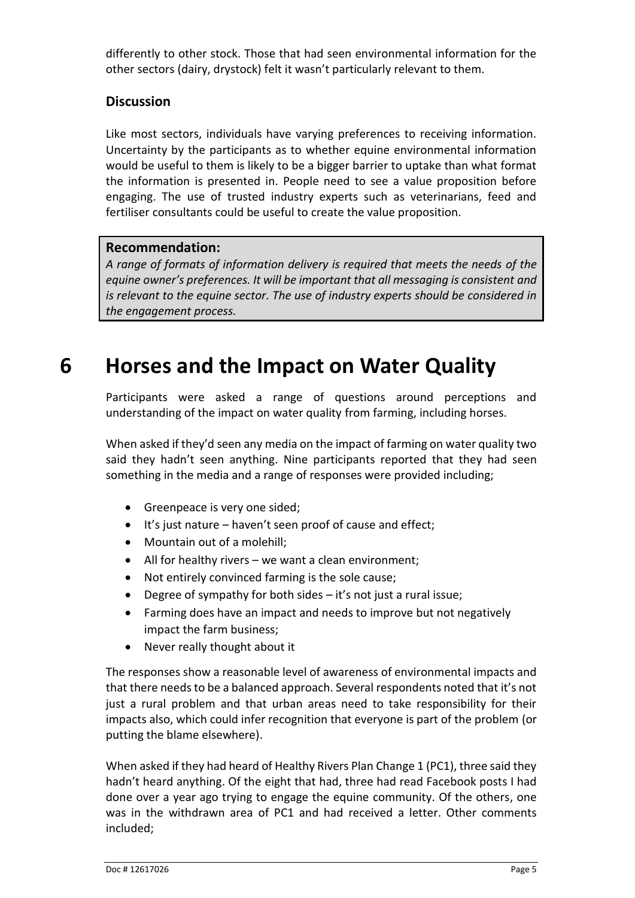differently to other stock. Those that had seen environmental information for the other sectors (dairy, drystock) felt it wasn't particularly relevant to them.

### Discussion

Like most sectors, individuals have varying preferences to receiving information. Uncertainty by the participants as to whether equine environmental information would be useful to them is likely to be a bigger barrier to uptake than what format the information is presented in. People need to see a value proposition before engaging. The use of trusted industry experts such as veterinarians, feed and fertiliser consultants could be useful to create the value proposition.

> **Recommendation:**
> *A range of formats of information delivery is required that meets the needs of the equine owner's preferences. It will be important that all messaging is consistent and is relevant to the equine sector. The use of industry experts should be considered in the engagement process.*

# 6 Horses and the Impact on Water Quality

Participants were asked a range of questions around perceptions and understanding of the impact on water quality from farming, including horses.

When asked if they'd seen any media on the impact of farming on water quality two said they hadn't seen anything. Nine participants reported that they had seen something in the media and a range of responses were provided including;

- Greenpeace is very one sided;
- It's just nature – haven't seen proof of cause and effect;
- Mountain out of a molehill;
- All for healthy rivers – we want a clean environment;
- Not entirely convinced farming is the sole cause;
- Degree of sympathy for both sides – it's not just a rural issue;
- Farming does have an impact and needs to improve but not negatively impact the farm business;
- Never really thought about it

The responses show a reasonable level of awareness of environmental impacts and that there needs to be a balanced approach. Several respondents noted that it's not just a rural problem and that urban areas need to take responsibility for their impacts also, which could infer recognition that everyone is part of the problem (or putting the blame elsewhere).

When asked if they had heard of Healthy Rivers Plan Change 1 (PC1), three said they hadn't heard anything. Of the eight that had, three had read Facebook posts I had done over a year ago trying to engage the equine community. Of the others, one was in the withdrawn area of PC1 and had received a letter. Other comments included;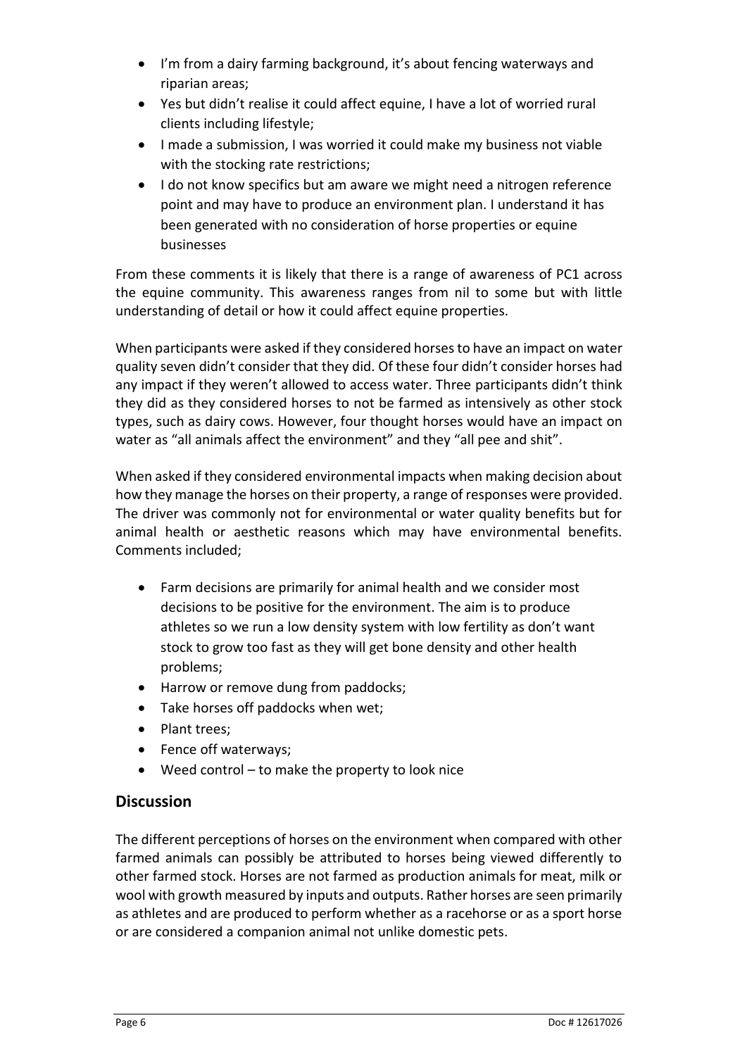- I'm from a dairy farming background, it's about fencing waterways and riparian areas;
- Yes but didn't realise it could affect equine, I have a lot of worried rural clients including lifestyle;
- I made a submission, I was worried it could make my business not viable with the stocking rate restrictions;
- I do not know specifics but am aware we might need a nitrogen reference point and may have to produce an environment plan. I understand it has been generated with no consideration of horse properties or equine businesses

From these comments it is likely that there is a range of awareness of PC1 across the equine community. This awareness ranges from nil to some but with little understanding of detail or how it could affect equine properties.

When participants were asked if they considered horses to have an impact on water quality seven didn't consider that they did. Of these four didn't consider horses had any impact if they weren't allowed to access water. Three participants didn't think they did as they considered horses to not be farmed as intensively as other stock types, such as dairy cows. However, four thought horses would have an impact on water as "all animals affect the environment" and they "all pee and shit".

When asked if they considered environmental impacts when making decision about how they manage the horses on their property, a range of responses were provided. The driver was commonly not for environmental or water quality benefits but for animal health or aesthetic reasons which may have environmental benefits. Comments included;

- Farm decisions are primarily for animal health and we consider most decisions to be positive for the environment. The aim is to produce athletes so we run a low density system with low fertility as don't want stock to grow too fast as they will get bone density and other health problems;
- Harrow or remove dung from paddocks;
- Take horses off paddocks when wet;
- Plant trees;
- Fence off waterways;
- Weed control – to make the property to look nice

## Discussion

The different perceptions of horses on the environment when compared with other farmed animals can possibly be attributed to horses being viewed differently to other farmed stock. Horses are not farmed as production animals for meat, milk or wool with growth measured by inputs and outputs. Rather horses are seen primarily as athletes and are produced to perform whether as a racehorse or as a sport horse or are considered a companion animal not unlike domestic pets.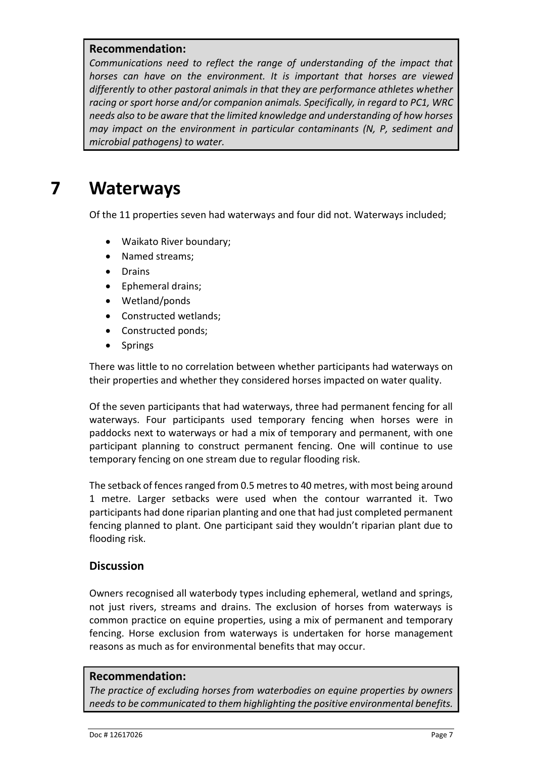**Recommendation:**

*Communications need to reflect the range of understanding of the impact that horses can have on the environment. It is important that horses are viewed differently to other pastoral animals in that they are performance athletes whether racing or sport horse and/or companion animals. Specifically, in regard to PC1, WRC needs also to be aware that the limited knowledge and understanding of how horses may impact on the environment in particular contaminants (N, P, sediment and microbial pathogens) to water.*

# 7 Waterways

Of the 11 properties seven had waterways and four did not. Waterways included;

- Waikato River boundary;
- Named streams;
- Drains
- Ephemeral drains;
- Wetland/ponds
- Constructed wetlands;
- Constructed ponds;
- Springs

There was little to no correlation between whether participants had waterways on their properties and whether they considered horses impacted on water quality.

Of the seven participants that had waterways, three had permanent fencing for all waterways. Four participants used temporary fencing when horses were in paddocks next to waterways or had a mix of temporary and permanent, with one participant planning to construct permanent fencing. One will continue to use temporary fencing on one stream due to regular flooding risk.

The setback of fences ranged from 0.5 metres to 40 metres, with most being around 1 metre. Larger setbacks were used when the contour warranted it. Two participants had done riparian planting and one that had just completed permanent fencing planned to plant. One participant said they wouldn't riparian plant due to flooding risk.

## Discussion

Owners recognised all waterbody types including ephemeral, wetland and springs, not just rivers, streams and drains. The exclusion of horses from waterways is common practice on equine properties, using a mix of permanent and temporary fencing. Horse exclusion from waterways is undertaken for horse management reasons as much as for environmental benefits that may occur.

**Recommendation:**

*The practice of excluding horses from waterbodies on equine properties by owners needs to be communicated to them highlighting the positive environmental benefits.*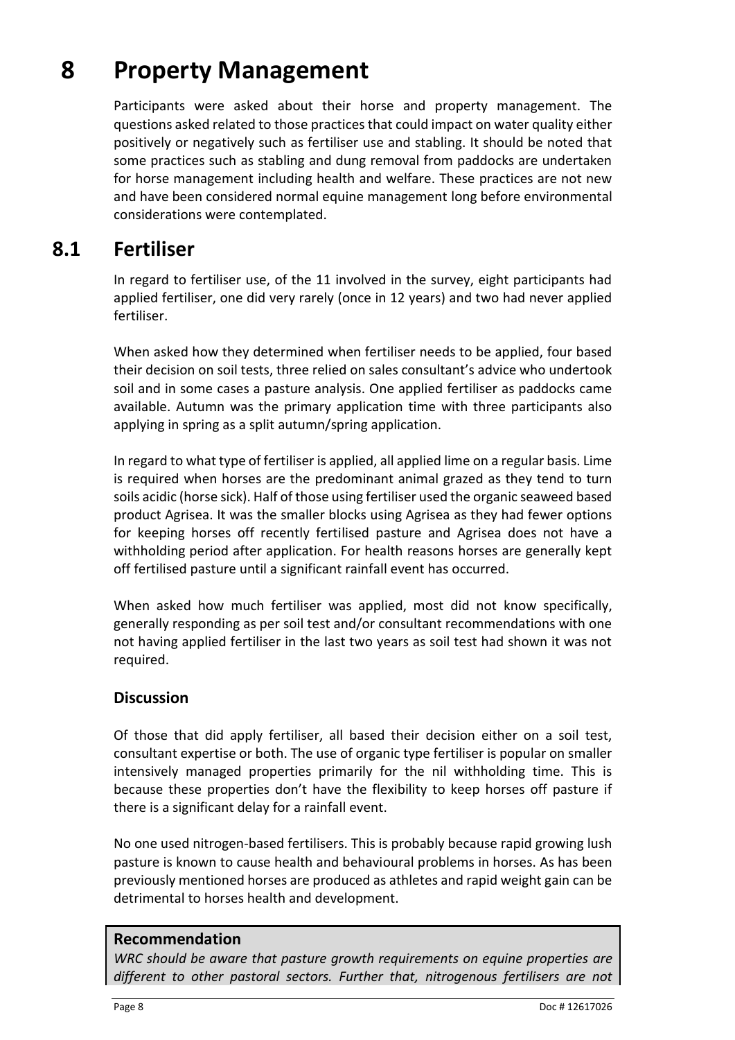# 8 Property Management

Participants were asked about their horse and property management. The questions asked related to those practices that could impact on water quality either positively or negatively such as fertiliser use and stabling. It should be noted that some practices such as stabling and dung removal from paddocks are undertaken for horse management including health and welfare. These practices are not new and have been considered normal equine management long before environmental considerations were contemplated.

## 8.1 Fertiliser

In regard to fertiliser use, of the 11 involved in the survey, eight participants had applied fertiliser, one did very rarely (once in 12 years) and two had never applied fertiliser.

When asked how they determined when fertiliser needs to be applied, four based their decision on soil tests, three relied on sales consultant's advice who undertook soil and in some cases a pasture analysis. One applied fertiliser as paddocks came available. Autumn was the primary application time with three participants also applying in spring as a split autumn/spring application.

In regard to what type of fertiliser is applied, all applied lime on a regular basis. Lime is required when horses are the predominant animal grazed as they tend to turn soils acidic (horse sick). Half of those using fertiliser used the organic seaweed based product Agrisea. It was the smaller blocks using Agrisea as they had fewer options for keeping horses off recently fertilised pasture and Agrisea does not have a withholding period after application. For health reasons horses are generally kept off fertilised pasture until a significant rainfall event has occurred.

When asked how much fertiliser was applied, most did not know specifically, generally responding as per soil test and/or consultant recommendations with one not having applied fertiliser in the last two years as soil test had shown it was not required.

### Discussion

Of those that did apply fertiliser, all based their decision either on a soil test, consultant expertise or both. The use of organic type fertiliser is popular on smaller intensively managed properties primarily for the nil withholding time. This is because these properties don't have the flexibility to keep horses off pasture if there is a significant delay for a rainfall event.

No one used nitrogen-based fertilisers. This is probably because rapid growing lush pasture is known to cause health and behavioural problems in horses. As has been previously mentioned horses are produced as athletes and rapid weight gain can be detrimental to horses health and development.

### Recommendation

*WRC should be aware that pasture growth requirements on equine properties are different to other pastoral sectors. Further that, nitrogenous fertilisers are not*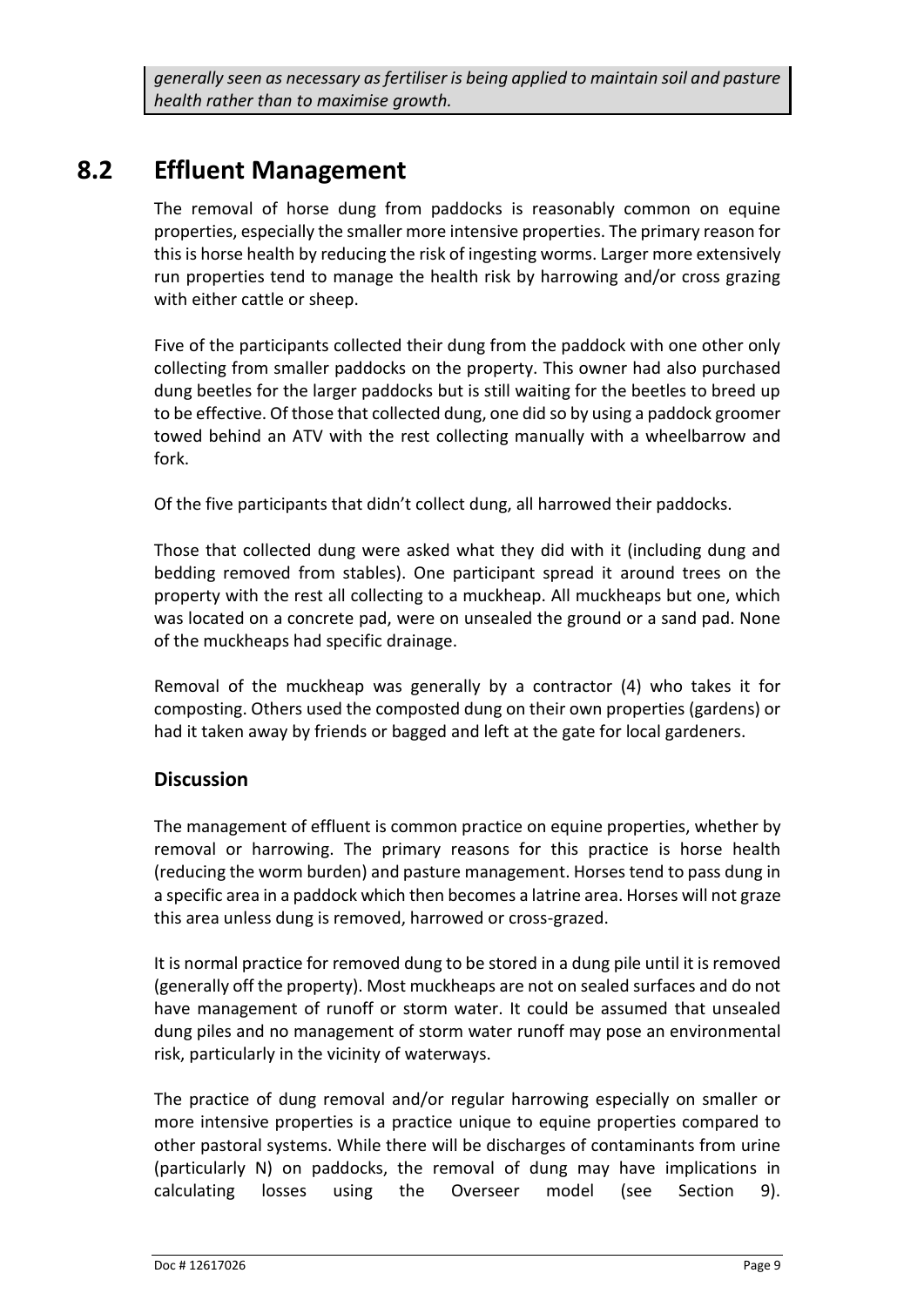*generally seen as necessary as fertiliser is being applied to maintain soil and pasture health rather than to maximise growth.*

## 8.2 Effluent Management

The removal of horse dung from paddocks is reasonably common on equine properties, especially the smaller more intensive properties. The primary reason for this is horse health by reducing the risk of ingesting worms. Larger more extensively run properties tend to manage the health risk by harrowing and/or cross grazing with either cattle or sheep.

Five of the participants collected their dung from the paddock with one other only collecting from smaller paddocks on the property. This owner had also purchased dung beetles for the larger paddocks but is still waiting for the beetles to breed up to be effective. Of those that collected dung, one did so by using a paddock groomer towed behind an ATV with the rest collecting manually with a wheelbarrow and fork.

Of the five participants that didn't collect dung, all harrowed their paddocks.

Those that collected dung were asked what they did with it (including dung and bedding removed from stables). One participant spread it around trees on the property with the rest all collecting to a muckheap. All muckheaps but one, which was located on a concrete pad, were on unsealed the ground or a sand pad. None of the muckheaps had specific drainage.

Removal of the muckheap was generally by a contractor (4) who takes it for composting. Others used the composted dung on their own properties (gardens) or had it taken away by friends or bagged and left at the gate for local gardeners.

### Discussion

The management of effluent is common practice on equine properties, whether by removal or harrowing. The primary reasons for this practice is horse health (reducing the worm burden) and pasture management. Horses tend to pass dung in a specific area in a paddock which then becomes a latrine area. Horses will not graze this area unless dung is removed, harrowed or cross-grazed.

It is normal practice for removed dung to be stored in a dung pile until it is removed (generally off the property). Most muckheaps are not on sealed surfaces and do not have management of runoff or storm water. It could be assumed that unsealed dung piles and no management of storm water runoff may pose an environmental risk, particularly in the vicinity of waterways.

The practice of dung removal and/or regular harrowing especially on smaller or more intensive properties is a practice unique to equine properties compared to other pastoral systems. While there will be discharges of contaminants from urine (particularly N) on paddocks, the removal of dung may have implications in calculating losses using the Overseer model (see Section 9).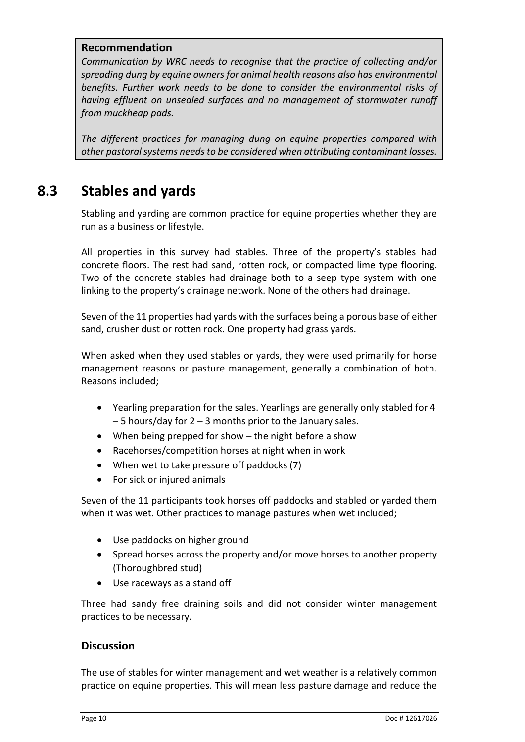**Recommendation**

*Communication by WRC needs to recognise that the practice of collecting and/or spreading dung by equine owners for animal health reasons also has environmental benefits. Further work needs to be done to consider the environmental risks of having effluent on unsealed surfaces and no management of stormwater runoff from muckheap pads.*

*The different practices for managing dung on equine properties compared with other pastoral systems needs to be considered when attributing contaminant losses.*

## 8.3 Stables and yards

Stabling and yarding are common practice for equine properties whether they are run as a business or lifestyle.

All properties in this survey had stables. Three of the property's stables had concrete floors. The rest had sand, rotten rock, or compacted lime type flooring. Two of the concrete stables had drainage both to a seep type system with one linking to the property's drainage network. None of the others had drainage.

Seven of the 11 properties had yards with the surfaces being a porous base of either sand, crusher dust or rotten rock. One property had grass yards.

When asked when they used stables or yards, they were used primarily for horse management reasons or pasture management, generally a combination of both. Reasons included;

- Yearling preparation for the sales. Yearlings are generally only stabled for 4 – 5 hours/day for 2 – 3 months prior to the January sales.
- When being prepped for show – the night before a show
- Racehorses/competition horses at night when in work
- When wet to take pressure off paddocks (7)
- For sick or injured animals

Seven of the 11 participants took horses off paddocks and stabled or yarded them when it was wet. Other practices to manage pastures when wet included;

- Use paddocks on higher ground
- Spread horses across the property and/or move horses to another property (Thoroughbred stud)
- Use raceways as a stand off

Three had sandy free draining soils and did not consider winter management practices to be necessary.

### Discussion

The use of stables for winter management and wet weather is a relatively common practice on equine properties. This will mean less pasture damage and reduce the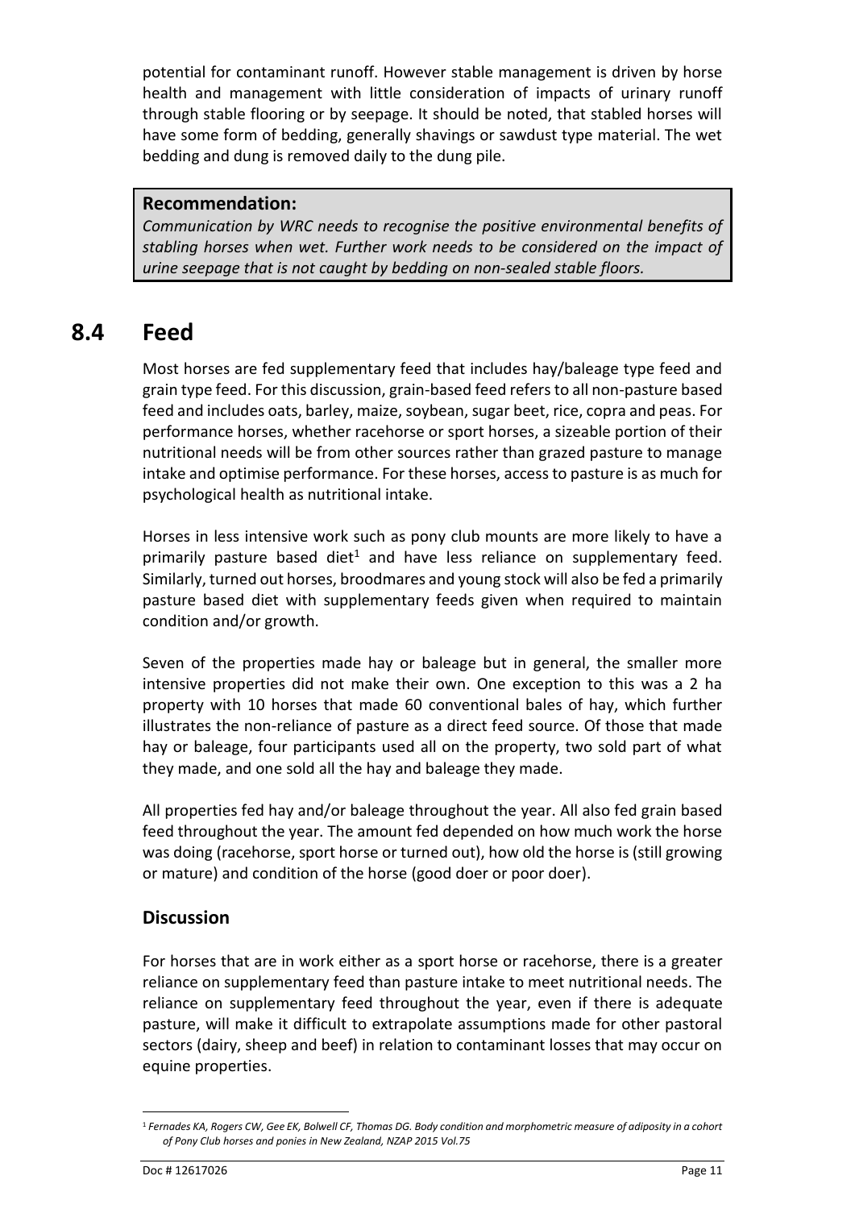potential for contaminant runoff. However stable management is driven by horse health and management with little consideration of impacts of urinary runoff through stable flooring or by seepage. It should be noted, that stabled horses will have some form of bedding, generally shavings or sawdust type material. The wet bedding and dung is removed daily to the dung pile.

> **Recommendation:**
> *Communication by WRC needs to recognise the positive environmental benefits of stabling horses when wet. Further work needs to be considered on the impact of urine seepage that is not caught by bedding on non-sealed stable floors.*

## 8.4 Feed

Most horses are fed supplementary feed that includes hay/baleage type feed and grain type feed. For this discussion, grain-based feed refers to all non-pasture based feed and includes oats, barley, maize, soybean, sugar beet, rice, copra and peas. For performance horses, whether racehorse or sport horses, a sizeable portion of their nutritional needs will be from other sources rather than grazed pasture to manage intake and optimise performance. For these horses, access to pasture is as much for psychological health as nutritional intake.

Horses in less intensive work such as pony club mounts are more likely to have a primarily pasture based diet[1] and have less reliance on supplementary feed. Similarly, turned out horses, broodmares and young stock will also be fed a primarily pasture based diet with supplementary feeds given when required to maintain condition and/or growth.

Seven of the properties made hay or baleage but in general, the smaller more intensive properties did not make their own. One exception to this was a 2 ha property with 10 horses that made 60 conventional bales of hay, which further illustrates the non-reliance of pasture as a direct feed source. Of those that made hay or baleage, four participants used all on the property, two sold part of what they made, and one sold all the hay and baleage they made.

All properties fed hay and/or baleage throughout the year. All also fed grain based feed throughout the year. The amount fed depended on how much work the horse was doing (racehorse, sport horse or turned out), how old the horse is (still growing or mature) and condition of the horse (good doer or poor doer).

### Discussion

For horses that are in work either as a sport horse or racehorse, there is a greater reliance on supplementary feed than pasture intake to meet nutritional needs. The reliance on supplementary feed throughout the year, even if there is adequate pasture, will make it difficult to extrapolate assumptions made for other pastoral sectors (dairy, sheep and beef) in relation to contaminant losses that may occur on equine properties.

---

[1] *Fernades KA, Rogers CW, Gee EK, Bolwell CF, Thomas DG. Body condition and morphometric measure of adiposity in a cohort of Pony Club horses and ponies in New Zealand, NZAP 2015 Vol.75*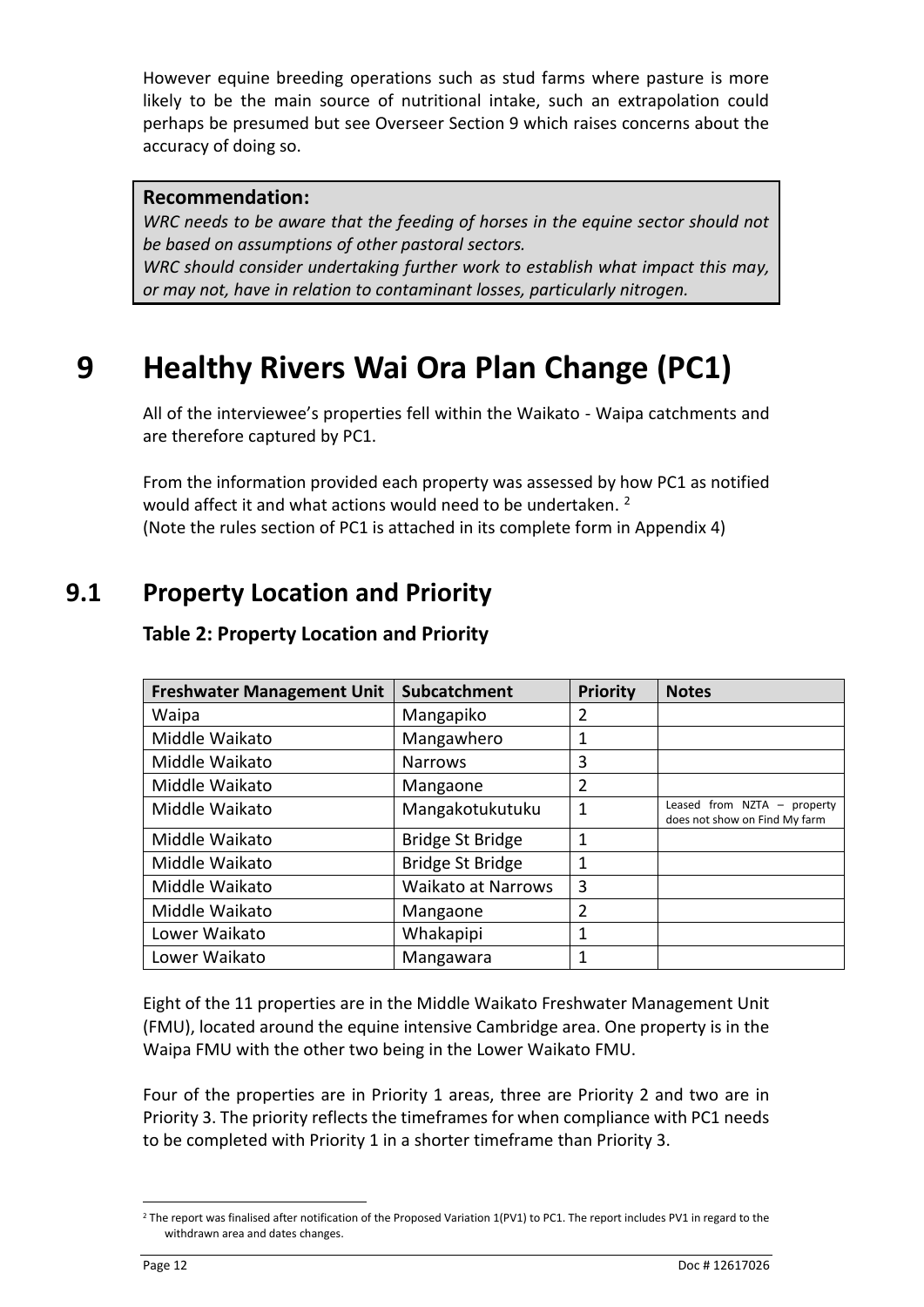However equine breeding operations such as stud farms where pasture is more likely to be the main source of nutritional intake, such an extrapolation could perhaps be presumed but see Overseer Section 9 which raises concerns about the accuracy of doing so.

> **Recommendation:**
> *WRC needs to be aware that the feeding of horses in the equine sector should not be based on assumptions of other pastoral sectors.*
> *WRC should consider undertaking further work to establish what impact this may, or may not, have in relation to contaminant losses, particularly nitrogen.*

# 9 Healthy Rivers Wai Ora Plan Change (PC1)

All of the interviewee's properties fell within the Waikato - Waipa catchments and are therefore captured by PC1.

From the information provided each property was assessed by how PC1 as notified would affect it and what actions would need to be undertaken. [2]
(Note the rules section of PC1 is attached in its complete form in Appendix 4)

## 9.1 Property Location and Priority

### Table 2: Property Location and Priority

| Freshwater Management Unit | Subcatchment | Priority | Notes |
|---|---|---|---|
| Waipa | Mangapiko | 2 | |
| Middle Waikato | Mangawhero | 1 | |
| Middle Waikato | Narrows | 3 | |
| Middle Waikato | Mangaone | 2 | |
| Middle Waikato | Mangakotukutuku | 1 | Leased from NZTA – property does not show on Find My farm |
| Middle Waikato | Bridge St Bridge | 1 | |
| Middle Waikato | Bridge St Bridge | 1 | |
| Middle Waikato | Waikato at Narrows | 3 | |
| Middle Waikato | Mangaone | 2 | |
| Lower Waikato | Whakapipi | 1 | |
| Lower Waikato | Mangawara | 1 | |

Eight of the 11 properties are in the Middle Waikato Freshwater Management Unit (FMU), located around the equine intensive Cambridge area. One property is in the Waipa FMU with the other two being in the Lower Waikato FMU.

Four of the properties are in Priority 1 areas, three are Priority 2 and two are in Priority 3. The priority reflects the timeframes for when compliance with PC1 needs to be completed with Priority 1 in a shorter timeframe than Priority 3.

[2] The report was finalised after notification of the Proposed Variation 1(PV1) to PC1. The report includes PV1 in regard to the withdrawn area and dates changes.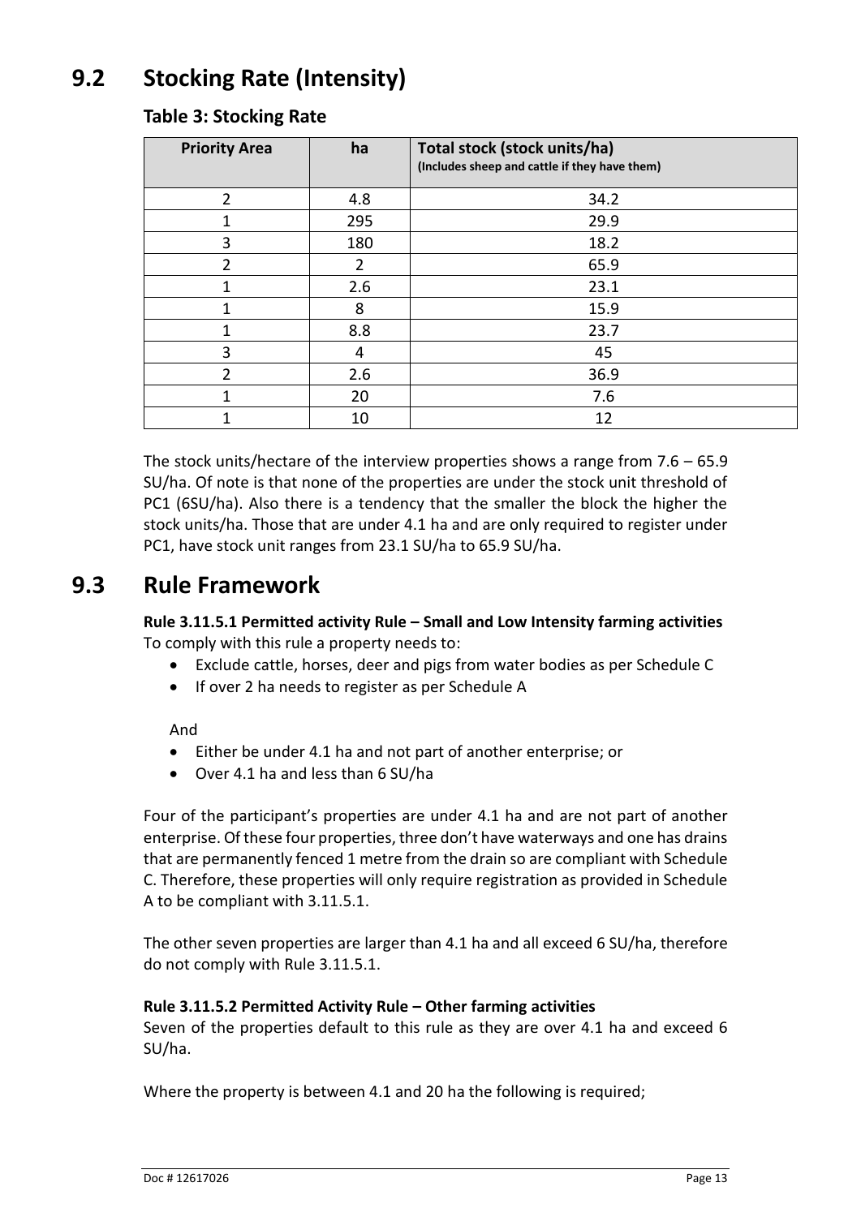# 9.2 Stocking Rate (Intensity)

### Table 3: Stocking Rate

| Priority Area | ha | Total stock (stock units/ha) (Includes sheep and cattle if they have them) |
|---|---|---|
| 2 | 4.8 | 34.2 |
| 1 | 295 | 29.9 |
| 3 | 180 | 18.2 |
| 2 | 2 | 65.9 |
| 1 | 2.6 | 23.1 |
| 1 | 8 | 15.9 |
| 1 | 8.8 | 23.7 |
| 3 | 4 | 45 |
| 2 | 2.6 | 36.9 |
| 1 | 20 | 7.6 |
| 1 | 10 | 12 |

The stock units/hectare of the interview properties shows a range from 7.6 – 65.9 SU/ha. Of note is that none of the properties are under the stock unit threshold of PC1 (6SU/ha). Also there is a tendency that the smaller the block the higher the stock units/ha. Those that are under 4.1 ha and are only required to register under PC1, have stock unit ranges from 23.1 SU/ha to 65.9 SU/ha.

# 9.3 Rule Framework

**Rule 3.11.5.1 Permitted activity Rule – Small and Low Intensity farming activities**
To comply with this rule a property needs to:

- Exclude cattle, horses, deer and pigs from water bodies as per Schedule C
- If over 2 ha needs to register as per Schedule A

And

- Either be under 4.1 ha and not part of another enterprise; or
- Over 4.1 ha and less than 6 SU/ha

Four of the participant's properties are under 4.1 ha and are not part of another enterprise. Of these four properties, three don't have waterways and one has drains that are permanently fenced 1 metre from the drain so are compliant with Schedule C. Therefore, these properties will only require registration as provided in Schedule A to be compliant with 3.11.5.1.

The other seven properties are larger than 4.1 ha and all exceed 6 SU/ha, therefore do not comply with Rule 3.11.5.1.

**Rule 3.11.5.2 Permitted Activity Rule – Other farming activities**
Seven of the properties default to this rule as they are over 4.1 ha and exceed 6 SU/ha.

Where the property is between 4.1 and 20 ha the following is required;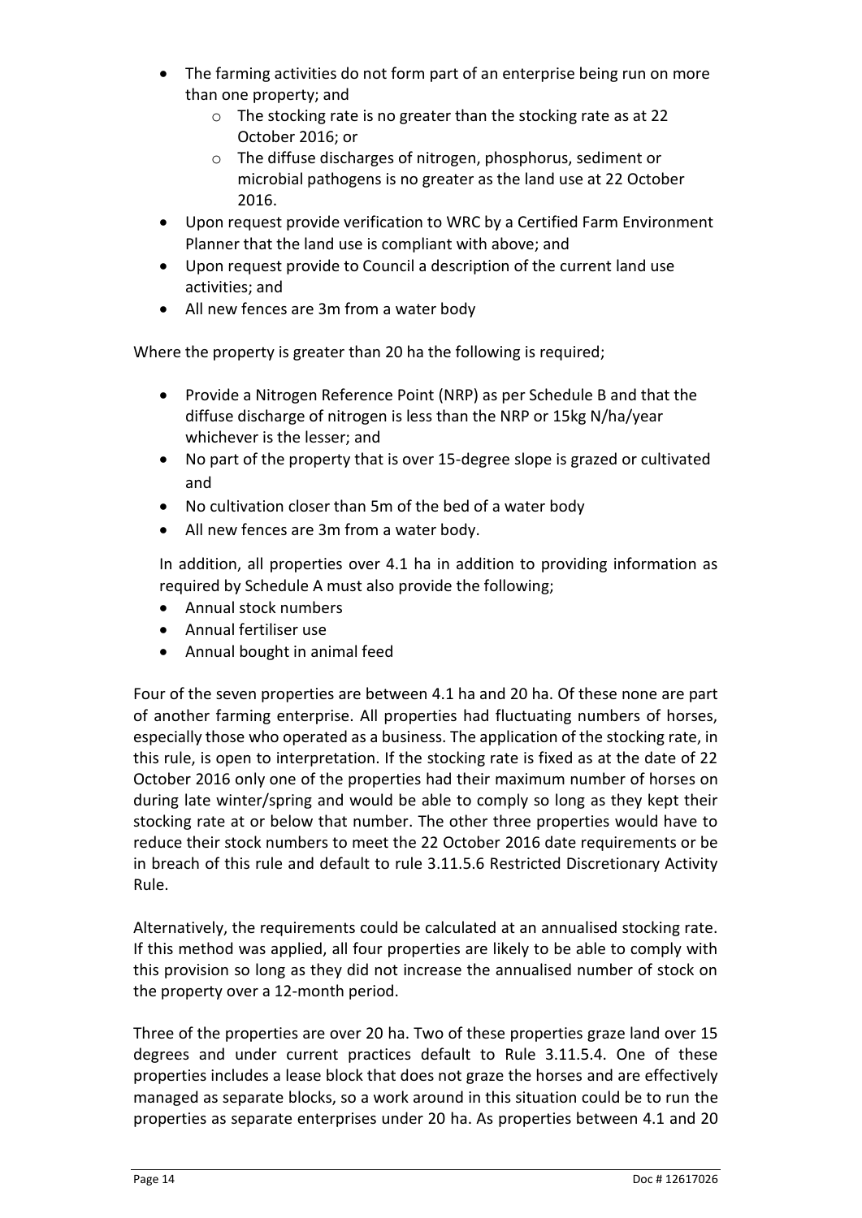- The farming activities do not form part of an enterprise being run on more than one property; and
    - The stocking rate is no greater than the stocking rate as at 22 October 2016; or
    - The diffuse discharges of nitrogen, phosphorus, sediment or microbial pathogens is no greater as the land use at 22 October 2016.
- Upon request provide verification to WRC by a Certified Farm Environment Planner that the land use is compliant with above; and
- Upon request provide to Council a description of the current land use activities; and
- All new fences are 3m from a water body

Where the property is greater than 20 ha the following is required;

- Provide a Nitrogen Reference Point (NRP) as per Schedule B and that the diffuse discharge of nitrogen is less than the NRP or 15kg N/ha/year whichever is the lesser; and
- No part of the property that is over 15-degree slope is grazed or cultivated and
- No cultivation closer than 5m of the bed of a water body
- All new fences are 3m from a water body.

In addition, all properties over 4.1 ha in addition to providing information as required by Schedule A must also provide the following;

- Annual stock numbers
- Annual fertiliser use
- Annual bought in animal feed

Four of the seven properties are between 4.1 ha and 20 ha. Of these none are part of another farming enterprise. All properties had fluctuating numbers of horses, especially those who operated as a business. The application of the stocking rate, in this rule, is open to interpretation. If the stocking rate is fixed as at the date of 22 October 2016 only one of the properties had their maximum number of horses on during late winter/spring and would be able to comply so long as they kept their stocking rate at or below that number. The other three properties would have to reduce their stock numbers to meet the 22 October 2016 date requirements or be in breach of this rule and default to rule 3.11.5.6 Restricted Discretionary Activity Rule.

Alternatively, the requirements could be calculated at an annualised stocking rate. If this method was applied, all four properties are likely to be able to comply with this provision so long as they did not increase the annualised number of stock on the property over a 12-month period.

Three of the properties are over 20 ha. Two of these properties graze land over 15 degrees and under current practices default to Rule 3.11.5.4. One of these properties includes a lease block that does not graze the horses and are effectively managed as separate blocks, so a work around in this situation could be to run the properties as separate enterprises under 20 ha. As properties between 4.1 and 20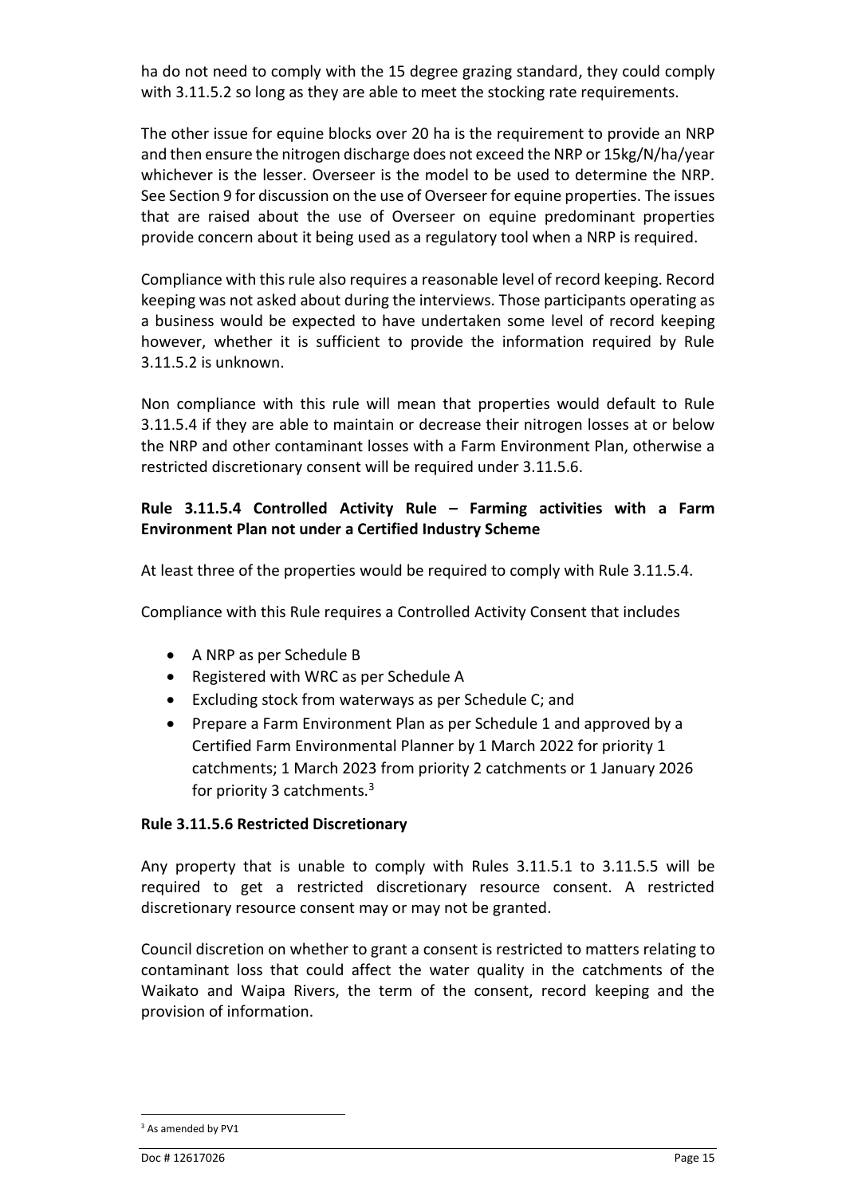ha do not need to comply with the 15 degree grazing standard, they could comply with 3.11.5.2 so long as they are able to meet the stocking rate requirements.

The other issue for equine blocks over 20 ha is the requirement to provide an NRP and then ensure the nitrogen discharge does not exceed the NRP or 15kg/N/ha/year whichever is the lesser. Overseer is the model to be used to determine the NRP. See Section 9 for discussion on the use of Overseer for equine properties. The issues that are raised about the use of Overseer on equine predominant properties provide concern about it being used as a regulatory tool when a NRP is required.

Compliance with this rule also requires a reasonable level of record keeping. Record keeping was not asked about during the interviews. Those participants operating as a business would be expected to have undertaken some level of record keeping however, whether it is sufficient to provide the information required by Rule 3.11.5.2 is unknown.

Non compliance with this rule will mean that properties would default to Rule 3.11.5.4 if they are able to maintain or decrease their nitrogen losses at or below the NRP and other contaminant losses with a Farm Environment Plan, otherwise a restricted discretionary consent will be required under 3.11.5.6.

**Rule 3.11.5.4 Controlled Activity Rule – Farming activities with a Farm Environment Plan not under a Certified Industry Scheme**

At least three of the properties would be required to comply with Rule 3.11.5.4.

Compliance with this Rule requires a Controlled Activity Consent that includes

- A NRP as per Schedule B
- Registered with WRC as per Schedule A
- Excluding stock from waterways as per Schedule C; and
- Prepare a Farm Environment Plan as per Schedule 1 and approved by a Certified Farm Environmental Planner by 1 March 2022 for priority 1 catchments; 1 March 2023 from priority 2 catchments or 1 January 2026 for priority 3 catchments.[3]

**Rule 3.11.5.6 Restricted Discretionary**

Any property that is unable to comply with Rules 3.11.5.1 to 3.11.5.5 will be required to get a restricted discretionary resource consent. A restricted discretionary resource consent may or may not be granted.

Council discretion on whether to grant a consent is restricted to matters relating to contaminant loss that could affect the water quality in the catchments of the Waikato and Waipa Rivers, the term of the consent, record keeping and the provision of information.

[3] As amended by PV1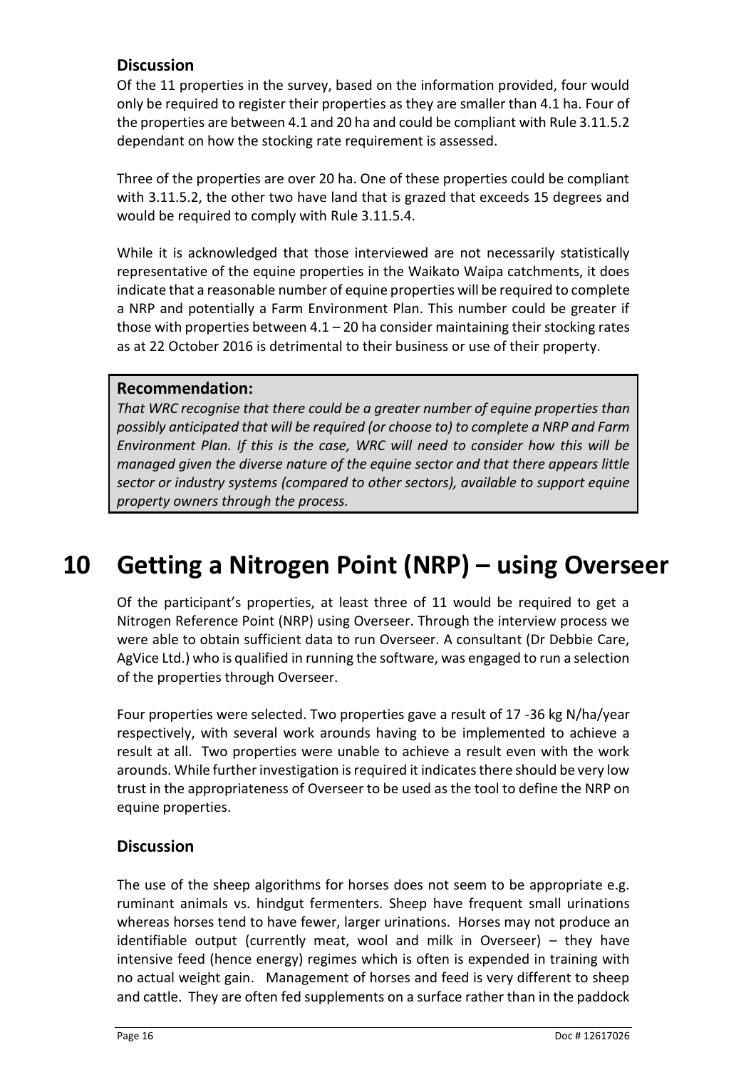### Discussion

Of the 11 properties in the survey, based on the information provided, four would only be required to register their properties as they are smaller than 4.1 ha. Four of the properties are between 4.1 and 20 ha and could be compliant with Rule 3.11.5.2 dependant on how the stocking rate requirement is assessed.

Three of the properties are over 20 ha. One of these properties could be compliant with 3.11.5.2, the other two have land that is grazed that exceeds 15 degrees and would be required to comply with Rule 3.11.5.4.

While it is acknowledged that those interviewed are not necessarily statistically representative of the equine properties in the Waikato Waipa catchments, it does indicate that a reasonable number of equine properties will be required to complete a NRP and potentially a Farm Environment Plan. This number could be greater if those with properties between 4.1 – 20 ha consider maintaining their stocking rates as at 22 October 2016 is detrimental to their business or use of their property.

**Recommendation:**

*That WRC recognise that there could be a greater number of equine properties than possibly anticipated that will be required (or choose to) to complete a NRP and Farm Environment Plan. If this is the case, WRC will need to consider how this will be managed given the diverse nature of the equine sector and that there appears little sector or industry systems (compared to other sectors), available to support equine property owners through the process.*

# 10 Getting a Nitrogen Point (NRP) – using Overseer

Of the participant's properties, at least three of 11 would be required to get a Nitrogen Reference Point (NRP) using Overseer. Through the interview process we were able to obtain sufficient data to run Overseer. A consultant (Dr Debbie Care, AgVice Ltd.) who is qualified in running the software, was engaged to run a selection of the properties through Overseer.

Four properties were selected. Two properties gave a result of 17 -36 kg N/ha/year respectively, with several work arounds having to be implemented to achieve a result at all. Two properties were unable to achieve a result even with the work arounds. While further investigation is required it indicates there should be very low trust in the appropriateness of Overseer to be used as the tool to define the NRP on equine properties.

### Discussion

The use of the sheep algorithms for horses does not seem to be appropriate e.g. ruminant animals vs. hindgut fermenters. Sheep have frequent small urinations whereas horses tend to have fewer, larger urinations. Horses may not produce an identifiable output (currently meat, wool and milk in Overseer) – they have intensive feed (hence energy) regimes which is often is expended in training with no actual weight gain. Management of horses and feed is very different to sheep and cattle. They are often fed supplements on a surface rather than in the paddock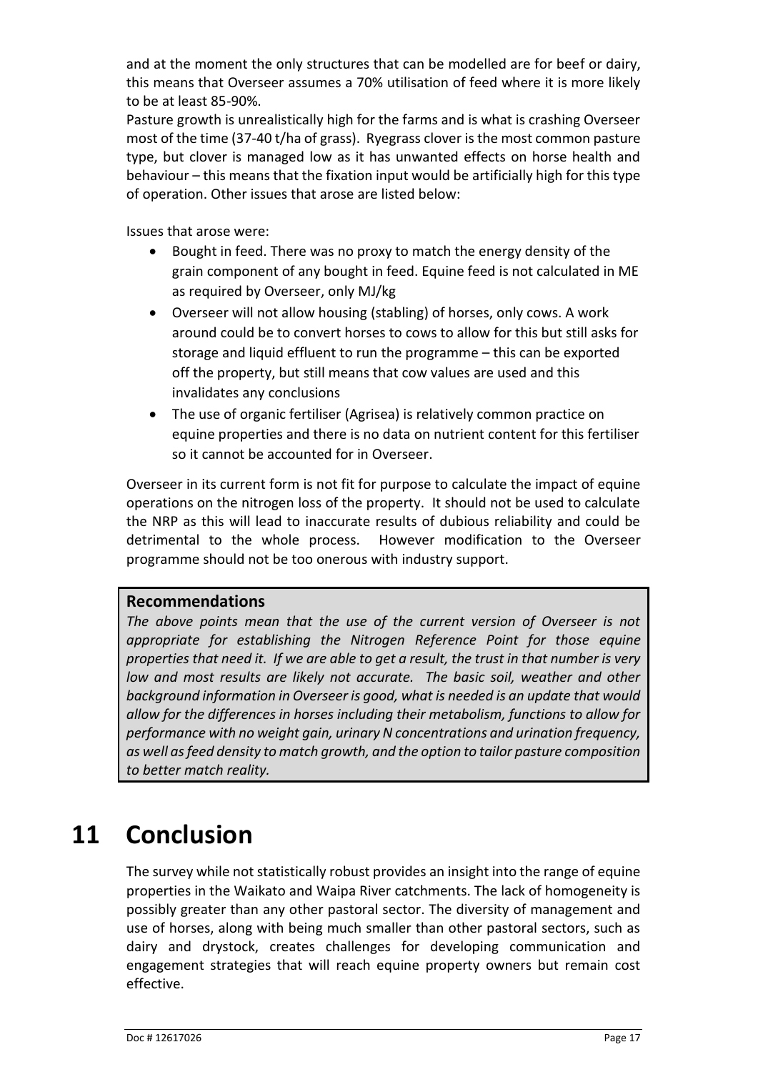and at the moment the only structures that can be modelled are for beef or dairy, this means that Overseer assumes a 70% utilisation of feed where it is more likely to be at least 85-90%.

Pasture growth is unrealistically high for the farms and is what is crashing Overseer most of the time (37-40 t/ha of grass). Ryegrass clover is the most common pasture type, but clover is managed low as it has unwanted effects on horse health and behaviour – this means that the fixation input would be artificially high for this type of operation. Other issues that arose are listed below:

Issues that arose were:

- Bought in feed. There was no proxy to match the energy density of the grain component of any bought in feed. Equine feed is not calculated in ME as required by Overseer, only MJ/kg
- Overseer will not allow housing (stabling) of horses, only cows. A work around could be to convert horses to cows to allow for this but still asks for storage and liquid effluent to run the programme – this can be exported off the property, but still means that cow values are used and this invalidates any conclusions
- The use of organic fertiliser (Agrisea) is relatively common practice on equine properties and there is no data on nutrient content for this fertiliser so it cannot be accounted for in Overseer.

Overseer in its current form is not fit for purpose to calculate the impact of equine operations on the nitrogen loss of the property. It should not be used to calculate the NRP as this will lead to inaccurate results of dubious reliability and could be detrimental to the whole process. However modification to the Overseer programme should not be too onerous with industry support.

**Recommendations**

*The above points mean that the use of the current version of Overseer is not appropriate for establishing the Nitrogen Reference Point for those equine properties that need it. If we are able to get a result, the trust in that number is very low and most results are likely not accurate. The basic soil, weather and other background information in Overseer is good, what is needed is an update that would allow for the differences in horses including their metabolism, functions to allow for performance with no weight gain, urinary N concentrations and urination frequency, as well as feed density to match growth, and the option to tailor pasture composition to better match reality.*

# 11 Conclusion

The survey while not statistically robust provides an insight into the range of equine properties in the Waikato and Waipa River catchments. The lack of homogeneity is possibly greater than any other pastoral sector. The diversity of management and use of horses, along with being much smaller than other pastoral sectors, such as dairy and drystock, creates challenges for developing communication and engagement strategies that will reach equine property owners but remain cost effective.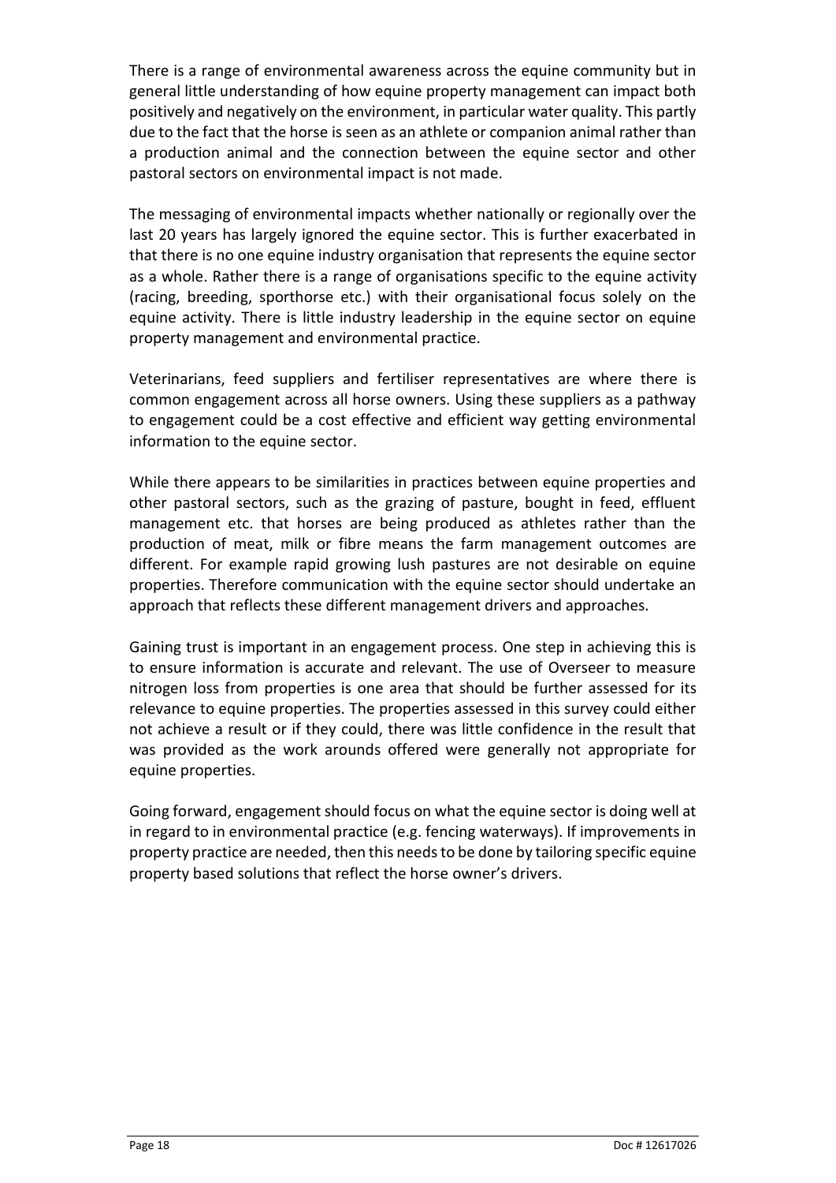There is a range of environmental awareness across the equine community but in general little understanding of how equine property management can impact both positively and negatively on the environment, in particular water quality. This partly due to the fact that the horse is seen as an athlete or companion animal rather than a production animal and the connection between the equine sector and other pastoral sectors on environmental impact is not made.

The messaging of environmental impacts whether nationally or regionally over the last 20 years has largely ignored the equine sector. This is further exacerbated in that there is no one equine industry organisation that represents the equine sector as a whole. Rather there is a range of organisations specific to the equine activity (racing, breeding, sporthorse etc.) with their organisational focus solely on the equine activity. There is little industry leadership in the equine sector on equine property management and environmental practice.

Veterinarians, feed suppliers and fertiliser representatives are where there is common engagement across all horse owners. Using these suppliers as a pathway to engagement could be a cost effective and efficient way getting environmental information to the equine sector.

While there appears to be similarities in practices between equine properties and other pastoral sectors, such as the grazing of pasture, bought in feed, effluent management etc. that horses are being produced as athletes rather than the production of meat, milk or fibre means the farm management outcomes are different. For example rapid growing lush pastures are not desirable on equine properties. Therefore communication with the equine sector should undertake an approach that reflects these different management drivers and approaches.

Gaining trust is important in an engagement process. One step in achieving this is to ensure information is accurate and relevant. The use of Overseer to measure nitrogen loss from properties is one area that should be further assessed for its relevance to equine properties. The properties assessed in this survey could either not achieve a result or if they could, there was little confidence in the result that was provided as the work arounds offered were generally not appropriate for equine properties.

Going forward, engagement should focus on what the equine sector is doing well at in regard to in environmental practice (e.g. fencing waterways). If improvements in property practice are needed, then this needs to be done by tailoring specific equine property based solutions that reflect the horse owner's drivers.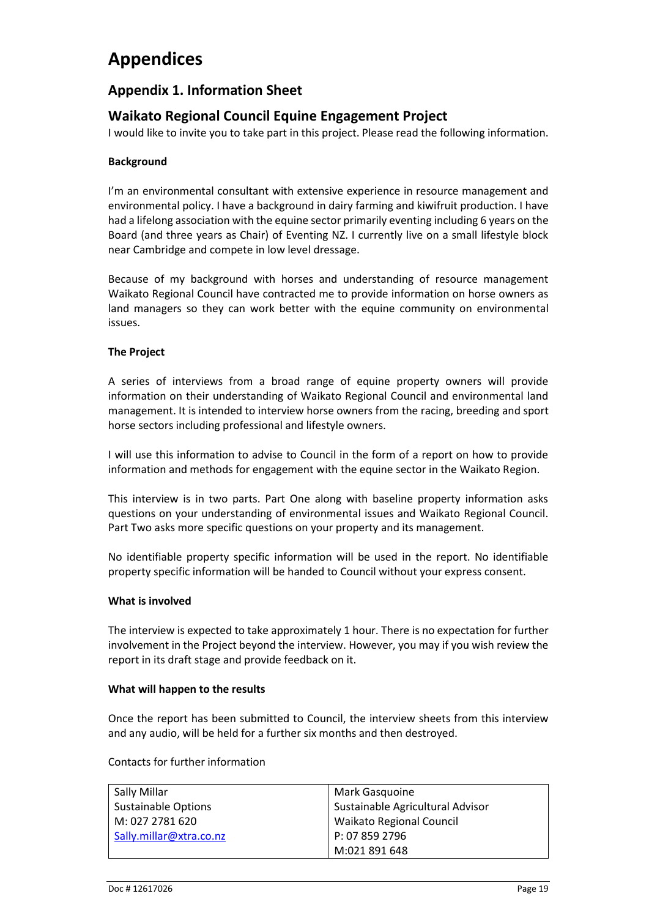# Appendices

## Appendix 1. Information Sheet

## Waikato Regional Council Equine Engagement Project

I would like to invite you to take part in this project. Please read the following information.

**Background**

I'm an environmental consultant with extensive experience in resource management and environmental policy. I have a background in dairy farming and kiwifruit production. I have had a lifelong association with the equine sector primarily eventing including 6 years on the Board (and three years as Chair) of Eventing NZ. I currently live on a small lifestyle block near Cambridge and compete in low level dressage.

Because of my background with horses and understanding of resource management Waikato Regional Council have contracted me to provide information on horse owners as land managers so they can work better with the equine community on environmental issues.

**The Project**

A series of interviews from a broad range of equine property owners will provide information on their understanding of Waikato Regional Council and environmental land management. It is intended to interview horse owners from the racing, breeding and sport horse sectors including professional and lifestyle owners.

I will use this information to advise to Council in the form of a report on how to provide information and methods for engagement with the equine sector in the Waikato Region.

This interview is in two parts. Part One along with baseline property information asks questions on your understanding of environmental issues and Waikato Regional Council. Part Two asks more specific questions on your property and its management.

No identifiable property specific information will be used in the report. No identifiable property specific information will be handed to Council without your express consent.

**What is involved**

The interview is expected to take approximately 1 hour. There is no expectation for further involvement in the Project beyond the interview. However, you may if you wish review the report in its draft stage and provide feedback on it.

**What will happen to the results**

Once the report has been submitted to Council, the interview sheets from this interview and any audio, will be held for a further six months and then destroyed.

Contacts for further information

| | |
|---|---|
| Sally Millar<br>Sustainable Options<br>M: 027 2781 620<br>Sally.millar@xtra.co.nz | Mark Gasquoine<br>Sustainable Agricultural Advisor<br>Waikato Regional Council<br>P: 07 859 2796<br>M:021 891 648 |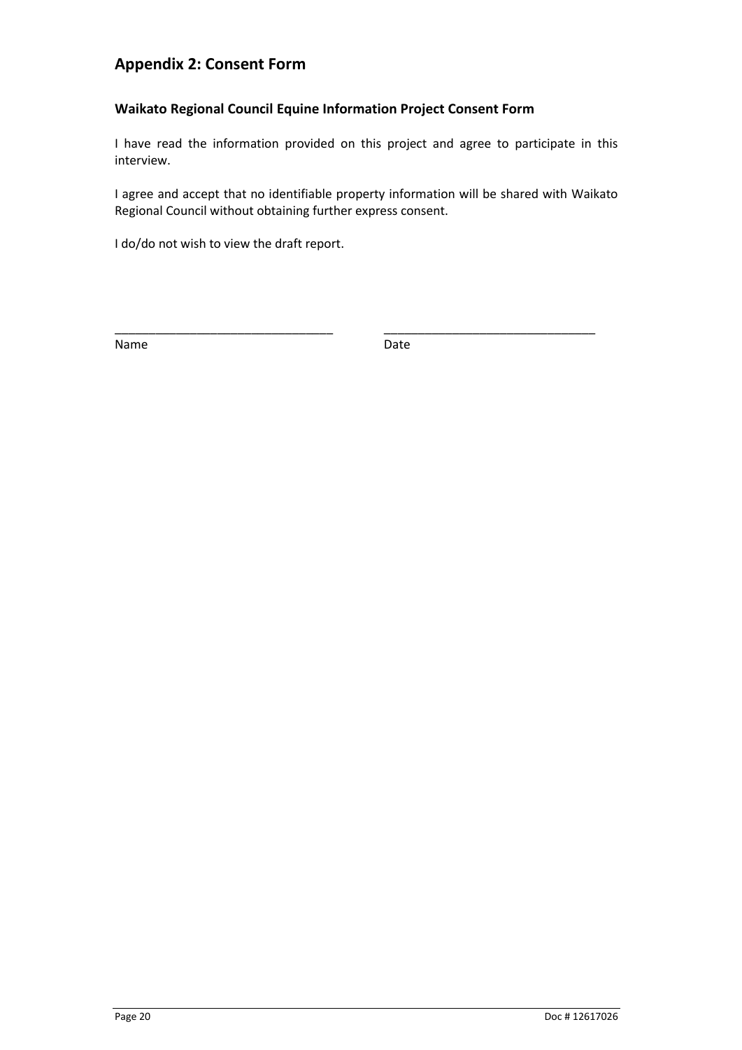## Appendix 2: Consent Form

### Waikato Regional Council Equine Information Project Consent Form

I have read the information provided on this project and agree to participate in this interview.

I agree and accept that no identifiable property information will be shared with Waikato Regional Council without obtaining further express consent.

I do/do not wish to view the draft report.

_________________________________ _________________________________

Name Date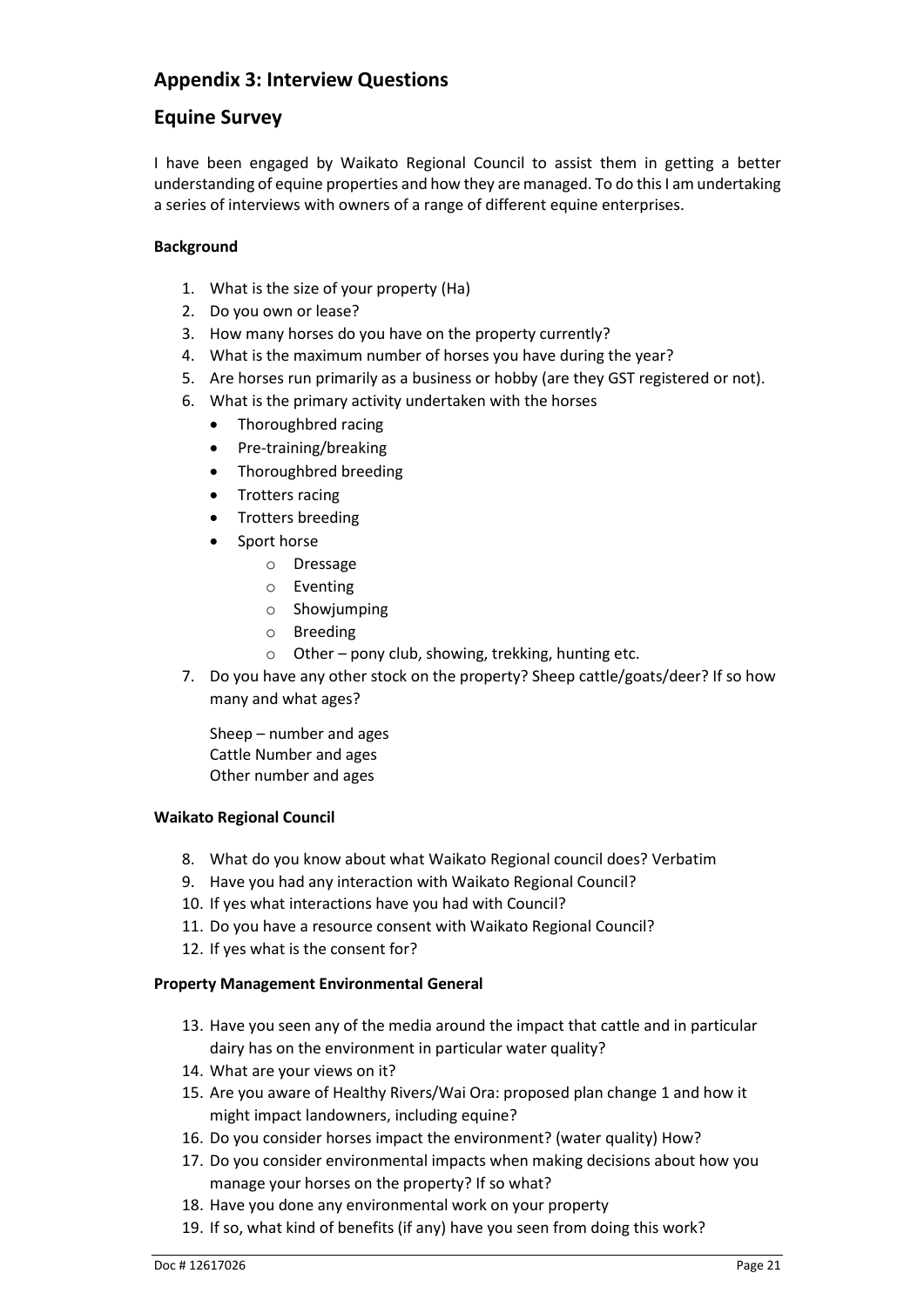## Appendix 3: Interview Questions

## Equine Survey

I have been engaged by Waikato Regional Council to assist them in getting a better understanding of equine properties and how they are managed. To do this I am undertaking a series of interviews with owners of a range of different equine enterprises.

**Background**

1. What is the size of your property (Ha)
2. Do you own or lease?
3. How many horses do you have on the property currently?
4. What is the maximum number of horses you have during the year?
5. Are horses run primarily as a business or hobby (are they GST registered or not).
6. What is the primary activity undertaken with the horses
   - Thoroughbred racing
   - Pre-training/breaking
   - Thoroughbred breeding
   - Trotters racing
   - Trotters breeding
   - Sport horse
     - Dressage
     - Eventing
     - Showjumping
     - Breeding
     - Other – pony club, showing, trekking, hunting etc.
7. Do you have any other stock on the property? Sheep cattle/goats/deer? If so how many and what ages?

   Sheep – number and ages
   Cattle Number and ages
   Other number and ages

**Waikato Regional Council**

8. What do you know about what Waikato Regional council does? Verbatim
9. Have you had any interaction with Waikato Regional Council?
10. If yes what interactions have you had with Council?
11. Do you have a resource consent with Waikato Regional Council?
12. If yes what is the consent for?

**Property Management Environmental General**

13. Have you seen any of the media around the impact that cattle and in particular dairy has on the environment in particular water quality?
14. What are your views on it?
15. Are you aware of Healthy Rivers/Wai Ora: proposed plan change 1 and how it might impact landowners, including equine?
16. Do you consider horses impact the environment? (water quality) How?
17. Do you consider environmental impacts when making decisions about how you manage your horses on the property? If so what?
18. Have you done any environmental work on your property
19. If so, what kind of benefits (if any) have you seen from doing this work?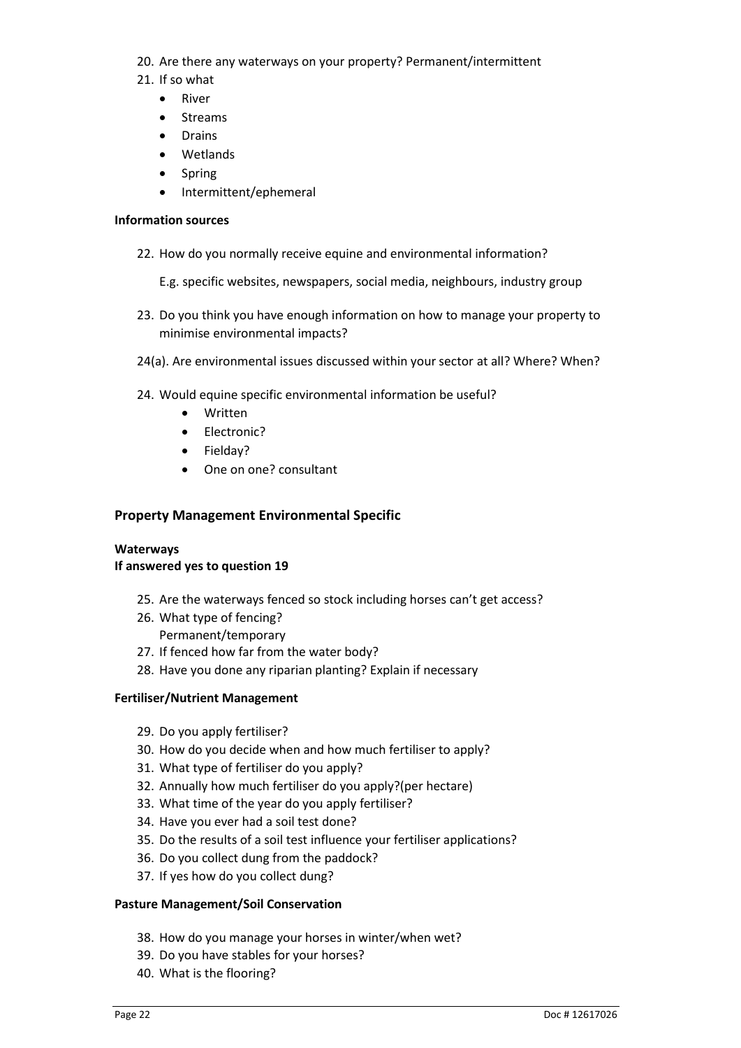20. Are there any waterways on your property? Permanent/intermittent
21. If so what
    - River
    - Streams
    - Drains
    - Wetlands
    - Spring
    - Intermittent/ephemeral

**Information sources**

22. How do you normally receive equine and environmental information?

    E.g. specific websites, newspapers, social media, neighbours, industry group

23. Do you think you have enough information on how to manage your property to minimise environmental impacts?

24(a). Are environmental issues discussed within your sector at all? Where? When?

24. Would equine specific environmental information be useful?
    - Written
    - Electronic?
    - Fieldday?
    - One on one? consultant

## Property Management Environmental Specific

**Waterways**
**If answered yes to question 19**

25. Are the waterways fenced so stock including horses can't get access?
26. What type of fencing?
    Permanent/temporary
27. If fenced how far from the water body?
28. Have you done any riparian planting? Explain if necessary

**Fertiliser/Nutrient Management**

29. Do you apply fertiliser?
30. How do you decide when and how much fertiliser to apply?
31. What type of fertiliser do you apply?
32. Annually how much fertiliser do you apply?(per hectare)
33. What time of the year do you apply fertiliser?
34. Have you ever had a soil test done?
35. Do the results of a soil test influence your fertiliser applications?
36. Do you collect dung from the paddock?
37. If yes how do you collect dung?

**Pasture Management/Soil Conservation**

38. How do you manage your horses in winter/when wet?
39. Do you have stables for your horses?
40. What is the flooring?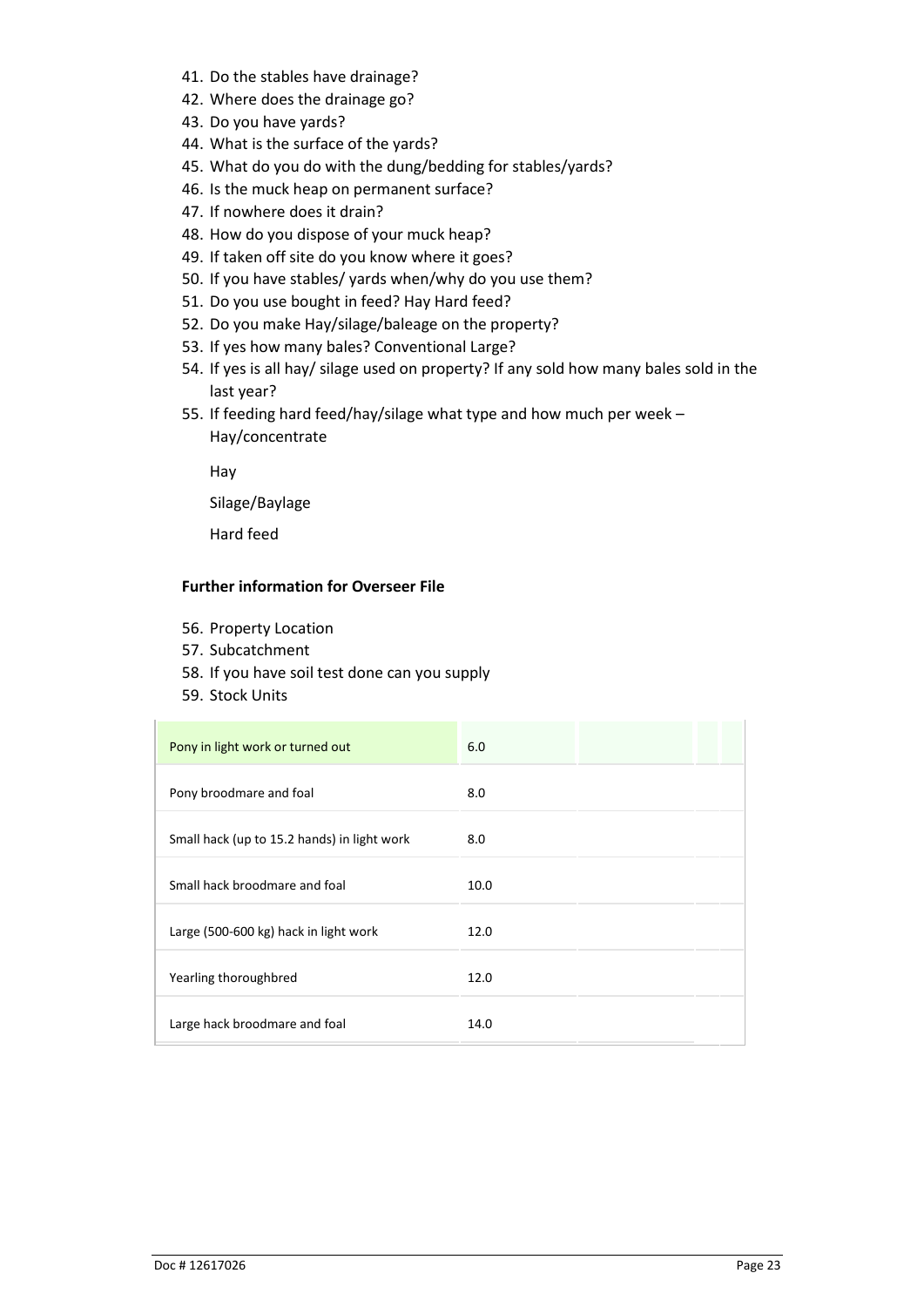41. Do the stables have drainage?
42. Where does the drainage go?
43. Do you have yards?
44. What is the surface of the yards?
45. What do you do with the dung/bedding for stables/yards?
46. Is the muck heap on permanent surface?
47. If nowhere does it drain?
48. How do you dispose of your muck heap?
49. If taken off site do you know where it goes?
50. If you have stables/ yards when/why do you use them?
51. Do you use bought in feed? Hay Hard feed?
52. Do you make Hay/silage/baleage on the property?
53. If yes how many bales? Conventional Large?
54. If yes is all hay/ silage used on property? If any sold how many bales sold in the last year?
55. If feeding hard feed/hay/silage what type and how much per week – Hay/concentrate

    Hay

    Silage/Baylage

    Hard feed

**Further information for Overseer File**

56. Property Location
57. Subcatchment
58. If you have soil test done can you supply
59. Stock Units

| | |
|---|---|
| Pony in light work or turned out | 6.0 |
| Pony broodmare and foal | 8.0 |
| Small hack (up to 15.2 hands) in light work | 8.0 |
| Small hack broodmare and foal | 10.0 |
| Large (500-600 kg) hack in light work | 12.0 |
| Yearling thoroughbred | 12.0 |
| Large hack broodmare and foal | 14.0 |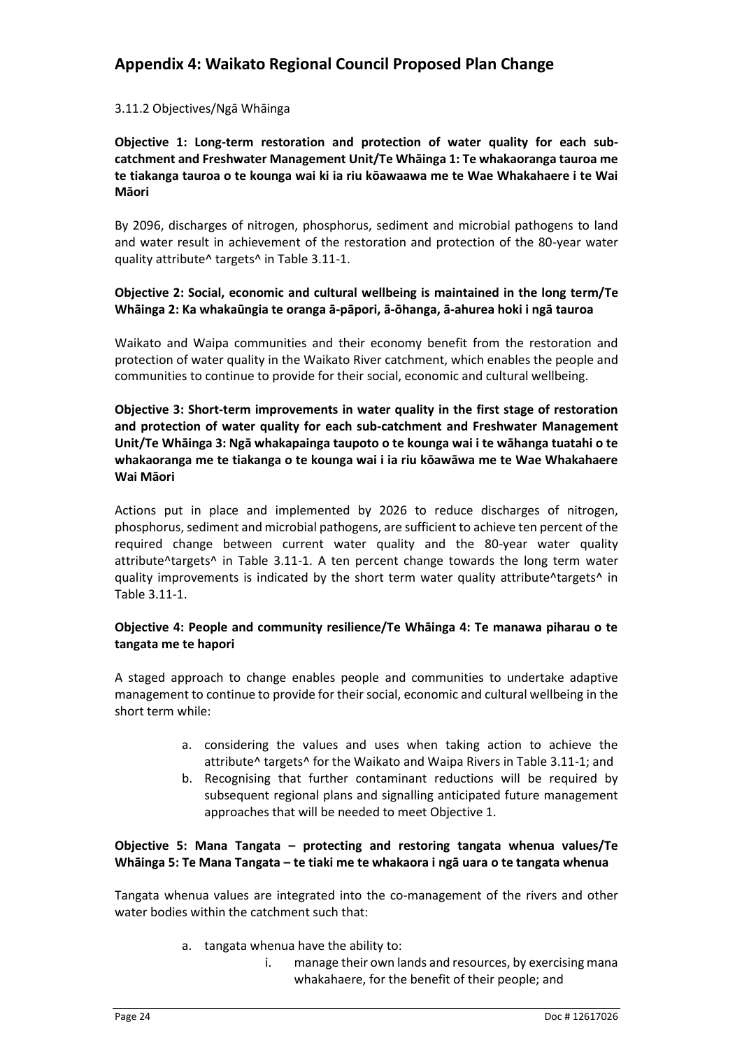## Appendix 4: Waikato Regional Council Proposed Plan Change

3.11.2 Objectives/Ngā Whāinga

**Objective 1: Long-term restoration and protection of water quality for each sub-catchment and Freshwater Management Unit/Te Whāinga 1: Te whakaoranga tauroa me te tiakanga tauroa o te kounga wai ki ia riu kōawaawa me te Wae Whakahaere i te Wai Māori**

By 2096, discharges of nitrogen, phosphorus, sediment and microbial pathogens to land and water result in achievement of the restoration and protection of the 80-year water quality attribute^ targets^ in Table 3.11-1.

**Objective 2: Social, economic and cultural wellbeing is maintained in the long term/Te Whāinga 2: Ka whakaūngia te oranga ā-pāpori, ā-ōhanga, ā-ahurea hoki i ngā tauroa**

Waikato and Waipa communities and their economy benefit from the restoration and protection of water quality in the Waikato River catchment, which enables the people and communities to continue to provide for their social, economic and cultural wellbeing.

**Objective 3: Short-term improvements in water quality in the first stage of restoration and protection of water quality for each sub-catchment and Freshwater Management Unit/Te Whāinga 3: Ngā whakapainga taupoto o te kounga wai i te wāhanga tuatahi o te whakaoranga me te tiakanga o te kounga wai i ia riu kōawāwa me te Wae Whakahaere Wai Māori**

Actions put in place and implemented by 2026 to reduce discharges of nitrogen, phosphorus, sediment and microbial pathogens, are sufficient to achieve ten percent of the required change between current water quality and the 80-year water quality attribute^targets^ in Table 3.11-1. A ten percent change towards the long term water quality improvements is indicated by the short term water quality attribute^targets^ in Table 3.11-1.

**Objective 4: People and community resilience/Te Whāinga 4: Te manawa piharau o te tangata me te hapori**

A staged approach to change enables people and communities to undertake adaptive management to continue to provide for their social, economic and cultural wellbeing in the short term while:

a. considering the values and uses when taking action to achieve the attribute^ targets^ for the Waikato and Waipa Rivers in Table 3.11-1; and
b. Recognising that further contaminant reductions will be required by subsequent regional plans and signalling anticipated future management approaches that will be needed to meet Objective 1.

**Objective 5: Mana Tangata – protecting and restoring tangata whenua values/Te Whāinga 5: Te Mana Tangata – te tiaki me te whakaora i ngā uara o te tangata whenua**

Tangata whenua values are integrated into the co-management of the rivers and other water bodies within the catchment such that:

a. tangata whenua have the ability to:
   i. manage their own lands and resources, by exercising mana whakahaere, for the benefit of their people; and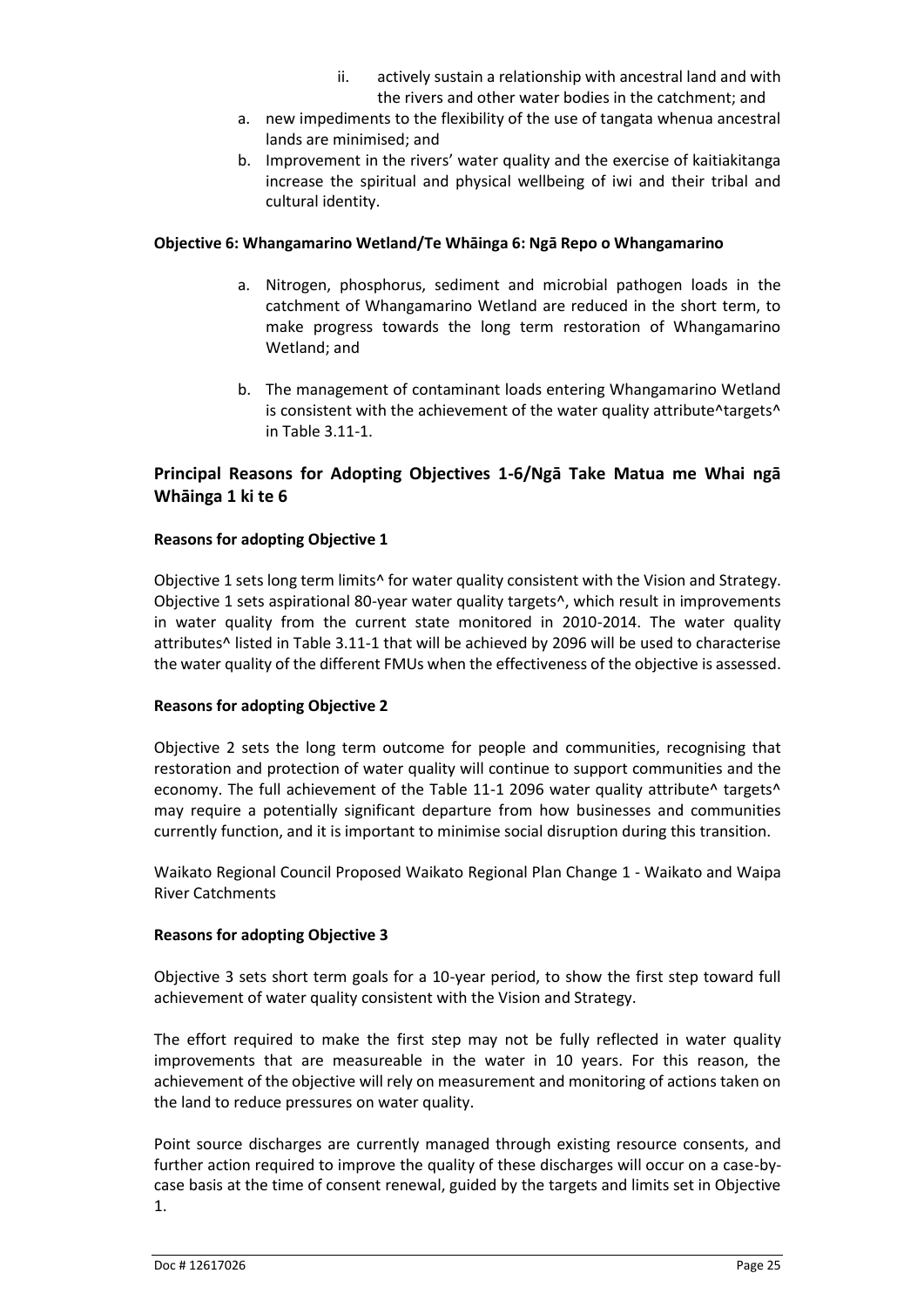ii. actively sustain a relationship with ancestral land and with the rivers and other water bodies in the catchment; and

a. new impediments to the flexibility of the use of tangata whenua ancestral lands are minimised; and

b. Improvement in the rivers' water quality and the exercise of kaitiakitanga increase the spiritual and physical wellbeing of iwi and their tribal and cultural identity.

**Objective 6: Whangamarino Wetland/Te Whāinga 6: Ngā Repo o Whangamarino**

a. Nitrogen, phosphorus, sediment and microbial pathogen loads in the catchment of Whangamarino Wetland are reduced in the short term, to make progress towards the long term restoration of Whangamarino Wetland; and

b. The management of contaminant loads entering Whangamarino Wetland is consistent with the achievement of the water quality attribute^targets^ in Table 3.11-1.

## Principal Reasons for Adopting Objectives 1-6/Ngā Take Matua me Whai ngā Whāinga 1 ki te 6

**Reasons for adopting Objective 1**

Objective 1 sets long term limits^ for water quality consistent with the Vision and Strategy. Objective 1 sets aspirational 80-year water quality targets^, which result in improvements in water quality from the current state monitored in 2010-2014. The water quality attributes^ listed in Table 3.11-1 that will be achieved by 2096 will be used to characterise the water quality of the different FMUs when the effectiveness of the objective is assessed.

**Reasons for adopting Objective 2**

Objective 2 sets the long term outcome for people and communities, recognising that restoration and protection of water quality will continue to support communities and the economy. The full achievement of the Table 11-1 2096 water quality attribute^ targets^ may require a potentially significant departure from how businesses and communities currently function, and it is important to minimise social disruption during this transition.

Waikato Regional Council Proposed Waikato Regional Plan Change 1 - Waikato and Waipa River Catchments

**Reasons for adopting Objective 3**

Objective 3 sets short term goals for a 10-year period, to show the first step toward full achievement of water quality consistent with the Vision and Strategy.

The effort required to make the first step may not be fully reflected in water quality improvements that are measureable in the water in 10 years. For this reason, the achievement of the objective will rely on measurement and monitoring of actions taken on the land to reduce pressures on water quality.

Point source discharges are currently managed through existing resource consents, and further action required to improve the quality of these discharges will occur on a case-by-case basis at the time of consent renewal, guided by the targets and limits set in Objective 1.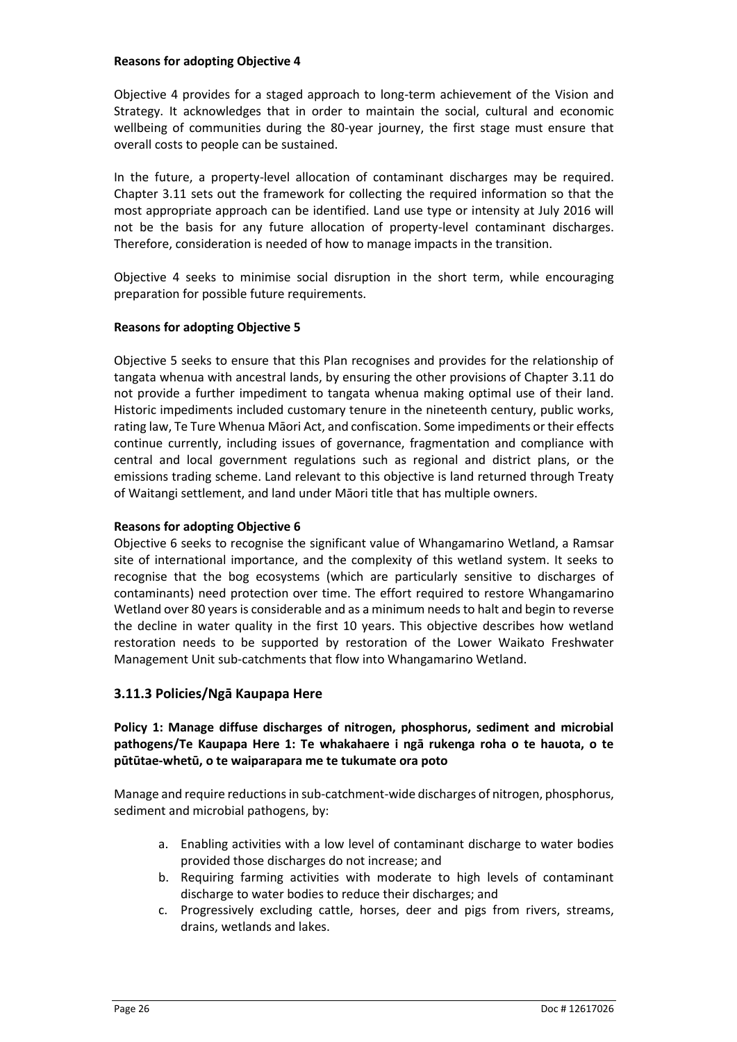**Reasons for adopting Objective 4**

Objective 4 provides for a staged approach to long-term achievement of the Vision and Strategy. It acknowledges that in order to maintain the social, cultural and economic wellbeing of communities during the 80-year journey, the first stage must ensure that overall costs to people can be sustained.

In the future, a property-level allocation of contaminant discharges may be required. Chapter 3.11 sets out the framework for collecting the required information so that the most appropriate approach can be identified. Land use type or intensity at July 2016 will not be the basis for any future allocation of property-level contaminant discharges. Therefore, consideration is needed of how to manage impacts in the transition.

Objective 4 seeks to minimise social disruption in the short term, while encouraging preparation for possible future requirements.

**Reasons for adopting Objective 5**

Objective 5 seeks to ensure that this Plan recognises and provides for the relationship of tangata whenua with ancestral lands, by ensuring the other provisions of Chapter 3.11 do not provide a further impediment to tangata whenua making optimal use of their land. Historic impediments included customary tenure in the nineteenth century, public works, rating law, Te Ture Whenua Māori Act, and confiscation. Some impediments or their effects continue currently, including issues of governance, fragmentation and compliance with central and local government regulations such as regional and district plans, or the emissions trading scheme. Land relevant to this objective is land returned through Treaty of Waitangi settlement, and land under Māori title that has multiple owners.

**Reasons for adopting Objective 6**

Objective 6 seeks to recognise the significant value of Whangamarino Wetland, a Ramsar site of international importance, and the complexity of this wetland system. It seeks to recognise that the bog ecosystems (which are particularly sensitive to discharges of contaminants) need protection over time. The effort required to restore Whangamarino Wetland over 80 years is considerable and as a minimum needs to halt and begin to reverse the decline in water quality in the first 10 years. This objective describes how wetland restoration needs to be supported by restoration of the Lower Waikato Freshwater Management Unit sub-catchments that flow into Whangamarino Wetland.

## 3.11.3 Policies/Ngā Kaupapa Here

**Policy 1: Manage diffuse discharges of nitrogen, phosphorus, sediment and microbial pathogens/Te Kaupapa Here 1: Te whakahaere i ngā rukenga roha o te hauota, o te pūtūtae-whetū, o te waiparapara me te tukumate ora poto**

Manage and require reductions in sub-catchment-wide discharges of nitrogen, phosphorus, sediment and microbial pathogens, by:

a. Enabling activities with a low level of contaminant discharge to water bodies provided those discharges do not increase; and
b. Requiring farming activities with moderate to high levels of contaminant discharge to water bodies to reduce their discharges; and
c. Progressively excluding cattle, horses, deer and pigs from rivers, streams, drains, wetlands and lakes.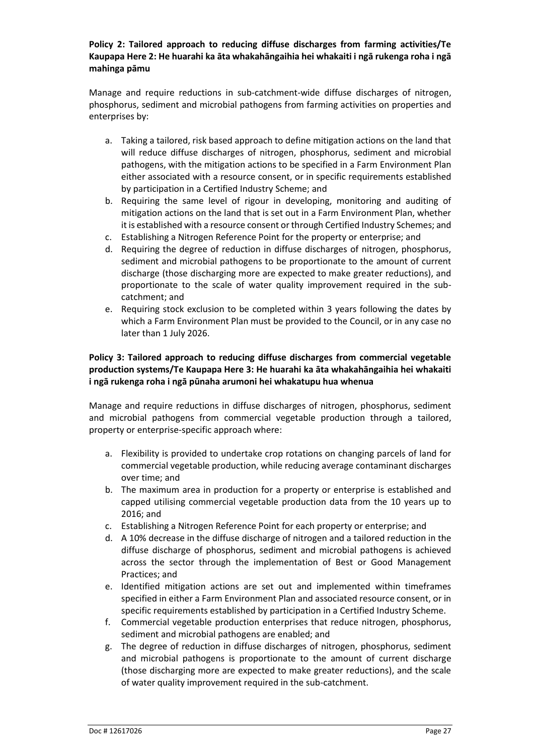**Policy 2: Tailored approach to reducing diffuse discharges from farming activities/Te Kaupapa Here 2: He huarahi ka āta whakahāngaihia hei whakaiti i ngā rukenga roha i ngā mahinga pāmu**

Manage and require reductions in sub-catchment-wide diffuse discharges of nitrogen, phosphorus, sediment and microbial pathogens from farming activities on properties and enterprises by:

a. Taking a tailored, risk based approach to define mitigation actions on the land that will reduce diffuse discharges of nitrogen, phosphorus, sediment and microbial pathogens, with the mitigation actions to be specified in a Farm Environment Plan either associated with a resource consent, or in specific requirements established by participation in a Certified Industry Scheme; and
b. Requiring the same level of rigour in developing, monitoring and auditing of mitigation actions on the land that is set out in a Farm Environment Plan, whether it is established with a resource consent or through Certified Industry Schemes; and
c. Establishing a Nitrogen Reference Point for the property or enterprise; and
d. Requiring the degree of reduction in diffuse discharges of nitrogen, phosphorus, sediment and microbial pathogens to be proportionate to the amount of current discharge (those discharging more are expected to make greater reductions), and proportionate to the scale of water quality improvement required in the sub-catchment; and
e. Requiring stock exclusion to be completed within 3 years following the dates by which a Farm Environment Plan must be provided to the Council, or in any case no later than 1 July 2026.

**Policy 3: Tailored approach to reducing diffuse discharges from commercial vegetable production systems/Te Kaupapa Here 3: He huarahi ka āta whakahāngaihia hei whakaiti i ngā rukenga roha i ngā pūnaha arumoni hei whakatupu hua whenua**

Manage and require reductions in diffuse discharges of nitrogen, phosphorus, sediment and microbial pathogens from commercial vegetable production through a tailored, property or enterprise-specific approach where:

a. Flexibility is provided to undertake crop rotations on changing parcels of land for commercial vegetable production, while reducing average contaminant discharges over time; and
b. The maximum area in production for a property or enterprise is established and capped utilising commercial vegetable production data from the 10 years up to 2016; and
c. Establishing a Nitrogen Reference Point for each property or enterprise; and
d. A 10% decrease in the diffuse discharge of nitrogen and a tailored reduction in the diffuse discharge of phosphorus, sediment and microbial pathogens is achieved across the sector through the implementation of Best or Good Management Practices; and
e. Identified mitigation actions are set out and implemented within timeframes specified in either a Farm Environment Plan and associated resource consent, or in specific requirements established by participation in a Certified Industry Scheme.
f. Commercial vegetable production enterprises that reduce nitrogen, phosphorus, sediment and microbial pathogens are enabled; and
g. The degree of reduction in diffuse discharges of nitrogen, phosphorus, sediment and microbial pathogens is proportionate to the amount of current discharge (those discharging more are expected to make greater reductions), and the scale of water quality improvement required in the sub-catchment.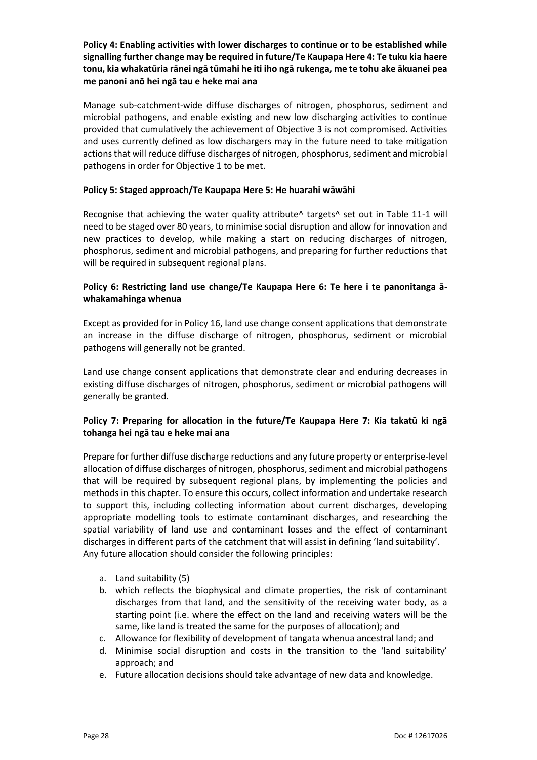**Policy 4: Enabling activities with lower discharges to continue or to be established while signalling further change may be required in future/Te Kaupapa Here 4: Te tuku kia haere tonu, kia whakatūria rānei ngā tūmahi he iti iho ngā rukenga, me te tohu ake ākuanei pea me panoni anō hei ngā tau e heke mai ana**

Manage sub-catchment-wide diffuse discharges of nitrogen, phosphorus, sediment and microbial pathogens, and enable existing and new low discharging activities to continue provided that cumulatively the achievement of Objective 3 is not compromised. Activities and uses currently defined as low dischargers may in the future need to take mitigation actions that will reduce diffuse discharges of nitrogen, phosphorus, sediment and microbial pathogens in order for Objective 1 to be met.

**Policy 5: Staged approach/Te Kaupapa Here 5: He huarahi wāwāhi**

Recognise that achieving the water quality attribute^ targets^ set out in Table 11-1 will need to be staged over 80 years, to minimise social disruption and allow for innovation and new practices to develop, while making a start on reducing discharges of nitrogen, phosphorus, sediment and microbial pathogens, and preparing for further reductions that will be required in subsequent regional plans.

**Policy 6: Restricting land use change/Te Kaupapa Here 6: Te here i te panonitanga ā-whakamahinga whenua**

Except as provided for in Policy 16, land use change consent applications that demonstrate an increase in the diffuse discharge of nitrogen, phosphorus, sediment or microbial pathogens will generally not be granted.

Land use change consent applications that demonstrate clear and enduring decreases in existing diffuse discharges of nitrogen, phosphorus, sediment or microbial pathogens will generally be granted.

**Policy 7: Preparing for allocation in the future/Te Kaupapa Here 7: Kia takatū ki ngā tohanga hei ngā tau e heke mai ana**

Prepare for further diffuse discharge reductions and any future property or enterprise-level allocation of diffuse discharges of nitrogen, phosphorus, sediment and microbial pathogens that will be required by subsequent regional plans, by implementing the policies and methods in this chapter. To ensure this occurs, collect information and undertake research to support this, including collecting information about current discharges, developing appropriate modelling tools to estimate contaminant discharges, and researching the spatial variability of land use and contaminant losses and the effect of contaminant discharges in different parts of the catchment that will assist in defining 'land suitability'. Any future allocation should consider the following principles:

a. Land suitability (5)
b. which reflects the biophysical and climate properties, the risk of contaminant discharges from that land, and the sensitivity of the receiving water body, as a starting point (i.e. where the effect on the land and receiving waters will be the same, like land is treated the same for the purposes of allocation); and
c. Allowance for flexibility of development of tangata whenua ancestral land; and
d. Minimise social disruption and costs in the transition to the 'land suitability' approach; and
e. Future allocation decisions should take advantage of new data and knowledge.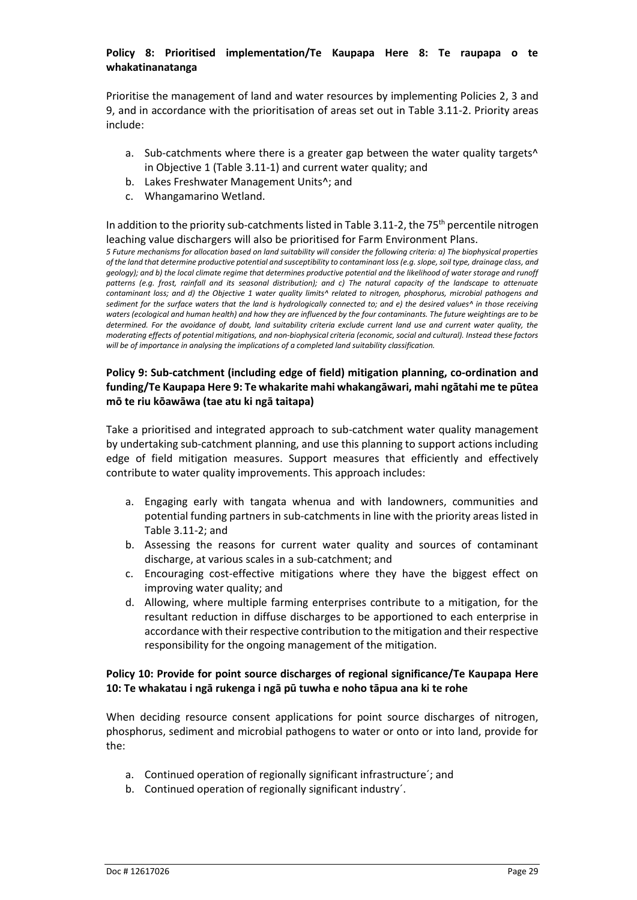**Policy 8: Prioritised implementation/Te Kaupapa Here 8: Te raupapa o te whakatinanatanga**

Prioritise the management of land and water resources by implementing Policies 2, 3 and 9, and in accordance with the prioritisation of areas set out in Table 3.11-2. Priority areas include:

a. Sub-catchments where there is a greater gap between the water quality targets^ in Objective 1 (Table 3.11-1) and current water quality; and
b. Lakes Freshwater Management Units^; and
c. Whangamarino Wetland.

In addition to the priority sub-catchments listed in Table 3.11-2, the 75th percentile nitrogen leaching value dischargers will also be prioritised for Farm Environment Plans.

*5 Future mechanisms for allocation based on land suitability will consider the following criteria: a) The biophysical properties of the land that determine productive potential and susceptibility to contaminant loss (e.g. slope, soil type, drainage class, and geology); and b) the local climate regime that determines productive potential and the likelihood of water storage and runoff patterns (e.g. frost, rainfall and its seasonal distribution); and c) The natural capacity of the landscape to attenuate contaminant loss; and d) the Objective 1 water quality limits^ related to nitrogen, phosphorus, microbial pathogens and sediment for the surface waters that the land is hydrologically connected to; and e) the desired values^ in those receiving waters (ecological and human health) and how they are influenced by the four contaminants. The future weightings are to be determined. For the avoidance of doubt, land suitability criteria exclude current land use and current water quality, the moderating effects of potential mitigations, and non-biophysical criteria (economic, social and cultural). Instead these factors will be of importance in analysing the implications of a completed land suitability classification.*

**Policy 9: Sub-catchment (including edge of field) mitigation planning, co-ordination and funding/Te Kaupapa Here 9: Te whakarite mahi whakangāwari, mahi ngātahi me te pūtea mō te riu kōawāwa (tae atu ki ngā taitapa)**

Take a prioritised and integrated approach to sub-catchment water quality management by undertaking sub-catchment planning, and use this planning to support actions including edge of field mitigation measures. Support measures that efficiently and effectively contribute to water quality improvements. This approach includes:

a. Engaging early with tangata whenua and with landowners, communities and potential funding partners in sub-catchments in line with the priority areas listed in Table 3.11-2; and
b. Assessing the reasons for current water quality and sources of contaminant discharge, at various scales in a sub-catchment; and
c. Encouraging cost-effective mitigations where they have the biggest effect on improving water quality; and
d. Allowing, where multiple farming enterprises contribute to a mitigation, for the resultant reduction in diffuse discharges to be apportioned to each enterprise in accordance with their respective contribution to the mitigation and their respective responsibility for the ongoing management of the mitigation.

**Policy 10: Provide for point source discharges of regional significance/Te Kaupapa Here 10: Te whakatau i ngā rukenga i ngā pū tuwha e noho tāpua ana ki te rohe**

When deciding resource consent applications for point source discharges of nitrogen, phosphorus, sediment and microbial pathogens to water or onto or into land, provide for the:

a. Continued operation of regionally significant infrastructure´; and
b. Continued operation of regionally significant industry´.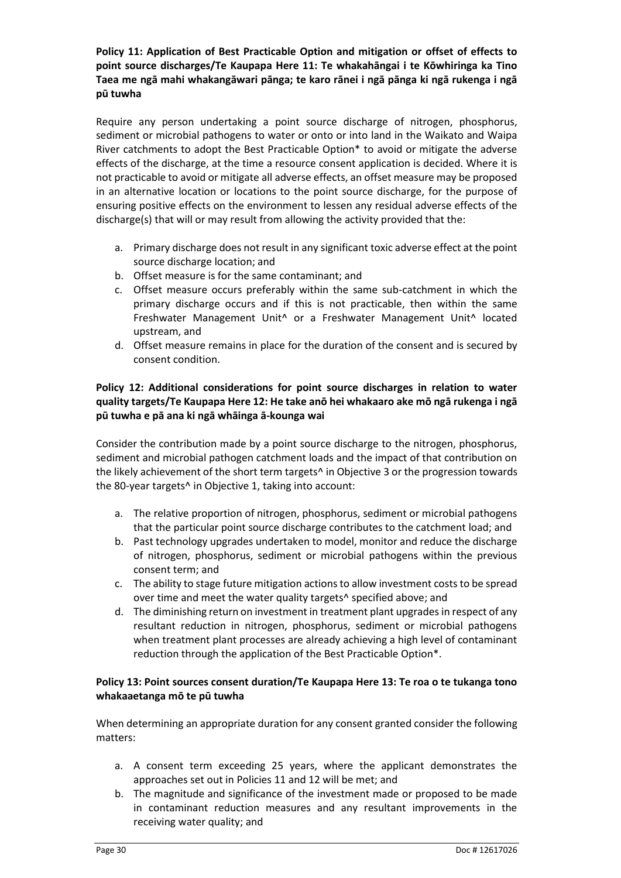**Policy 11: Application of Best Practicable Option and mitigation or offset of effects to point source discharges/Te Kaupapa Here 11: Te whakahāngai i te Kōwhiringa ka Tino Taea me ngā mahi whakangāwari pānga; te karo rānei i ngā pānga ki ngā rukenga i ngā pū tuwha**

Require any person undertaking a point source discharge of nitrogen, phosphorus, sediment or microbial pathogens to water or onto or into land in the Waikato and Waipa River catchments to adopt the Best Practicable Option* to avoid or mitigate the adverse effects of the discharge, at the time a resource consent application is decided. Where it is not practicable to avoid or mitigate all adverse effects, an offset measure may be proposed in an alternative location or locations to the point source discharge, for the purpose of ensuring positive effects on the environment to lessen any residual adverse effects of the discharge(s) that will or may result from allowing the activity provided that the:

a. Primary discharge does not result in any significant toxic adverse effect at the point source discharge location; and
b. Offset measure is for the same contaminant; and
c. Offset measure occurs preferably within the same sub-catchment in which the primary discharge occurs and if this is not practicable, then within the same Freshwater Management Unit^ or a Freshwater Management Unit^ located upstream, and
d. Offset measure remains in place for the duration of the consent and is secured by consent condition.

**Policy 12: Additional considerations for point source discharges in relation to water quality targets/Te Kaupapa Here 12: He take anō hei whakaaro ake mō ngā rukenga i ngā pū tuwha e pā ana ki ngā whāinga ā-kounga wai**

Consider the contribution made by a point source discharge to the nitrogen, phosphorus, sediment and microbial pathogen catchment loads and the impact of that contribution on the likely achievement of the short term targets^ in Objective 3 or the progression towards the 80-year targets^ in Objective 1, taking into account:

a. The relative proportion of nitrogen, phosphorus, sediment or microbial pathogens that the particular point source discharge contributes to the catchment load; and
b. Past technology upgrades undertaken to model, monitor and reduce the discharge of nitrogen, phosphorus, sediment or microbial pathogens within the previous consent term; and
c. The ability to stage future mitigation actions to allow investment costs to be spread over time and meet the water quality targets^ specified above; and
d. The diminishing return on investment in treatment plant upgrades in respect of any resultant reduction in nitrogen, phosphorus, sediment or microbial pathogens when treatment plant processes are already achieving a high level of contaminant reduction through the application of the Best Practicable Option*.

**Policy 13: Point sources consent duration/Te Kaupapa Here 13: Te roa o te tukanga tono whakaaetanga mō te pū tuwha**

When determining an appropriate duration for any consent granted consider the following matters:

a. A consent term exceeding 25 years, where the applicant demonstrates the approaches set out in Policies 11 and 12 will be met; and
b. The magnitude and significance of the investment made or proposed to be made in contaminant reduction measures and any resultant improvements in the receiving water quality; and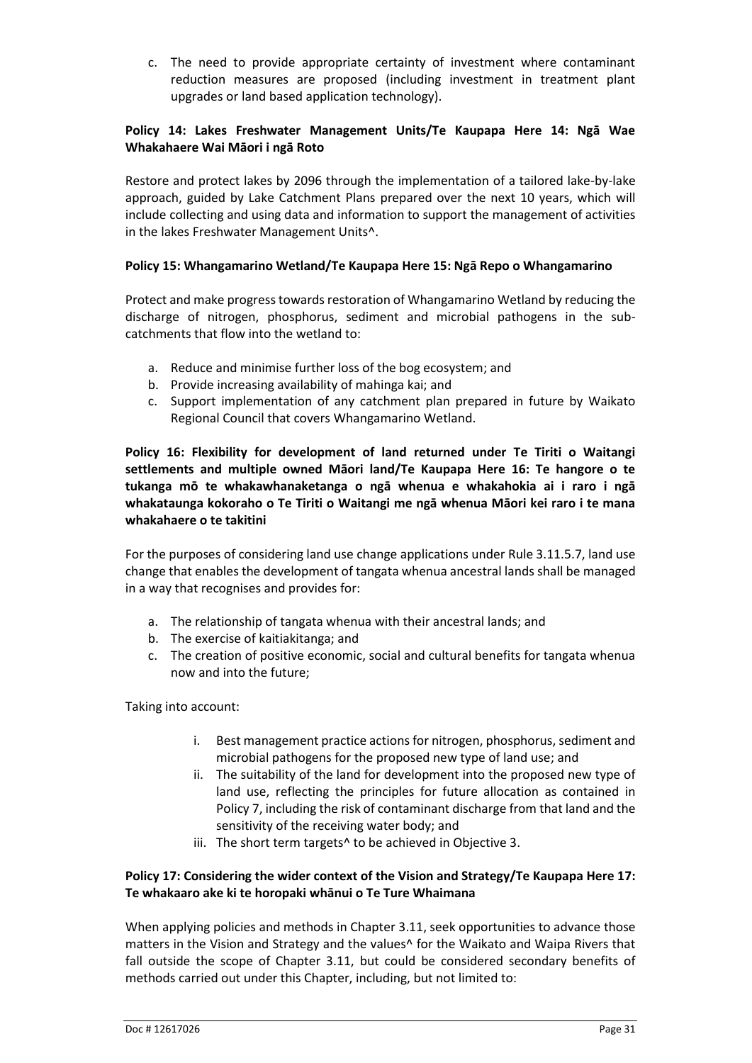c. The need to provide appropriate certainty of investment where contaminant reduction measures are proposed (including investment in treatment plant upgrades or land based application technology).

**Policy 14: Lakes Freshwater Management Units/Te Kaupapa Here 14: Ngā Wae Whakahaere Wai Māori i ngā Roto**

Restore and protect lakes by 2096 through the implementation of a tailored lake-by-lake approach, guided by Lake Catchment Plans prepared over the next 10 years, which will include collecting and using data and information to support the management of activities in the lakes Freshwater Management Units^.

**Policy 15: Whangamarino Wetland/Te Kaupapa Here 15: Ngā Repo o Whangamarino**

Protect and make progress towards restoration of Whangamarino Wetland by reducing the discharge of nitrogen, phosphorus, sediment and microbial pathogens in the sub-catchments that flow into the wetland to:

a. Reduce and minimise further loss of the bog ecosystem; and
b. Provide increasing availability of mahinga kai; and
c. Support implementation of any catchment plan prepared in future by Waikato Regional Council that covers Whangamarino Wetland.

**Policy 16: Flexibility for development of land returned under Te Tiriti o Waitangi settlements and multiple owned Māori land/Te Kaupapa Here 16: Te hangore o te tukanga mō te whakawhanaketanga o ngā whenua e whakahokia ai i raro i ngā whakataunga kokoraho o Te Tiriti o Waitangi me ngā whenua Māori kei raro i te mana whakahaere o te takitini**

For the purposes of considering land use change applications under Rule 3.11.5.7, land use change that enables the development of tangata whenua ancestral lands shall be managed in a way that recognises and provides for:

a. The relationship of tangata whenua with their ancestral lands; and
b. The exercise of kaitiakitanga; and
c. The creation of positive economic, social and cultural benefits for tangata whenua now and into the future;

Taking into account:

i. Best management practice actions for nitrogen, phosphorus, sediment and microbial pathogens for the proposed new type of land use; and
ii. The suitability of the land for development into the proposed new type of land use, reflecting the principles for future allocation as contained in Policy 7, including the risk of contaminant discharge from that land and the sensitivity of the receiving water body; and
iii. The short term targets^ to be achieved in Objective 3.

**Policy 17: Considering the wider context of the Vision and Strategy/Te Kaupapa Here 17: Te whakaaro ake ki te horopaki whānui o Te Ture Whaimana**

When applying policies and methods in Chapter 3.11, seek opportunities to advance those matters in the Vision and Strategy and the values^ for the Waikato and Waipa Rivers that fall outside the scope of Chapter 3.11, but could be considered secondary benefits of methods carried out under this Chapter, including, but not limited to: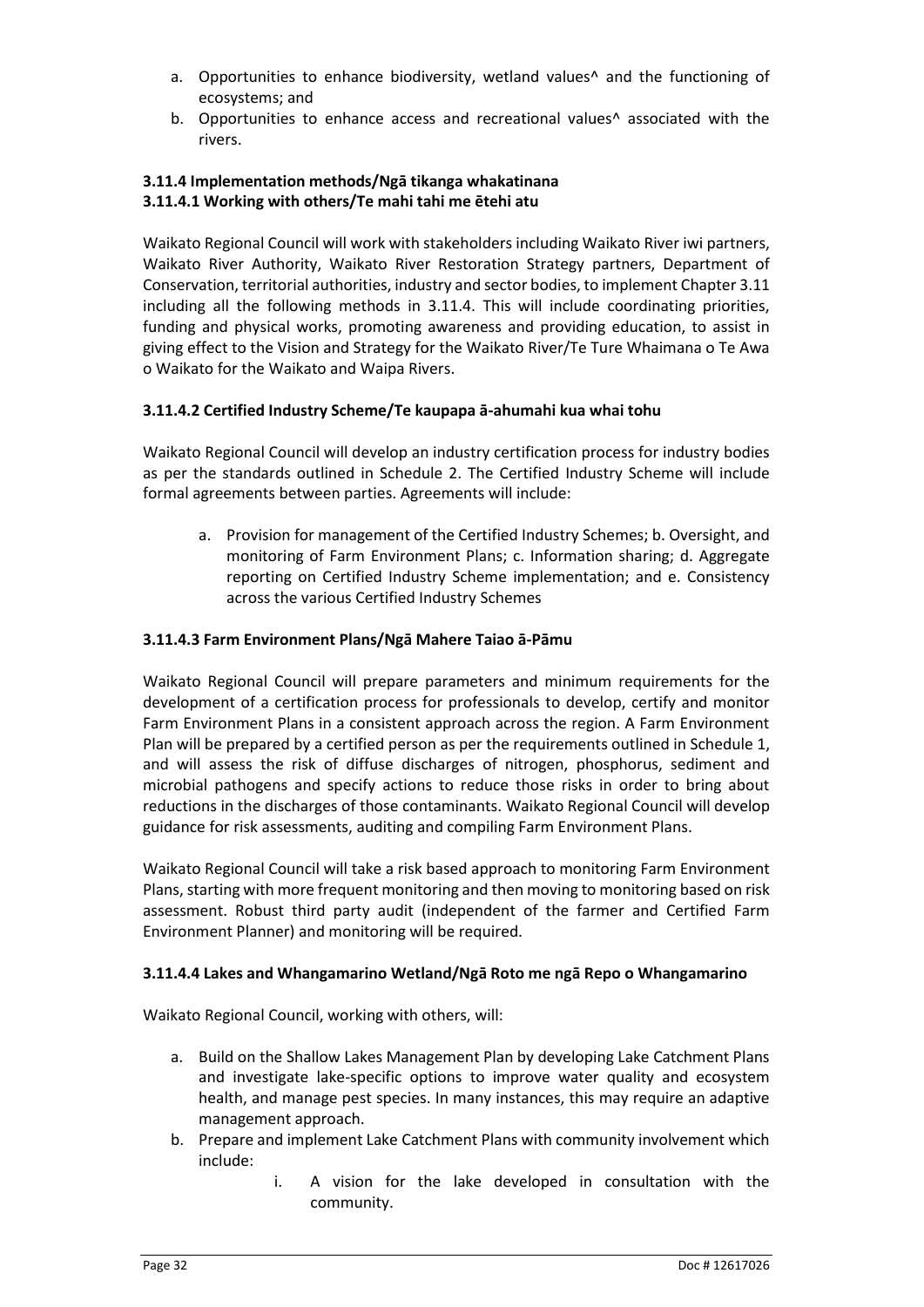a. Opportunities to enhance biodiversity, wetland values^ and the functioning of ecosystems; and
b. Opportunities to enhance access and recreational values^ associated with the rivers.

### 3.11.4 Implementation methods/Ngā tikanga whakatinana

#### 3.11.4.1 Working with others/Te mahi tahi me ētehi atu

Waikato Regional Council will work with stakeholders including Waikato River iwi partners, Waikato River Authority, Waikato River Restoration Strategy partners, Department of Conservation, territorial authorities, industry and sector bodies, to implement Chapter 3.11 including all the following methods in 3.11.4. This will include coordinating priorities, funding and physical works, promoting awareness and providing education, to assist in giving effect to the Vision and Strategy for the Waikato River/Te Ture Whaimana o Te Awa o Waikato for the Waikato and Waipa Rivers.

#### 3.11.4.2 Certified Industry Scheme/Te kaupapa ā-ahumahi kua whai tohu

Waikato Regional Council will develop an industry certification process for industry bodies as per the standards outlined in Schedule 2. The Certified Industry Scheme will include formal agreements between parties. Agreements will include:

a. Provision for management of the Certified Industry Schemes; b. Oversight, and monitoring of Farm Environment Plans; c. Information sharing; d. Aggregate reporting on Certified Industry Scheme implementation; and e. Consistency across the various Certified Industry Schemes

#### 3.11.4.3 Farm Environment Plans/Ngā Mahere Taiao ā-Pāmu

Waikato Regional Council will prepare parameters and minimum requirements for the development of a certification process for professionals to develop, certify and monitor Farm Environment Plans in a consistent approach across the region. A Farm Environment Plan will be prepared by a certified person as per the requirements outlined in Schedule 1, and will assess the risk of diffuse discharges of nitrogen, phosphorus, sediment and microbial pathogens and specify actions to reduce those risks in order to bring about reductions in the discharges of those contaminants. Waikato Regional Council will develop guidance for risk assessments, auditing and compiling Farm Environment Plans.

Waikato Regional Council will take a risk based approach to monitoring Farm Environment Plans, starting with more frequent monitoring and then moving to monitoring based on risk assessment. Robust third party audit (independent of the farmer and Certified Farm Environment Planner) and monitoring will be required.

#### 3.11.4.4 Lakes and Whangamarino Wetland/Ngā Roto me ngā Repo o Whangamarino

Waikato Regional Council, working with others, will:

a. Build on the Shallow Lakes Management Plan by developing Lake Catchment Plans and investigate lake-specific options to improve water quality and ecosystem health, and manage pest species. In many instances, this may require an adaptive management approach.
b. Prepare and implement Lake Catchment Plans with community involvement which include:
    i. A vision for the lake developed in consultation with the community.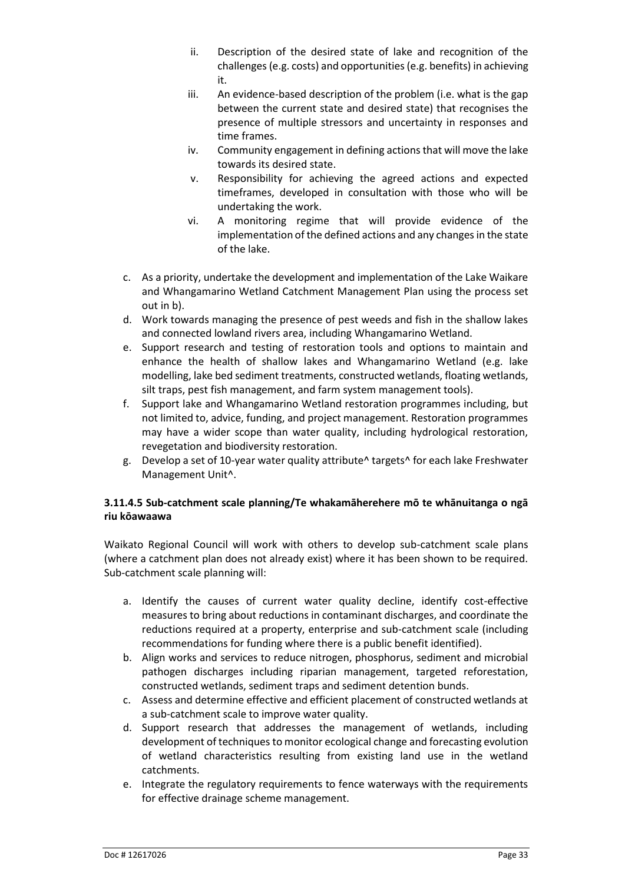ii. Description of the desired state of lake and recognition of the challenges (e.g. costs) and opportunities (e.g. benefits) in achieving it.
   iii. An evidence-based description of the problem (i.e. what is the gap between the current state and desired state) that recognises the presence of multiple stressors and uncertainty in responses and time frames.
   iv. Community engagement in defining actions that will move the lake towards its desired state.
   v. Responsibility for achieving the agreed actions and expected timeframes, developed in consultation with those who will be undertaking the work.
   vi. A monitoring regime that will provide evidence of the implementation of the defined actions and any changes in the state of the lake.

c. As a priority, undertake the development and implementation of the Lake Waikare and Whangamarino Wetland Catchment Management Plan using the process set out in b).
d. Work towards managing the presence of pest weeds and fish in the shallow lakes and connected lowland rivers area, including Whangamarino Wetland.
e. Support research and testing of restoration tools and options to maintain and enhance the health of shallow lakes and Whangamarino Wetland (e.g. lake modelling, lake bed sediment treatments, constructed wetlands, floating wetlands, silt traps, pest fish management, and farm system management tools).
f. Support lake and Whangamarino Wetland restoration programmes including, but not limited to, advice, funding, and project management. Restoration programmes may have a wider scope than water quality, including hydrological restoration, revegetation and biodiversity restoration.
g. Develop a set of 10-year water quality attribute^ targets^ for each lake Freshwater Management Unit^.

#### 3.11.4.5 Sub-catchment scale planning/Te whakamāherehere mō te whānuitanga o ngā riu kōawaawa

Waikato Regional Council will work with others to develop sub-catchment scale plans (where a catchment plan does not already exist) where it has been shown to be required. Sub-catchment scale planning will:

a. Identify the causes of current water quality decline, identify cost-effective measures to bring about reductions in contaminant discharges, and coordinate the reductions required at a property, enterprise and sub-catchment scale (including recommendations for funding where there is a public benefit identified).
b. Align works and services to reduce nitrogen, phosphorus, sediment and microbial pathogen discharges including riparian management, targeted reforestation, constructed wetlands, sediment traps and sediment detention bunds.
c. Assess and determine effective and efficient placement of constructed wetlands at a sub-catchment scale to improve water quality.
d. Support research that addresses the management of wetlands, including development of techniques to monitor ecological change and forecasting evolution of wetland characteristics resulting from existing land use in the wetland catchments.
e. Integrate the regulatory requirements to fence waterways with the requirements for effective drainage scheme management.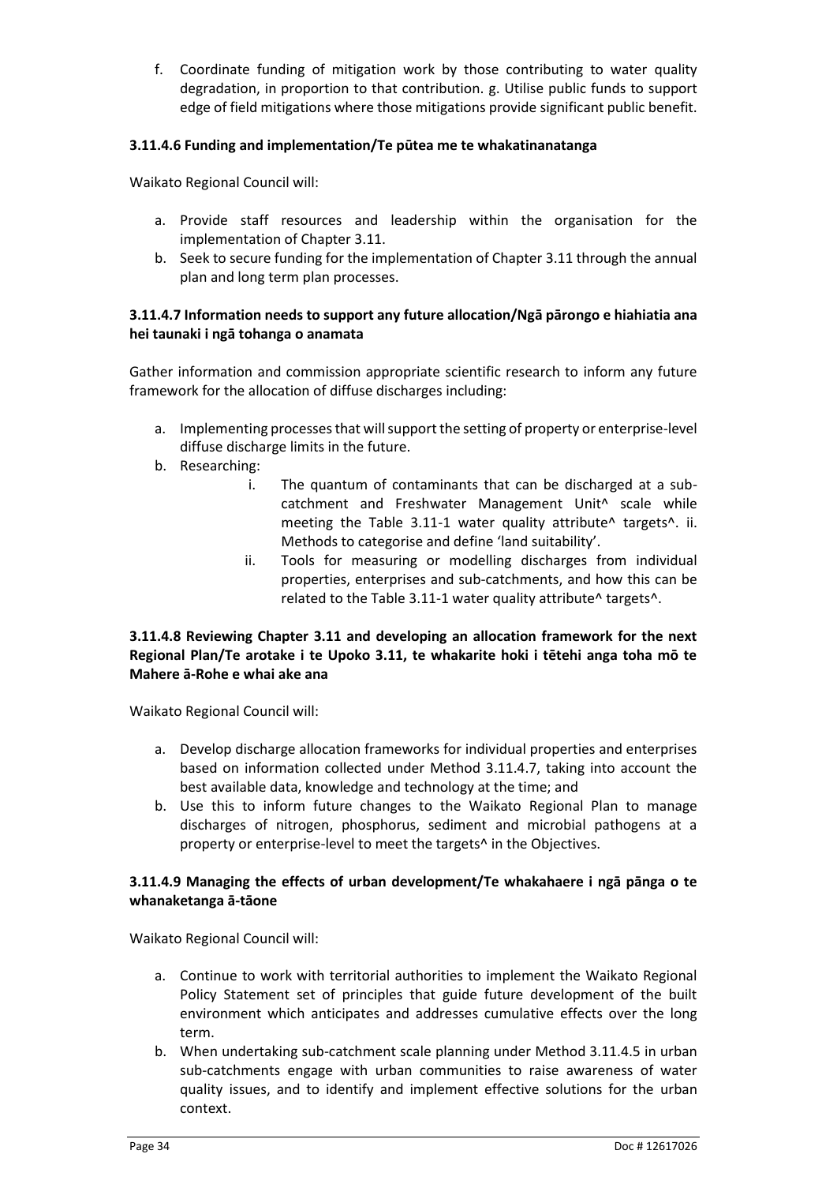f. Coordinate funding of mitigation work by those contributing to water quality degradation, in proportion to that contribution. g. Utilise public funds to support edge of field mitigations where those mitigations provide significant public benefit.

### 3.11.4.6 Funding and implementation/Te pūtea me te whakatinanatanga

Waikato Regional Council will:

a. Provide staff resources and leadership within the organisation for the implementation of Chapter 3.11.
b. Seek to secure funding for the implementation of Chapter 3.11 through the annual plan and long term plan processes.

### 3.11.4.7 Information needs to support any future allocation/Ngā pārongo e hiahiatia ana hei taunaki i ngā tohanga o anamata

Gather information and commission appropriate scientific research to inform any future framework for the allocation of diffuse discharges including:

a. Implementing processes that will support the setting of property or enterprise-level diffuse discharge limits in the future.
b. Researching:
    i. The quantum of contaminants that can be discharged at a sub-catchment and Freshwater Management Unit^ scale while meeting the Table 3.11-1 water quality attribute^ targets^. ii. Methods to categorise and define 'land suitability'.
    ii. Tools for measuring or modelling discharges from individual properties, enterprises and sub-catchments, and how this can be related to the Table 3.11-1 water quality attribute^ targets^.

### 3.11.4.8 Reviewing Chapter 3.11 and developing an allocation framework for the next Regional Plan/Te arotake i te Upoko 3.11, te whakarite hoki i tētehi anga toha mō te Mahere ā-Rohe e whai ake ana

Waikato Regional Council will:

a. Develop discharge allocation frameworks for individual properties and enterprises based on information collected under Method 3.11.4.7, taking into account the best available data, knowledge and technology at the time; and
b. Use this to inform future changes to the Waikato Regional Plan to manage discharges of nitrogen, phosphorus, sediment and microbial pathogens at a property or enterprise-level to meet the targets^ in the Objectives.

### 3.11.4.9 Managing the effects of urban development/Te whakahaere i ngā pānga o te whanaketanga ā-tāone

Waikato Regional Council will:

a. Continue to work with territorial authorities to implement the Waikato Regional Policy Statement set of principles that guide future development of the built environment which anticipates and addresses cumulative effects over the long term.
b. When undertaking sub-catchment scale planning under Method 3.11.4.5 in urban sub-catchments engage with urban communities to raise awareness of water quality issues, and to identify and implement effective solutions for the urban context.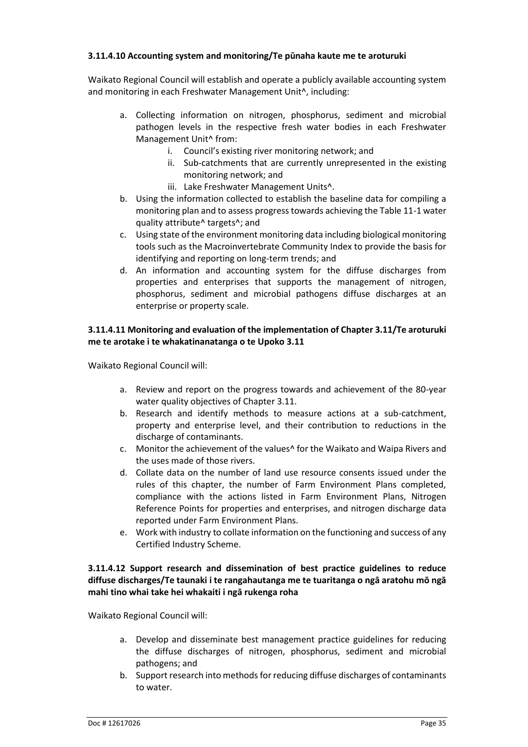#### 3.11.4.10 Accounting system and monitoring/Te pūnaha kaute me te aroturuki

Waikato Regional Council will establish and operate a publicly available accounting system and monitoring in each Freshwater Management Unit^, including:

a. Collecting information on nitrogen, phosphorus, sediment and microbial pathogen levels in the respective fresh water bodies in each Freshwater Management Unit^ from:
    i. Council's existing river monitoring network; and
    ii. Sub-catchments that are currently unrepresented in the existing monitoring network; and
    iii. Lake Freshwater Management Units^.
b. Using the information collected to establish the baseline data for compiling a monitoring plan and to assess progress towards achieving the Table 11-1 water quality attribute^ targets^; and
c. Using state of the environment monitoring data including biological monitoring tools such as the Macroinvertebrate Community Index to provide the basis for identifying and reporting on long-term trends; and
d. An information and accounting system for the diffuse discharges from properties and enterprises that supports the management of nitrogen, phosphorus, sediment and microbial pathogens diffuse discharges at an enterprise or property scale.

#### 3.11.4.11 Monitoring and evaluation of the implementation of Chapter 3.11/Te aroturuki me te arotake i te whakatinanatanga o te Upoko 3.11

Waikato Regional Council will:

a. Review and report on the progress towards and achievement of the 80-year water quality objectives of Chapter 3.11.
b. Research and identify methods to measure actions at a sub-catchment, property and enterprise level, and their contribution to reductions in the discharge of contaminants.
c. Monitor the achievement of the values^ for the Waikato and Waipa Rivers and the uses made of those rivers.
d. Collate data on the number of land use resource consents issued under the rules of this chapter, the number of Farm Environment Plans completed, compliance with the actions listed in Farm Environment Plans, Nitrogen Reference Points for properties and enterprises, and nitrogen discharge data reported under Farm Environment Plans.
e. Work with industry to collate information on the functioning and success of any Certified Industry Scheme.

#### 3.11.4.12 Support research and dissemination of best practice guidelines to reduce diffuse discharges/Te taunaki i te rangahautanga me te tuaritanga o ngā aratohu mō ngā mahi tino whai take hei whakaiti i ngā rukenga roha

Waikato Regional Council will:

a. Develop and disseminate best management practice guidelines for reducing the diffuse discharges of nitrogen, phosphorus, sediment and microbial pathogens; and
b. Support research into methods for reducing diffuse discharges of contaminants to water.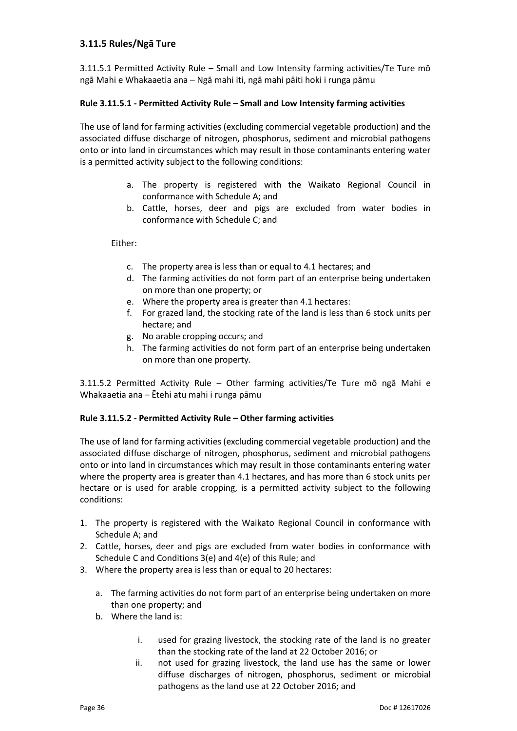### 3.11.5 Rules/Ngā Ture

3.11.5.1 Permitted Activity Rule – Small and Low Intensity farming activities/Te Ture mō ngā Mahi e Whakaaetia ana – Ngā mahi iti, ngā mahi pāiti hoki i runga pāmu

**Rule 3.11.5.1 - Permitted Activity Rule – Small and Low Intensity farming activities**

The use of land for farming activities (excluding commercial vegetable production) and the associated diffuse discharge of nitrogen, phosphorus, sediment and microbial pathogens onto or into land in circumstances which may result in those contaminants entering water is a permitted activity subject to the following conditions:

a. The property is registered with the Waikato Regional Council in conformance with Schedule A; and
b. Cattle, horses, deer and pigs are excluded from water bodies in conformance with Schedule C; and

Either:

c. The property area is less than or equal to 4.1 hectares; and
d. The farming activities do not form part of an enterprise being undertaken on more than one property; or
e. Where the property area is greater than 4.1 hectares:
f. For grazed land, the stocking rate of the land is less than 6 stock units per hectare; and
g. No arable cropping occurs; and
h. The farming activities do not form part of an enterprise being undertaken on more than one property.

3.11.5.2 Permitted Activity Rule – Other farming activities/Te Ture mō ngā Mahi e Whakaaetia ana – Ētehi atu mahi i runga pāmu

**Rule 3.11.5.2 - Permitted Activity Rule – Other farming activities**

The use of land for farming activities (excluding commercial vegetable production) and the associated diffuse discharge of nitrogen, phosphorus, sediment and microbial pathogens onto or into land in circumstances which may result in those contaminants entering water where the property area is greater than 4.1 hectares, and has more than 6 stock units per hectare or is used for arable cropping, is a permitted activity subject to the following conditions:

1. The property is registered with the Waikato Regional Council in conformance with Schedule A; and
2. Cattle, horses, deer and pigs are excluded from water bodies in conformance with Schedule C and Conditions 3(e) and 4(e) of this Rule; and
3. Where the property area is less than or equal to 20 hectares:
    a. The farming activities do not form part of an enterprise being undertaken on more than one property; and
    b. Where the land is:
        i. used for grazing livestock, the stocking rate of the land is no greater than the stocking rate of the land at 22 October 2016; or
        ii. not used for grazing livestock, the land use has the same or lower diffuse discharges of nitrogen, phosphorus, sediment or microbial pathogens as the land use at 22 October 2016; and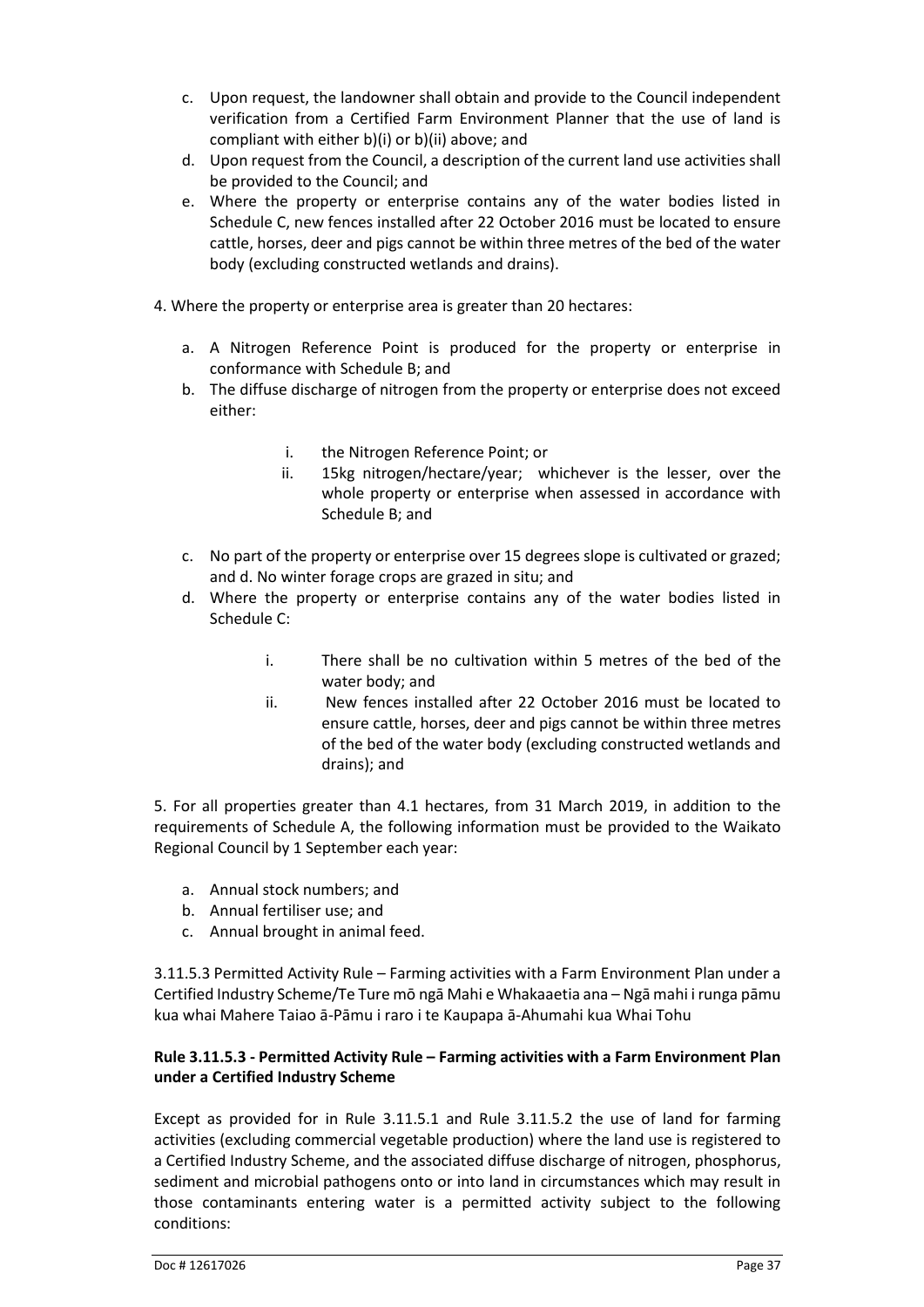c. Upon request, the landowner shall obtain and provide to the Council independent verification from a Certified Farm Environment Planner that the use of land is compliant with either b)(i) or b)(ii) above; and
d. Upon request from the Council, a description of the current land use activities shall be provided to the Council; and
e. Where the property or enterprise contains any of the water bodies listed in Schedule C, new fences installed after 22 October 2016 must be located to ensure cattle, horses, deer and pigs cannot be within three metres of the bed of the water body (excluding constructed wetlands and drains).

4. Where the property or enterprise area is greater than 20 hectares:

a. A Nitrogen Reference Point is produced for the property or enterprise in conformance with Schedule B; and
b. The diffuse discharge of nitrogen from the property or enterprise does not exceed either:

    i. the Nitrogen Reference Point; or
    ii. 15kg nitrogen/hectare/year; whichever is the lesser, over the whole property or enterprise when assessed in accordance with Schedule B; and

c. No part of the property or enterprise over 15 degrees slope is cultivated or grazed; and d. No winter forage crops are grazed in situ; and
d. Where the property or enterprise contains any of the water bodies listed in Schedule C:

    i. There shall be no cultivation within 5 metres of the bed of the water body; and
    ii. New fences installed after 22 October 2016 must be located to ensure cattle, horses, deer and pigs cannot be within three metres of the bed of the water body (excluding constructed wetlands and drains); and

5. For all properties greater than 4.1 hectares, from 31 March 2019, in addition to the requirements of Schedule A, the following information must be provided to the Waikato Regional Council by 1 September each year:

a. Annual stock numbers; and
b. Annual fertiliser use; and
c. Annual brought in animal feed.

3.11.5.3 Permitted Activity Rule – Farming activities with a Farm Environment Plan under a Certified Industry Scheme/Te Ture mō ngā Mahi e Whakaaetia ana – Ngā mahi i runga pāmu kua whai Mahere Taiao ā-Pāmu i raro i te Kaupapa ā-Ahumahi kua Whai Tohu

**Rule 3.11.5.3 - Permitted Activity Rule – Farming activities with a Farm Environment Plan under a Certified Industry Scheme**

Except as provided for in Rule 3.11.5.1 and Rule 3.11.5.2 the use of land for farming activities (excluding commercial vegetable production) where the land use is registered to a Certified Industry Scheme, and the associated diffuse discharge of nitrogen, phosphorus, sediment and microbial pathogens onto or into land in circumstances which may result in those contaminants entering water is a permitted activity subject to the following conditions: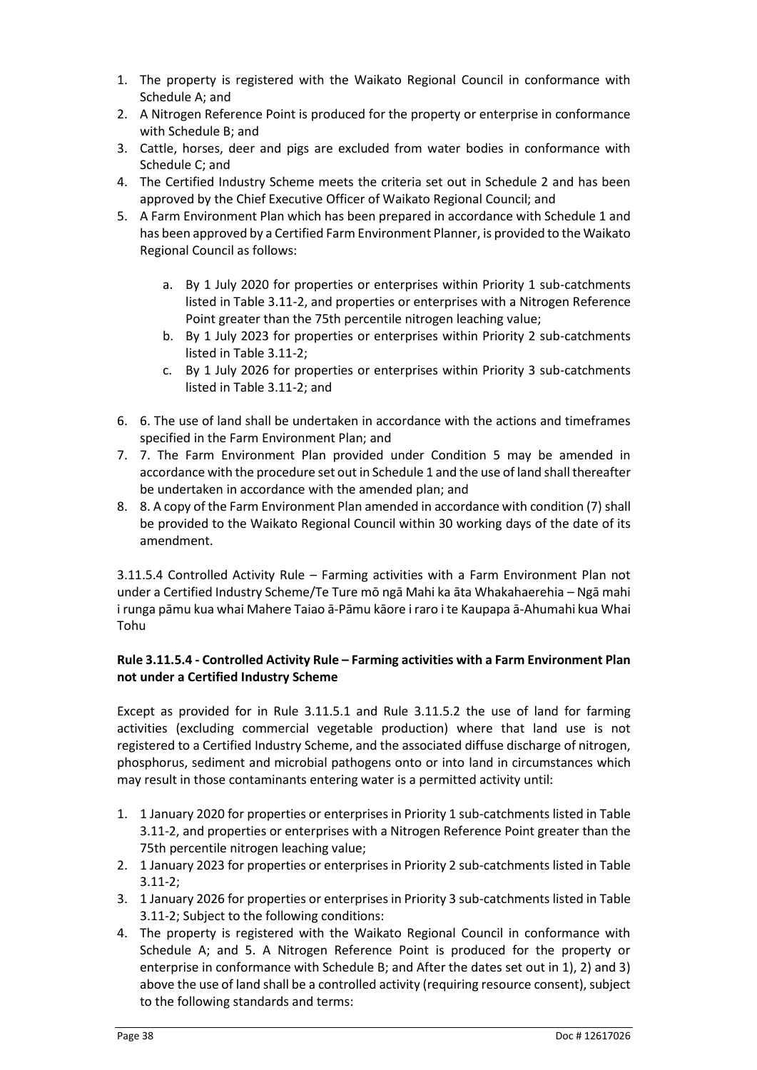1. The property is registered with the Waikato Regional Council in conformance with Schedule A; and
2. A Nitrogen Reference Point is produced for the property or enterprise in conformance with Schedule B; and
3. Cattle, horses, deer and pigs are excluded from water bodies in conformance with Schedule C; and
4. The Certified Industry Scheme meets the criteria set out in Schedule 2 and has been approved by the Chief Executive Officer of Waikato Regional Council; and
5. A Farm Environment Plan which has been prepared in accordance with Schedule 1 and has been approved by a Certified Farm Environment Planner, is provided to the Waikato Regional Council as follows:
   a. By 1 July 2020 for properties or enterprises within Priority 1 sub-catchments listed in Table 3.11-2, and properties or enterprises with a Nitrogen Reference Point greater than the 75th percentile nitrogen leaching value;
   b. By 1 July 2023 for properties or enterprises within Priority 2 sub-catchments listed in Table 3.11-2;
   c. By 1 July 2026 for properties or enterprises within Priority 3 sub-catchments listed in Table 3.11-2; and
6. 6. The use of land shall be undertaken in accordance with the actions and timeframes specified in the Farm Environment Plan; and
7. 7. The Farm Environment Plan provided under Condition 5 may be amended in accordance with the procedure set out in Schedule 1 and the use of land shall thereafter be undertaken in accordance with the amended plan; and
8. 8. A copy of the Farm Environment Plan amended in accordance with condition (7) shall be provided to the Waikato Regional Council within 30 working days of the date of its amendment.

3.11.5.4 Controlled Activity Rule – Farming activities with a Farm Environment Plan not under a Certified Industry Scheme/Te Ture mō ngā Mahi ka āta Whakahaerehia – Ngā mahi i runga pāmu kua whai Mahere Taiao ā-Pāmu kāore i raro i te Kaupapa ā-Ahumahi kua Whai Tohu

**Rule 3.11.5.4 - Controlled Activity Rule – Farming activities with a Farm Environment Plan not under a Certified Industry Scheme**

Except as provided for in Rule 3.11.5.1 and Rule 3.11.5.2 the use of land for farming activities (excluding commercial vegetable production) where that land use is not registered to a Certified Industry Scheme, and the associated diffuse discharge of nitrogen, phosphorus, sediment and microbial pathogens onto or into land in circumstances which may result in those contaminants entering water is a permitted activity until:

1. 1 January 2020 for properties or enterprises in Priority 1 sub-catchments listed in Table 3.11-2, and properties or enterprises with a Nitrogen Reference Point greater than the 75th percentile nitrogen leaching value;
2. 1 January 2023 for properties or enterprises in Priority 2 sub-catchments listed in Table 3.11-2;
3. 1 January 2026 for properties or enterprises in Priority 3 sub-catchments listed in Table 3.11-2; Subject to the following conditions:
4. The property is registered with the Waikato Regional Council in conformance with Schedule A; and 5. A Nitrogen Reference Point is produced for the property or enterprise in conformance with Schedule B; and After the dates set out in 1), 2) and 3) above the use of land shall be a controlled activity (requiring resource consent), subject to the following standards and terms: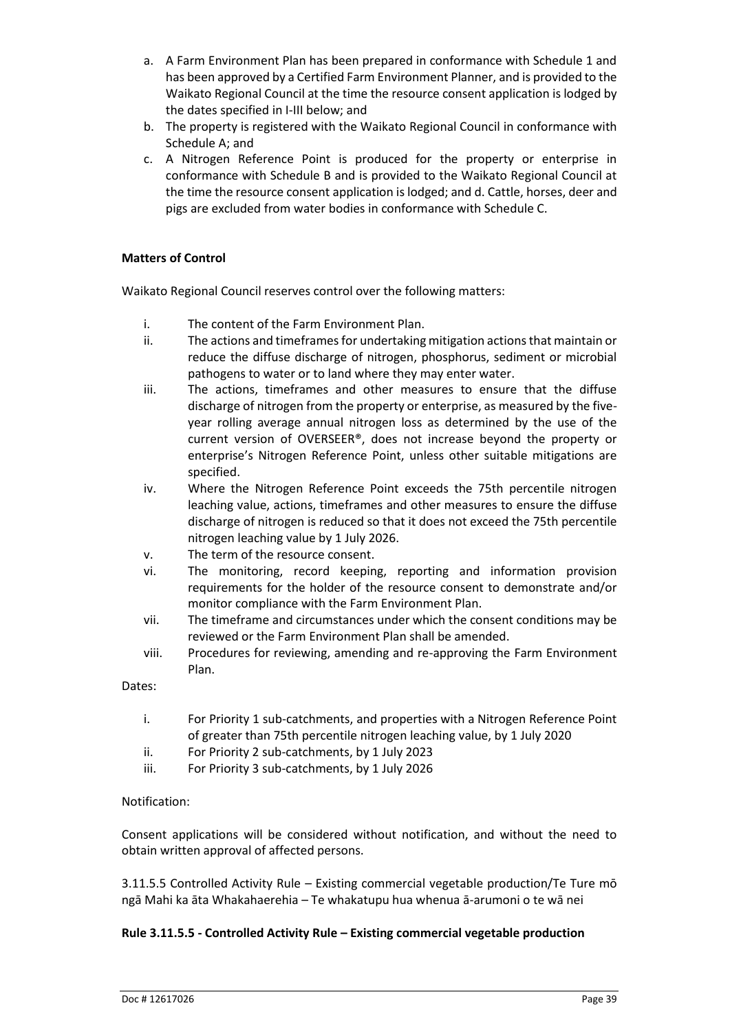a. A Farm Environment Plan has been prepared in conformance with Schedule 1 and has been approved by a Certified Farm Environment Planner, and is provided to the Waikato Regional Council at the time the resource consent application is lodged by the dates specified in I-III below; and
b. The property is registered with the Waikato Regional Council in conformance with Schedule A; and
c. A Nitrogen Reference Point is produced for the property or enterprise in conformance with Schedule B and is provided to the Waikato Regional Council at the time the resource consent application is lodged; and d. Cattle, horses, deer and pigs are excluded from water bodies in conformance with Schedule C.

**Matters of Control**

Waikato Regional Council reserves control over the following matters:

i. The content of the Farm Environment Plan.
ii. The actions and timeframes for undertaking mitigation actions that maintain or reduce the diffuse discharge of nitrogen, phosphorus, sediment or microbial pathogens to water or to land where they may enter water.
iii. The actions, timeframes and other measures to ensure that the diffuse discharge of nitrogen from the property or enterprise, as measured by the five-year rolling average annual nitrogen loss as determined by the use of the current version of OVERSEER®, does not increase beyond the property or enterprise's Nitrogen Reference Point, unless other suitable mitigations are specified.
iv. Where the Nitrogen Reference Point exceeds the 75th percentile nitrogen leaching value, actions, timeframes and other measures to ensure the diffuse discharge of nitrogen is reduced so that it does not exceed the 75th percentile nitrogen leaching value by 1 July 2026.
v. The term of the resource consent.
vi. The monitoring, record keeping, reporting and information provision requirements for the holder of the resource consent to demonstrate and/or monitor compliance with the Farm Environment Plan.
vii. The timeframe and circumstances under which the consent conditions may be reviewed or the Farm Environment Plan shall be amended.
viii. Procedures for reviewing, amending and re-approving the Farm Environment Plan.

Dates:

i. For Priority 1 sub-catchments, and properties with a Nitrogen Reference Point of greater than 75th percentile nitrogen leaching value, by 1 July 2020
ii. For Priority 2 sub-catchments, by 1 July 2023
iii. For Priority 3 sub-catchments, by 1 July 2026

Notification:

Consent applications will be considered without notification, and without the need to obtain written approval of affected persons.

3.11.5.5 Controlled Activity Rule – Existing commercial vegetable production/Te Ture mō ngā Mahi ka āta Whakahaerehia – Te whakatupu hua whenua ā-arumoni o te wā nei

**Rule 3.11.5.5 - Controlled Activity Rule – Existing commercial vegetable production**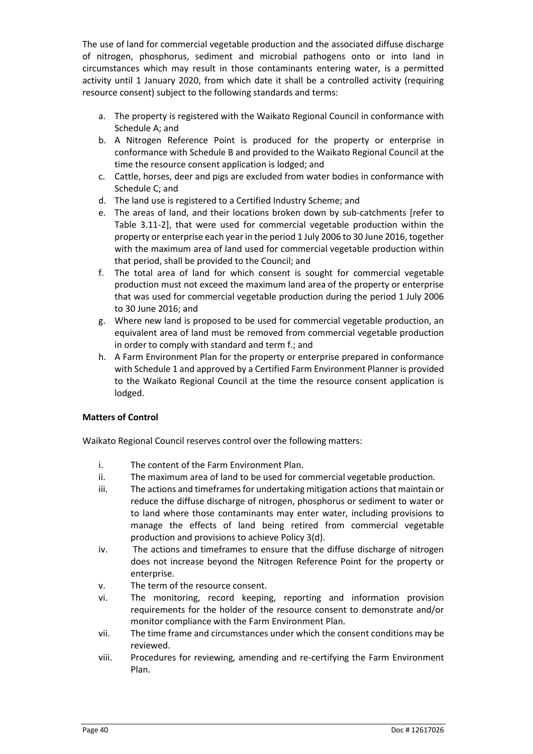The use of land for commercial vegetable production and the associated diffuse discharge of nitrogen, phosphorus, sediment and microbial pathogens onto or into land in circumstances which may result in those contaminants entering water, is a permitted activity until 1 January 2020, from which date it shall be a controlled activity (requiring resource consent) subject to the following standards and terms:

a. The property is registered with the Waikato Regional Council in conformance with Schedule A; and
b. A Nitrogen Reference Point is produced for the property or enterprise in conformance with Schedule B and provided to the Waikato Regional Council at the time the resource consent application is lodged; and
c. Cattle, horses, deer and pigs are excluded from water bodies in conformance with Schedule C; and
d. The land use is registered to a Certified Industry Scheme; and
e. The areas of land, and their locations broken down by sub-catchments [refer to Table 3.11-2], that were used for commercial vegetable production within the property or enterprise each year in the period 1 July 2006 to 30 June 2016, together with the maximum area of land used for commercial vegetable production within that period, shall be provided to the Council; and
f. The total area of land for which consent is sought for commercial vegetable production must not exceed the maximum land area of the property or enterprise that was used for commercial vegetable production during the period 1 July 2006 to 30 June 2016; and
g. Where new land is proposed to be used for commercial vegetable production, an equivalent area of land must be removed from commercial vegetable production in order to comply with standard and term f.; and
h. A Farm Environment Plan for the property or enterprise prepared in conformance with Schedule 1 and approved by a Certified Farm Environment Planner is provided to the Waikato Regional Council at the time the resource consent application is lodged.

**Matters of Control**

Waikato Regional Council reserves control over the following matters:

i. The content of the Farm Environment Plan.
ii. The maximum area of land to be used for commercial vegetable production.
iii. The actions and timeframes for undertaking mitigation actions that maintain or reduce the diffuse discharge of nitrogen, phosphorus or sediment to water or to land where those contaminants may enter water, including provisions to manage the effects of land being retired from commercial vegetable production and provisions to achieve Policy 3(d).
iv. The actions and timeframes to ensure that the diffuse discharge of nitrogen does not increase beyond the Nitrogen Reference Point for the property or enterprise.
v. The term of the resource consent.
vi. The monitoring, record keeping, reporting and information provision requirements for the holder of the resource consent to demonstrate and/or monitor compliance with the Farm Environment Plan.
vii. The time frame and circumstances under which the consent conditions may be reviewed.
viii. Procedures for reviewing, amending and re-certifying the Farm Environment Plan.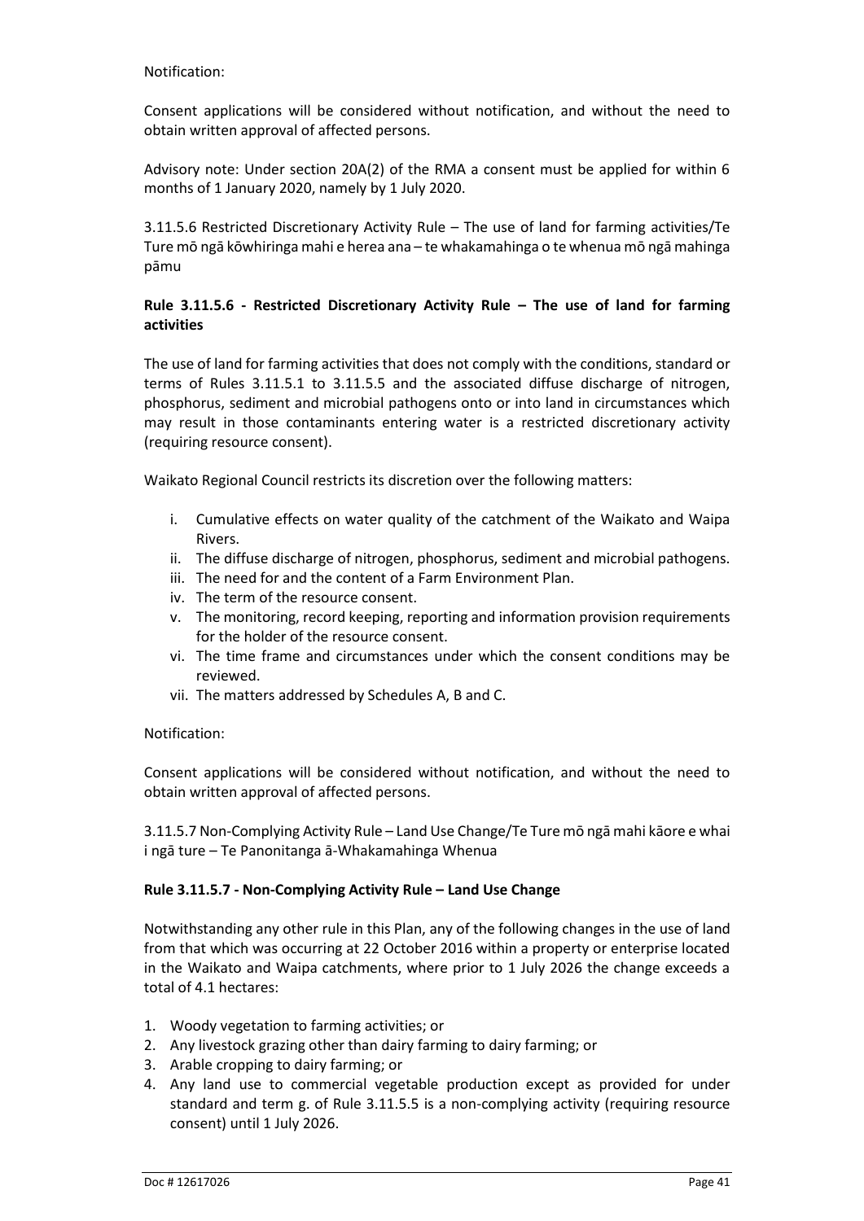Notification:

Consent applications will be considered without notification, and without the need to obtain written approval of affected persons.

Advisory note: Under section 20A(2) of the RMA a consent must be applied for within 6 months of 1 January 2020, namely by 1 July 2020.

3.11.5.6 Restricted Discretionary Activity Rule – The use of land for farming activities/Te Ture mō ngā kōwhiringa mahi e herea ana – te whakamahinga o te whenua mō ngā mahinga pāmu

**Rule 3.11.5.6 - Restricted Discretionary Activity Rule – The use of land for farming activities**

The use of land for farming activities that does not comply with the conditions, standard or terms of Rules 3.11.5.1 to 3.11.5.5 and the associated diffuse discharge of nitrogen, phosphorus, sediment and microbial pathogens onto or into land in circumstances which may result in those contaminants entering water is a restricted discretionary activity (requiring resource consent).

Waikato Regional Council restricts its discretion over the following matters:

i. Cumulative effects on water quality of the catchment of the Waikato and Waipa Rivers.
ii. The diffuse discharge of nitrogen, phosphorus, sediment and microbial pathogens.
iii. The need for and the content of a Farm Environment Plan.
iv. The term of the resource consent.
v. The monitoring, record keeping, reporting and information provision requirements for the holder of the resource consent.
vi. The time frame and circumstances under which the consent conditions may be reviewed.
vii. The matters addressed by Schedules A, B and C.

Notification:

Consent applications will be considered without notification, and without the need to obtain written approval of affected persons.

3.11.5.7 Non-Complying Activity Rule – Land Use Change/Te Ture mō ngā mahi kāore e whai i ngā ture – Te Panonitanga ā-Whakamahinga Whenua

**Rule 3.11.5.7 - Non-Complying Activity Rule – Land Use Change**

Notwithstanding any other rule in this Plan, any of the following changes in the use of land from that which was occurring at 22 October 2016 within a property or enterprise located in the Waikato and Waipa catchments, where prior to 1 July 2026 the change exceeds a total of 4.1 hectares:

1. Woody vegetation to farming activities; or
2. Any livestock grazing other than dairy farming to dairy farming; or
3. Arable cropping to dairy farming; or
4. Any land use to commercial vegetable production except as provided for under standard and term g. of Rule 3.11.5.5 is a non-complying activity (requiring resource consent) until 1 July 2026.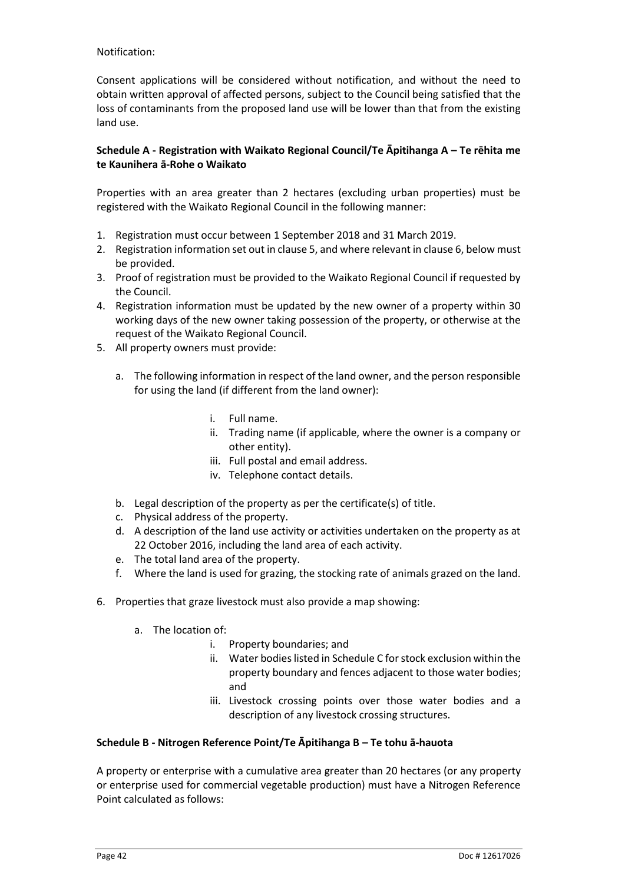Notification:

Consent applications will be considered without notification, and without the need to obtain written approval of affected persons, subject to the Council being satisfied that the loss of contaminants from the proposed land use will be lower than that from the existing land use.

**Schedule A - Registration with Waikato Regional Council/Te Āpitihanga A – Te rēhita me te Kaunihera ā-Rohe o Waikato**

Properties with an area greater than 2 hectares (excluding urban properties) must be registered with the Waikato Regional Council in the following manner:

1. Registration must occur between 1 September 2018 and 31 March 2019.
2. Registration information set out in clause 5, and where relevant in clause 6, below must be provided.
3. Proof of registration must be provided to the Waikato Regional Council if requested by the Council.
4. Registration information must be updated by the new owner of a property within 30 working days of the new owner taking possession of the property, or otherwise at the request of the Waikato Regional Council.
5. All property owners must provide:
   a. The following information in respect of the land owner, and the person responsible for using the land (if different from the land owner):
      i. Full name.
      ii. Trading name (if applicable, where the owner is a company or other entity).
      iii. Full postal and email address.
      iv. Telephone contact details.
   b. Legal description of the property as per the certificate(s) of title.
   c. Physical address of the property.
   d. A description of the land use activity or activities undertaken on the property as at 22 October 2016, including the land area of each activity.
   e. The total land area of the property.
   f. Where the land is used for grazing, the stocking rate of animals grazed on the land.
6. Properties that graze livestock must also provide a map showing:
   a. The location of:
      i. Property boundaries; and
      ii. Water bodies listed in Schedule C for stock exclusion within the property boundary and fences adjacent to those water bodies; and
      iii. Livestock crossing points over those water bodies and a description of any livestock crossing structures.

**Schedule B - Nitrogen Reference Point/Te Āpitihanga B – Te tohu ā-hauota**

A property or enterprise with a cumulative area greater than 20 hectares (or any property or enterprise used for commercial vegetable production) must have a Nitrogen Reference Point calculated as follows: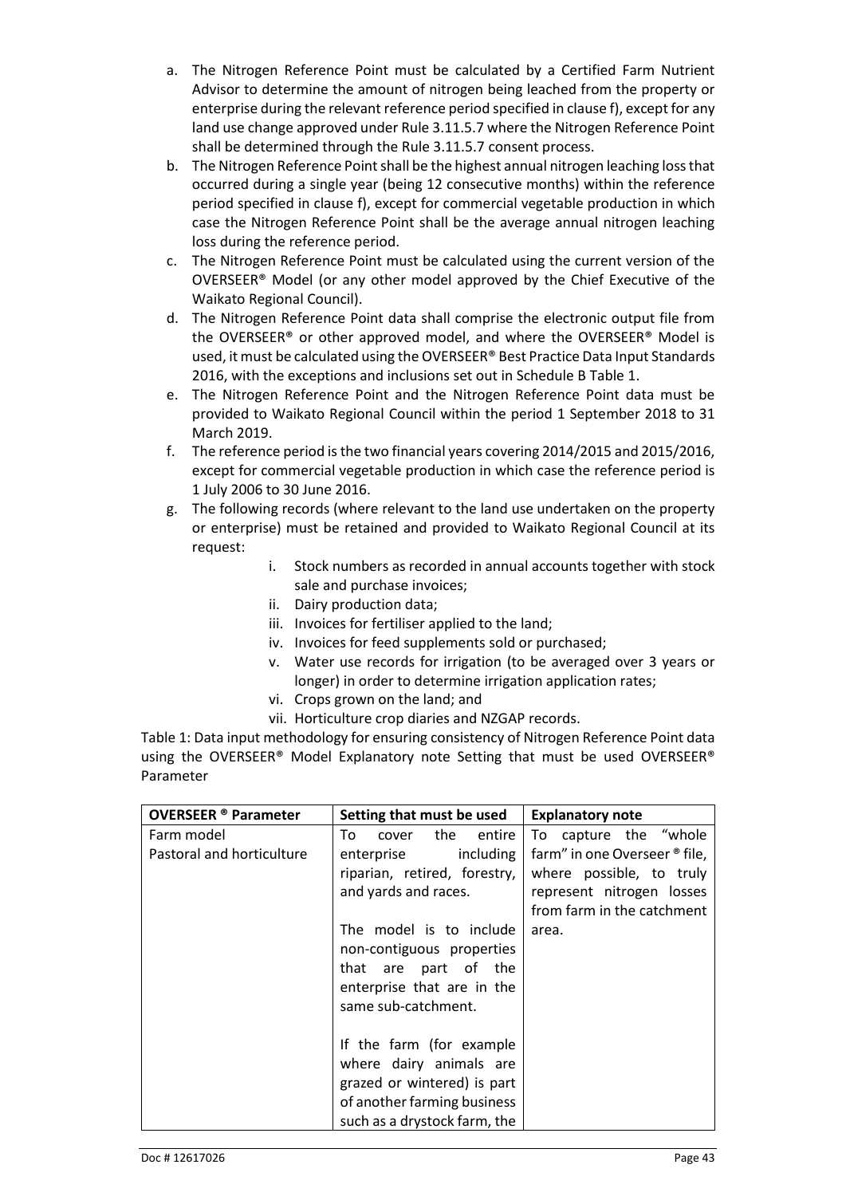a. The Nitrogen Reference Point must be calculated by a Certified Farm Nutrient Advisor to determine the amount of nitrogen being leached from the property or enterprise during the relevant reference period specified in clause f), except for any land use change approved under Rule 3.11.5.7 where the Nitrogen Reference Point shall be determined through the Rule 3.11.5.7 consent process.
b. The Nitrogen Reference Point shall be the highest annual nitrogen leaching loss that occurred during a single year (being 12 consecutive months) within the reference period specified in clause f), except for commercial vegetable production in which case the Nitrogen Reference Point shall be the average annual nitrogen leaching loss during the reference period.
c. The Nitrogen Reference Point must be calculated using the current version of the OVERSEER® Model (or any other model approved by the Chief Executive of the Waikato Regional Council).
d. The Nitrogen Reference Point data shall comprise the electronic output file from the OVERSEER® or other approved model, and where the OVERSEER® Model is used, it must be calculated using the OVERSEER® Best Practice Data Input Standards 2016, with the exceptions and inclusions set out in Schedule B Table 1.
e. The Nitrogen Reference Point and the Nitrogen Reference Point data must be provided to Waikato Regional Council within the period 1 September 2018 to 31 March 2019.
f. The reference period is the two financial years covering 2014/2015 and 2015/2016, except for commercial vegetable production in which case the reference period is 1 July 2006 to 30 June 2016.
g. The following records (where relevant to the land use undertaken on the property or enterprise) must be retained and provided to Waikato Regional Council at its request:
    i. Stock numbers as recorded in annual accounts together with stock sale and purchase invoices;
    ii. Dairy production data;
    iii. Invoices for fertiliser applied to the land;
    iv. Invoices for feed supplements sold or purchased;
    v. Water use records for irrigation (to be averaged over 3 years or longer) in order to determine irrigation application rates;
    vi. Crops grown on the land; and
    vii. Horticulture crop diaries and NZGAP records.

Table 1: Data input methodology for ensuring consistency of Nitrogen Reference Point data using the OVERSEER® Model Explanatory note Setting that must be used OVERSEER® Parameter

| OVERSEER ® Parameter | Setting that must be used | Explanatory note |
|---|---|---|
| Farm model<br>Pastoral and horticulture | To cover the entire enterprise including riparian, retired, forestry, and yards and races.<br><br>The model is to include non-contiguous properties that are part of the enterprise that are in the same sub-catchment.<br><br>If the farm (for example where dairy animals are grazed or wintered) is part of another farming business such as a drystock farm, the | To capture the "whole farm" in one Overseer ® file, where possible, to truly represent nitrogen losses from farm in the catchment area. |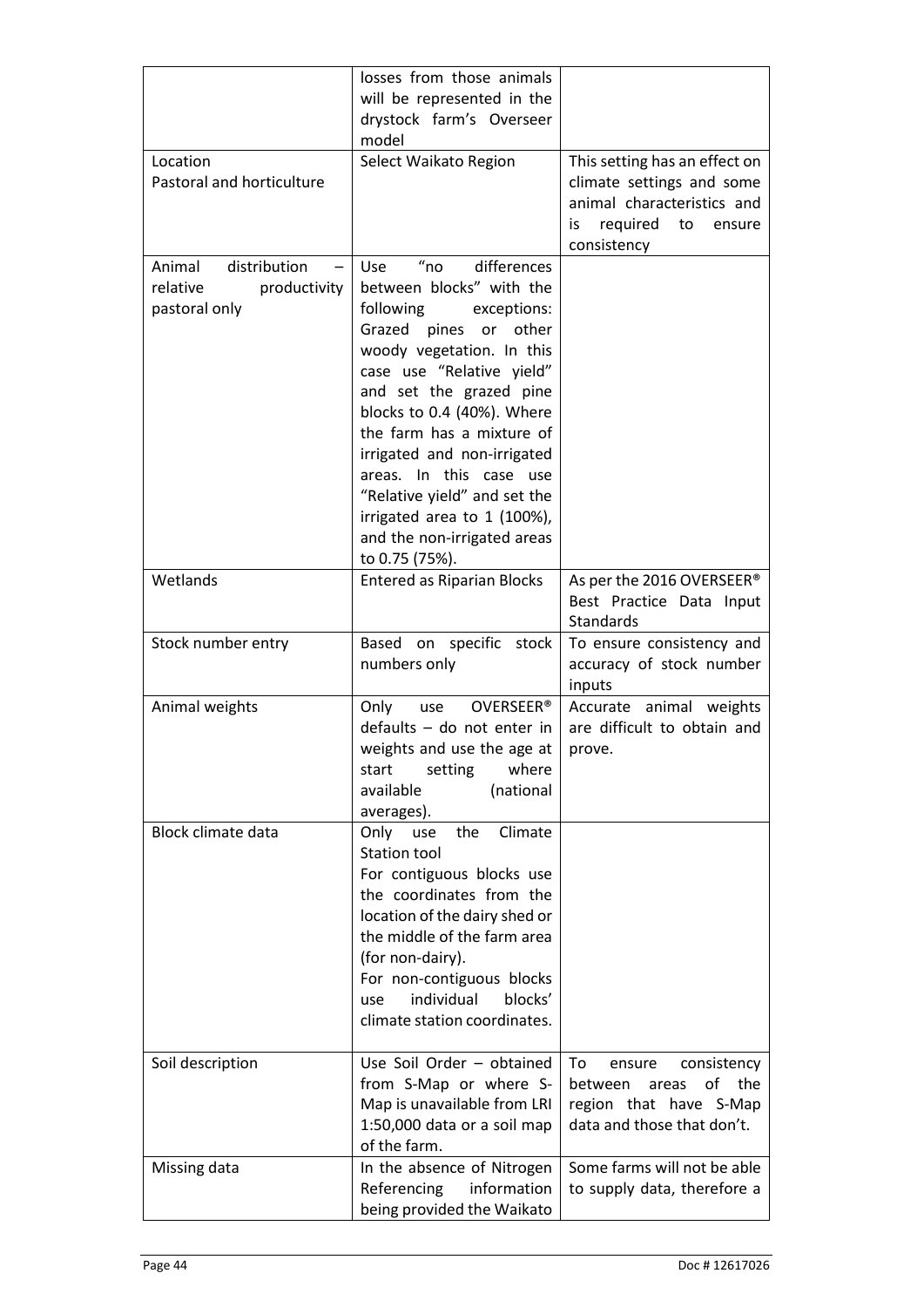| | | |
|---|---|---|
| | losses from those animals will be represented in the drystock farm's Overseer model | |
| Location<br>Pastoral and horticulture | Select Waikato Region | This setting has an effect on climate settings and some animal characteristics and is required to ensure consistency |
| Animal distribution – relative productivity pastoral only | Use "no differences between blocks" with the following exceptions: Grazed pines or other woody vegetation. In this case use "Relative yield" and set the grazed pine blocks to 0.4 (40%). Where the farm has a mixture of irrigated and non-irrigated areas. In this case use "Relative yield" and set the irrigated area to 1 (100%), and the non-irrigated areas to 0.75 (75%). | |
| Wetlands | Entered as Riparian Blocks | As per the 2016 OVERSEER® Best Practice Data Input Standards |
| Stock number entry | Based on specific stock numbers only | To ensure consistency and accuracy of stock number inputs |
| Animal weights | Only use OVERSEER® defaults – do not enter in weights and use the age at start setting where available (national averages). | Accurate animal weights are difficult to obtain and prove. |
| Block climate data | Only use the Climate Station tool<br>For contiguous blocks use the coordinates from the location of the dairy shed or the middle of the farm area (for non-dairy).<br>For non-contiguous blocks use individual blocks' climate station coordinates. | |
| Soil description | Use Soil Order – obtained from S-Map or where S-Map is unavailable from LRI 1:50,000 data or a soil map of the farm. | To ensure consistency between areas of the region that have S-Map data and those that don't. |
| Missing data | In the absence of Nitrogen Referencing information being provided the Waikato | Some farms will not be able to supply data, therefore a |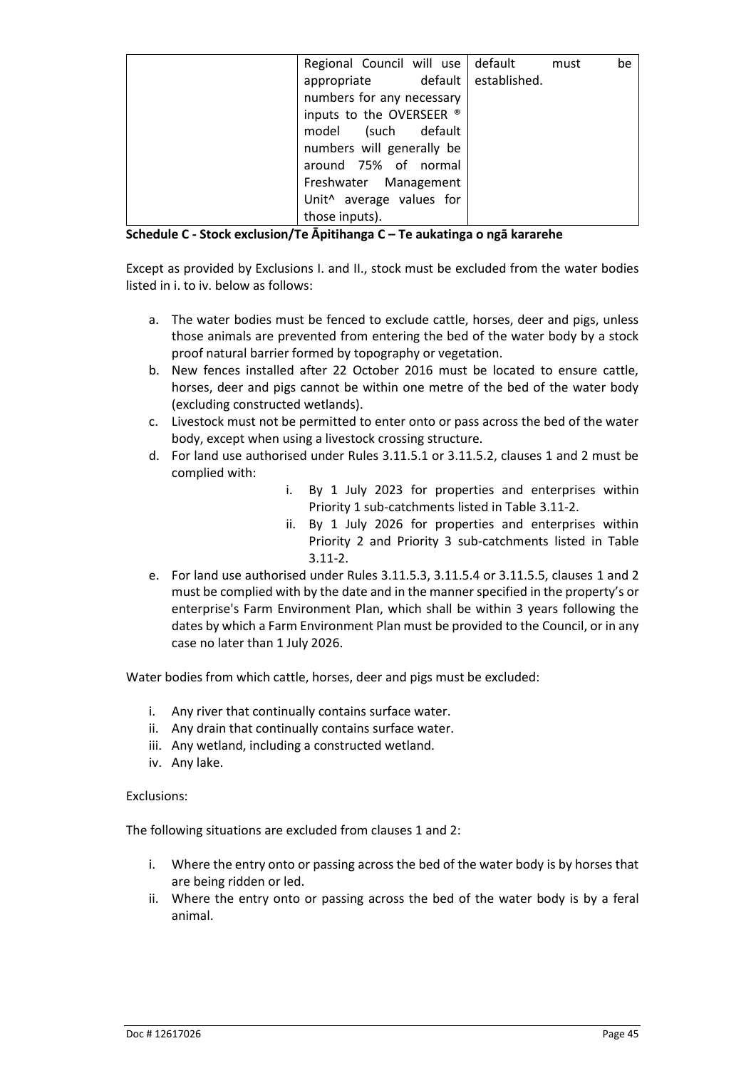| | | |
|---|---|---|
| | Regional Council will use appropriate default numbers for any necessary inputs to the OVERSEER ® model (such default numbers will generally be around 75% of normal Freshwater Management Unit^ average values for those inputs). | default must be established. |

**Schedule C - Stock exclusion/Te Āpitihanga C – Te aukatinga o ngā kararehe**

Except as provided by Exclusions I. and II., stock must be excluded from the water bodies listed in i. to iv. below as follows:

a. The water bodies must be fenced to exclude cattle, horses, deer and pigs, unless those animals are prevented from entering the bed of the water body by a stock proof natural barrier formed by topography or vegetation.
b. New fences installed after 22 October 2016 must be located to ensure cattle, horses, deer and pigs cannot be within one metre of the bed of the water body (excluding constructed wetlands).
c. Livestock must not be permitted to enter onto or pass across the bed of the water body, except when using a livestock crossing structure.
d. For land use authorised under Rules 3.11.5.1 or 3.11.5.2, clauses 1 and 2 must be complied with:
    i. By 1 July 2023 for properties and enterprises within Priority 1 sub-catchments listed in Table 3.11-2.
    ii. By 1 July 2026 for properties and enterprises within Priority 2 and Priority 3 sub-catchments listed in Table 3.11-2.
e. For land use authorised under Rules 3.11.5.3, 3.11.5.4 or 3.11.5.5, clauses 1 and 2 must be complied with by the date and in the manner specified in the property's or enterprise's Farm Environment Plan, which shall be within 3 years following the dates by which a Farm Environment Plan must be provided to the Council, or in any case no later than 1 July 2026.

Water bodies from which cattle, horses, deer and pigs must be excluded:

i. Any river that continually contains surface water.
ii. Any drain that continually contains surface water.
iii. Any wetland, including a constructed wetland.
iv. Any lake.

Exclusions:

The following situations are excluded from clauses 1 and 2:

i. Where the entry onto or passing across the bed of the water body is by horses that are being ridden or led.
ii. Where the entry onto or passing across the bed of the water body is by a feral animal.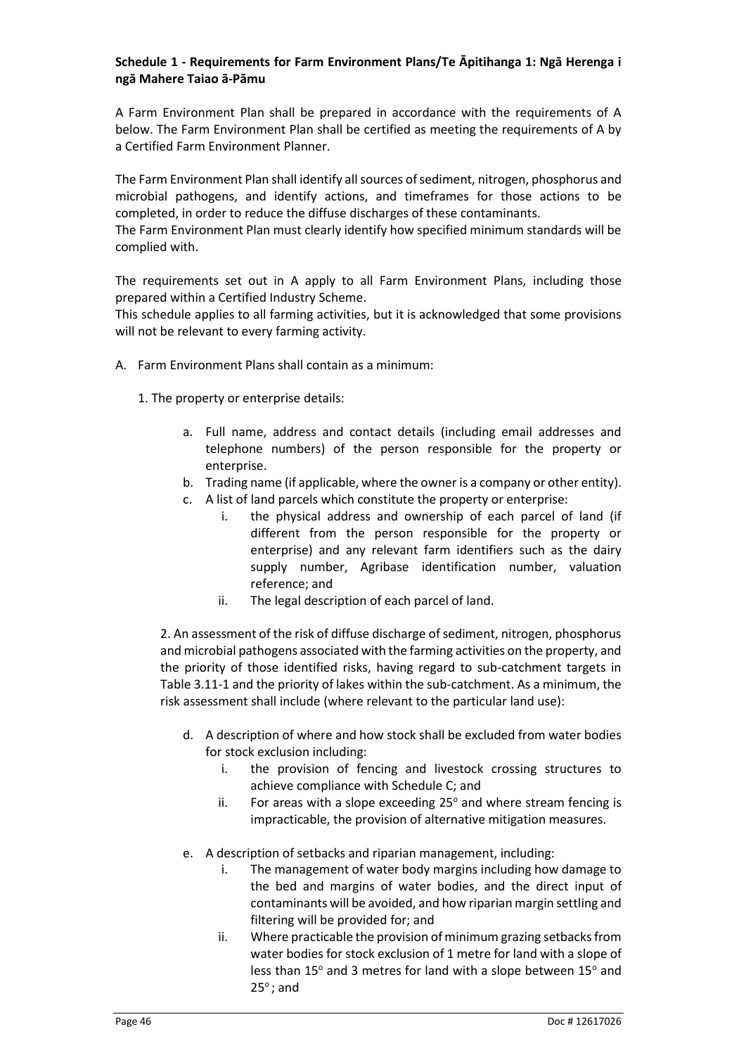**Schedule 1 - Requirements for Farm Environment Plans/Te Āpitihanga 1: Ngā Herenga i ngā Mahere Taiao ā-Pāmu**

A Farm Environment Plan shall be prepared in accordance with the requirements of A below. The Farm Environment Plan shall be certified as meeting the requirements of A by a Certified Farm Environment Planner.

The Farm Environment Plan shall identify all sources of sediment, nitrogen, phosphorus and microbial pathogens, and identify actions, and timeframes for those actions to be completed, in order to reduce the diffuse discharges of these contaminants.
The Farm Environment Plan must clearly identify how specified minimum standards will be complied with.

The requirements set out in A apply to all Farm Environment Plans, including those prepared within a Certified Industry Scheme.
This schedule applies to all farming activities, but it is acknowledged that some provisions will not be relevant to every farming activity.

A. Farm Environment Plans shall contain as a minimum:

1. The property or enterprise details:

   a. Full name, address and contact details (including email addresses and telephone numbers) of the person responsible for the property or enterprise.
   b. Trading name (if applicable, where the owner is a company or other entity).
   c. A list of land parcels which constitute the property or enterprise:
      i. the physical address and ownership of each parcel of land (if different from the person responsible for the property or enterprise) and any relevant farm identifiers such as the dairy supply number, Agribase identification number, valuation reference; and
      ii. The legal description of each parcel of land.

2. An assessment of the risk of diffuse discharge of sediment, nitrogen, phosphorus and microbial pathogens associated with the farming activities on the property, and the priority of those identified risks, having regard to sub-catchment targets in Table 3.11-1 and the priority of lakes within the sub-catchment. As a minimum, the risk assessment shall include (where relevant to the particular land use):

   d. A description of where and how stock shall be excluded from water bodies for stock exclusion including:
      i. the provision of fencing and livestock crossing structures to achieve compliance with Schedule C; and
      ii. For areas with a slope exceeding 25° and where stream fencing is impracticable, the provision of alternative mitigation measures.

   e. A description of setbacks and riparian management, including:
      i. The management of water body margins including how damage to the bed and margins of water bodies, and the direct input of contaminants will be avoided, and how riparian margin settling and filtering will be provided for; and
      ii. Where practicable the provision of minimum grazing setbacks from water bodies for stock exclusion of 1 metre for land with a slope of less than 15° and 3 metres for land with a slope between 15° and 25°; and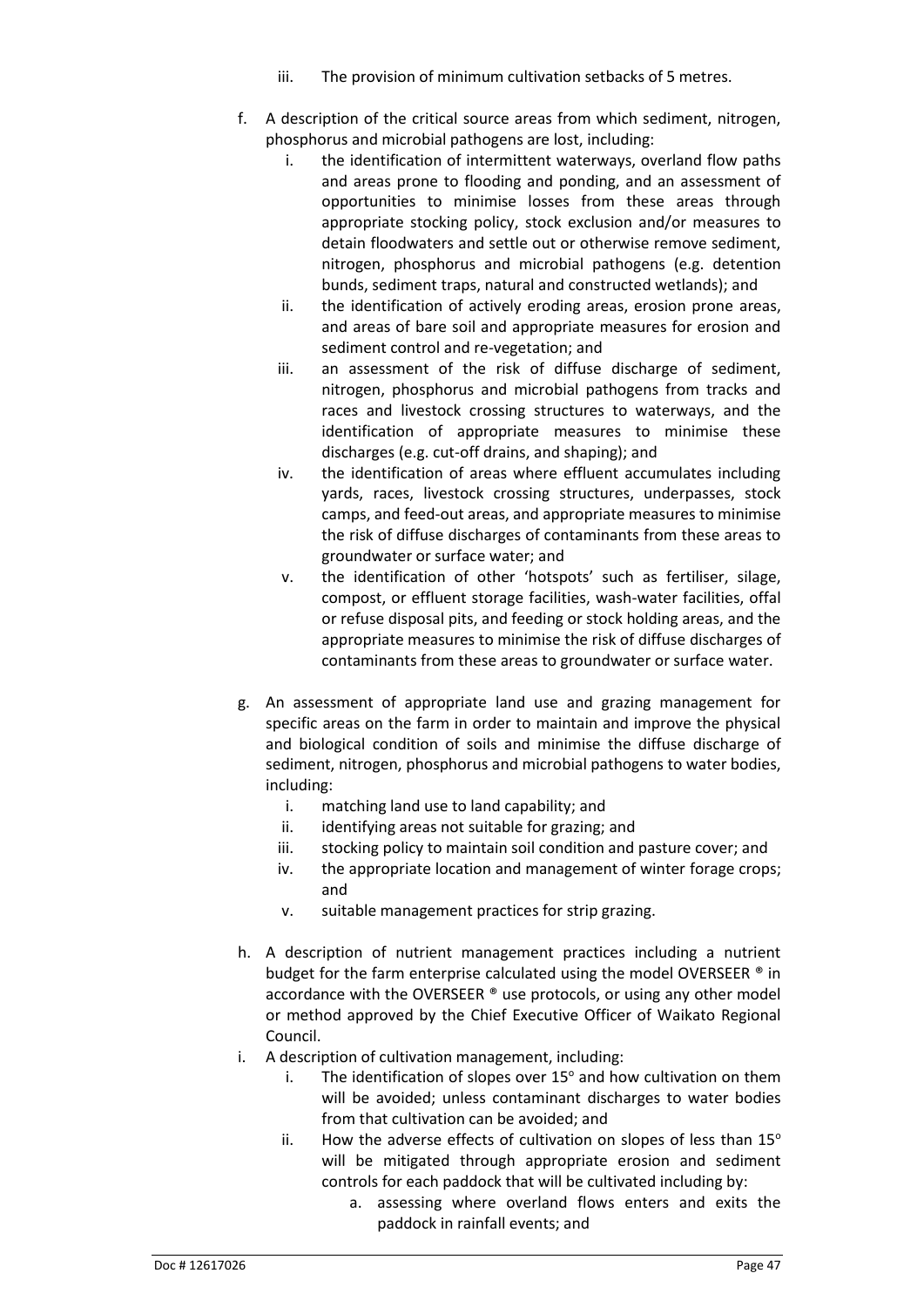iii. The provision of minimum cultivation setbacks of 5 metres.

f. A description of the critical source areas from which sediment, nitrogen, phosphorus and microbial pathogens are lost, including:
   i. the identification of intermittent waterways, overland flow paths and areas prone to flooding and ponding, and an assessment of opportunities to minimise losses from these areas through appropriate stocking policy, stock exclusion and/or measures to detain floodwaters and settle out or otherwise remove sediment, nitrogen, phosphorus and microbial pathogens (e.g. detention bunds, sediment traps, natural and constructed wetlands); and
   ii. the identification of actively eroding areas, erosion prone areas, and areas of bare soil and appropriate measures for erosion and sediment control and re-vegetation; and
   iii. an assessment of the risk of diffuse discharge of sediment, nitrogen, phosphorus and microbial pathogens from tracks and races and livestock crossing structures to waterways, and the identification of appropriate measures to minimise these discharges (e.g. cut-off drains, and shaping); and
   iv. the identification of areas where effluent accumulates including yards, races, livestock crossing structures, underpasses, stock camps, and feed-out areas, and appropriate measures to minimise the risk of diffuse discharges of contaminants from these areas to groundwater or surface water; and
   v. the identification of other 'hotspots' such as fertiliser, silage, compost, or effluent storage facilities, wash-water facilities, offal or refuse disposal pits, and feeding or stock holding areas, and the appropriate measures to minimise the risk of diffuse discharges of contaminants from these areas to groundwater or surface water.

g. An assessment of appropriate land use and grazing management for specific areas on the farm in order to maintain and improve the physical and biological condition of soils and minimise the diffuse discharge of sediment, nitrogen, phosphorus and microbial pathogens to water bodies, including:
   i. matching land use to land capability; and
   ii. identifying areas not suitable for grazing; and
   iii. stocking policy to maintain soil condition and pasture cover; and
   iv. the appropriate location and management of winter forage crops; and
   v. suitable management practices for strip grazing.

h. A description of nutrient management practices including a nutrient budget for the farm enterprise calculated using the model OVERSEER ® in accordance with the OVERSEER ® use protocols, or using any other model or method approved by the Chief Executive Officer of Waikato Regional Council.

i. A description of cultivation management, including:
   i. The identification of slopes over 15° and how cultivation on them will be avoided; unless contaminant discharges to water bodies from that cultivation can be avoided; and
   ii. How the adverse effects of cultivation on slopes of less than 15° will be mitigated through appropriate erosion and sediment controls for each paddock that will be cultivated including by:
      a. assessing where overland flows enters and exits the paddock in rainfall events; and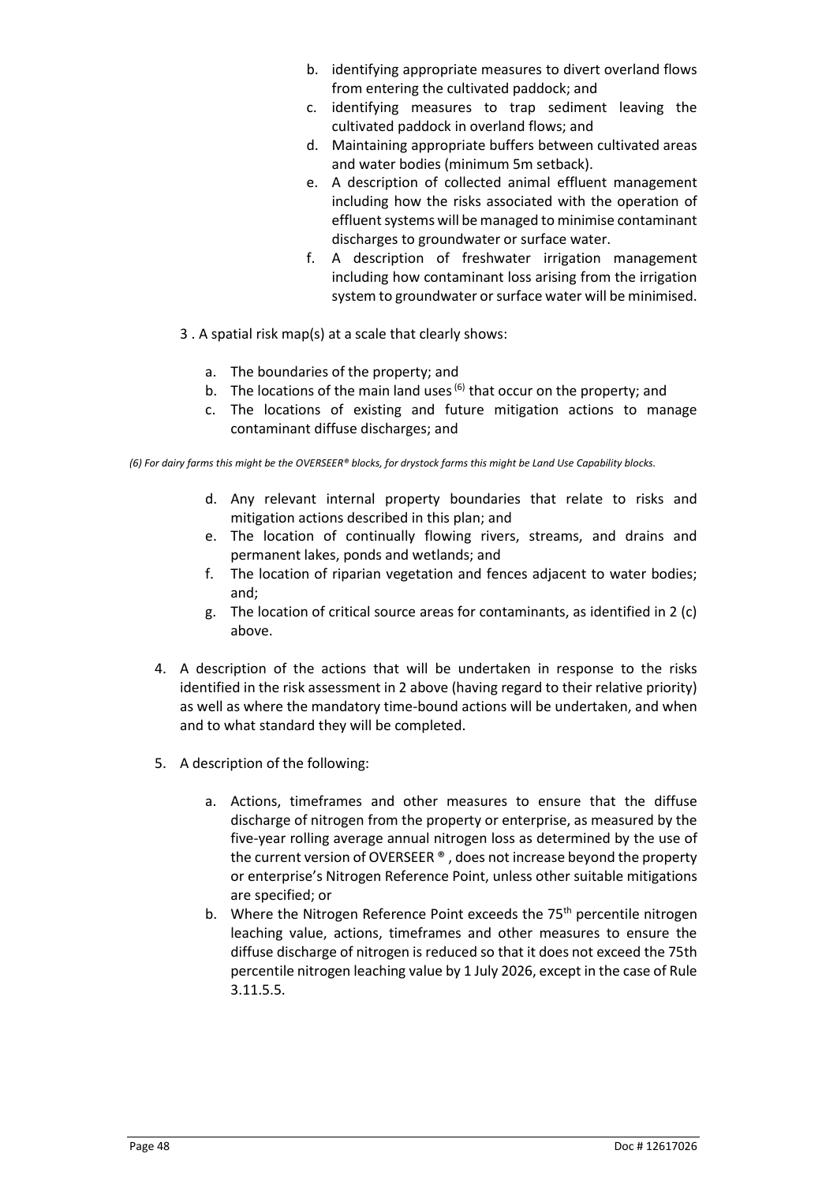b. identifying appropriate measures to divert overland flows from entering the cultivated paddock; and
c. identifying measures to trap sediment leaving the cultivated paddock in overland flows; and
d. Maintaining appropriate buffers between cultivated areas and water bodies (minimum 5m setback).
e. A description of collected animal effluent management including how the risks associated with the operation of effluent systems will be managed to minimise contaminant discharges to groundwater or surface water.
f. A description of freshwater irrigation management including how contaminant loss arising from the irrigation system to groundwater or surface water will be minimised.

3 . A spatial risk map(s) at a scale that clearly shows:

a. The boundaries of the property; and
b. The locations of the main land uses [(6)] that occur on the property; and
c. The locations of existing and future mitigation actions to manage contaminant diffuse discharges; and

*(6) For dairy farms this might be the OVERSEER® blocks, for drystock farms this might be Land Use Capability blocks.*

d. Any relevant internal property boundaries that relate to risks and mitigation actions described in this plan; and
e. The location of continually flowing rivers, streams, and drains and permanent lakes, ponds and wetlands; and
f. The location of riparian vegetation and fences adjacent to water bodies; and;
g. The location of critical source areas for contaminants, as identified in 2 (c) above.

4. A description of the actions that will be undertaken in response to the risks identified in the risk assessment in 2 above (having regard to their relative priority) as well as where the mandatory time-bound actions will be undertaken, and when and to what standard they will be completed.

5. A description of the following:

   a. Actions, timeframes and other measures to ensure that the diffuse discharge of nitrogen from the property or enterprise, as measured by the five-year rolling average annual nitrogen loss as determined by the use of the current version of OVERSEER ® , does not increase beyond the property or enterprise's Nitrogen Reference Point, unless other suitable mitigations are specified; or
   b. Where the Nitrogen Reference Point exceeds the 75th percentile nitrogen leaching value, actions, timeframes and other measures to ensure the diffuse discharge of nitrogen is reduced so that it does not exceed the 75th percentile nitrogen leaching value by 1 July 2026, except in the case of Rule 3.11.5.5.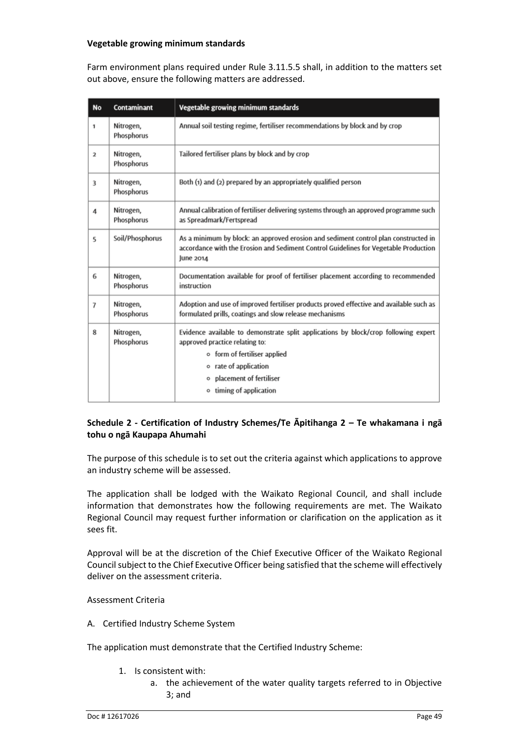**Vegetable growing minimum standards**

Farm environment plans required under Rule 3.11.5.5 shall, in addition to the matters set out above, ensure the following matters are addressed.

| No | Contaminant | Vegetable growing minimum standards |
|---|---|---|
| 1 | Nitrogen, Phosphorus | Annual soil testing regime, fertiliser recommendations by block and by crop |
| 2 | Nitrogen, Phosphorus | Tailored fertiliser plans by block and by crop |
| 3 | Nitrogen, Phosphorus | Both (1) and (2) prepared by an appropriately qualified person |
| 4 | Nitrogen, Phosphorus | Annual calibration of fertiliser delivering systems through an approved programme such as Spreadmark/Fertspread |
| 5 | Soil/Phosphorus | As a minimum by block: an approved erosion and sediment control plan constructed in accordance with the Erosion and Sediment Control Guidelines for Vegetable Production June 2014 |
| 6 | Nitrogen, Phosphorus | Documentation available for proof of fertiliser placement according to recommended instruction |
| 7 | Nitrogen, Phosphorus | Adoption and use of improved fertiliser products proved effective and available such as formulated prills, coatings and slow release mechanisms |
| 8 | Nitrogen, Phosphorus | Evidence available to demonstrate split applications by block/crop following expert approved practice relating to:<br>○ form of fertiliser applied<br>○ rate of application<br>○ placement of fertiliser<br>○ timing of application |

## Schedule 2 - Certification of Industry Schemes/Te Āpitihanga 2 – Te whakamana i ngā tohu o ngā Kaupapa Ahumahi

The purpose of this schedule is to set out the criteria against which applications to approve an industry scheme will be assessed.

The application shall be lodged with the Waikato Regional Council, and shall include information that demonstrates how the following requirements are met. The Waikato Regional Council may request further information or clarification on the application as it sees fit.

Approval will be at the discretion of the Chief Executive Officer of the Waikato Regional Council subject to the Chief Executive Officer being satisfied that the scheme will effectively deliver on the assessment criteria.

Assessment Criteria

A. Certified Industry Scheme System

The application must demonstrate that the Certified Industry Scheme:

1. Is consistent with:
    a. the achievement of the water quality targets referred to in Objective 3; and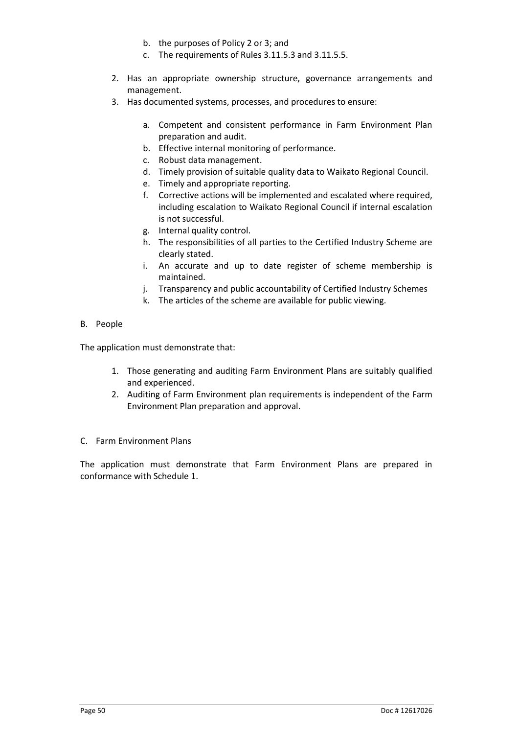b. the purposes of Policy 2 or 3; and
   c. The requirements of Rules 3.11.5.3 and 3.11.5.5.

2. Has an appropriate ownership structure, governance arrangements and management.
3. Has documented systems, processes, and procedures to ensure:

   a. Competent and consistent performance in Farm Environment Plan preparation and audit.
   b. Effective internal monitoring of performance.
   c. Robust data management.
   d. Timely provision of suitable quality data to Waikato Regional Council.
   e. Timely and appropriate reporting.
   f. Corrective actions will be implemented and escalated where required, including escalation to Waikato Regional Council if internal escalation is not successful.
   g. Internal quality control.
   h. The responsibilities of all parties to the Certified Industry Scheme are clearly stated.
   i. An accurate and up to date register of scheme membership is maintained.
   j. Transparency and public accountability of Certified Industry Schemes
   k. The articles of the scheme are available for public viewing.

B. People

The application must demonstrate that:

1. Those generating and auditing Farm Environment Plans are suitably qualified and experienced.
2. Auditing of Farm Environment plan requirements is independent of the Farm Environment Plan preparation and approval.

C. Farm Environment Plans

The application must demonstrate that Farm Environment Plans are prepared in conformance with Schedule 1.